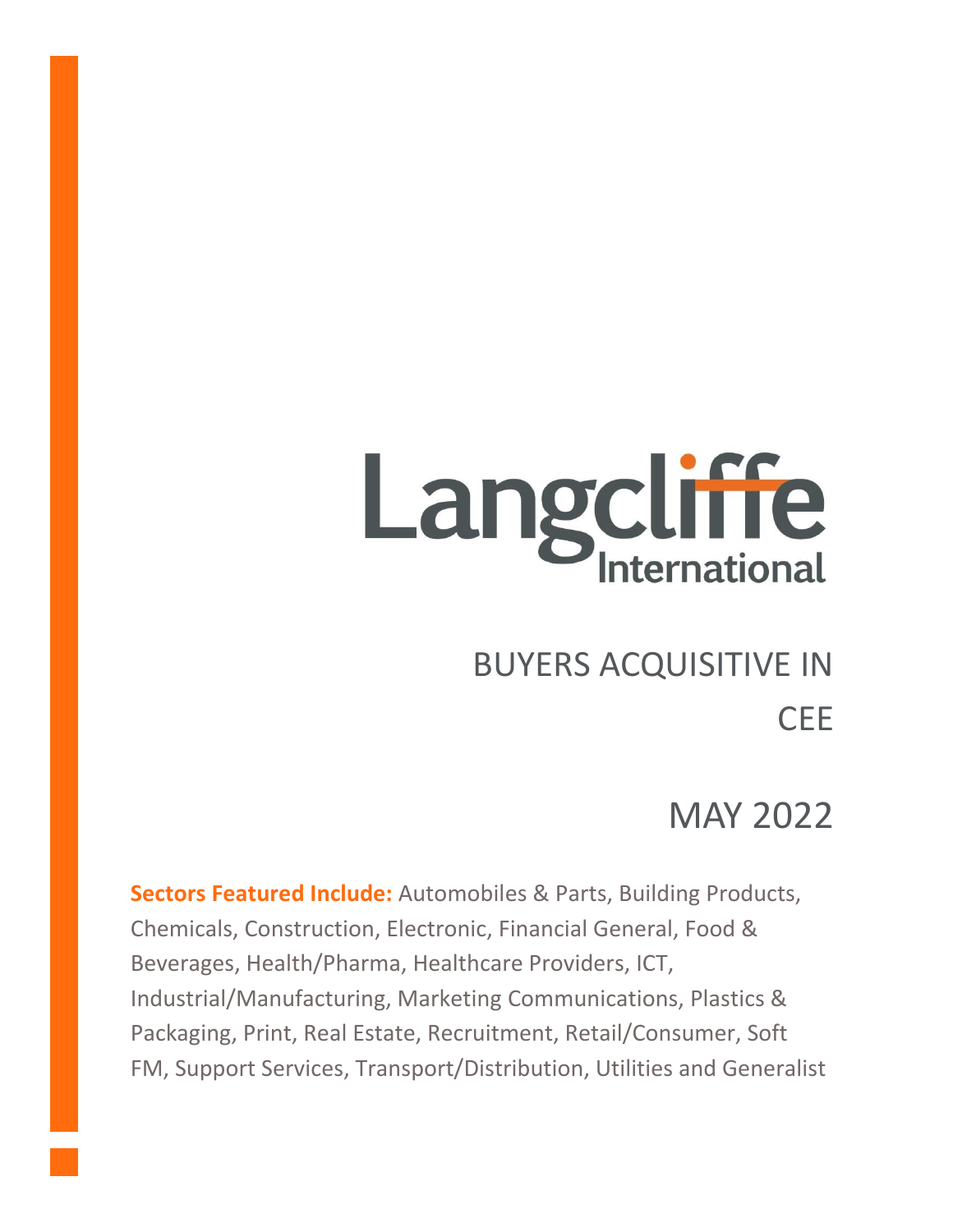# Langcliffe International

## BUYERS ACQUISITIVE IN CEE

## MAY 2022

**Sectors Featured Include:** Automobiles & Parts, Building Products, Chemicals, Construction, Electronic, Financial General, Food & Beverages, Health/Pharma, Healthcare Providers, ICT, Industrial/Manufacturing, Marketing Communications, Plastics & Packaging, Print, Real Estate, Recruitment, Retail/Consumer, Soft FM, Support Services, Transport/Distribution, Utilities and Generalist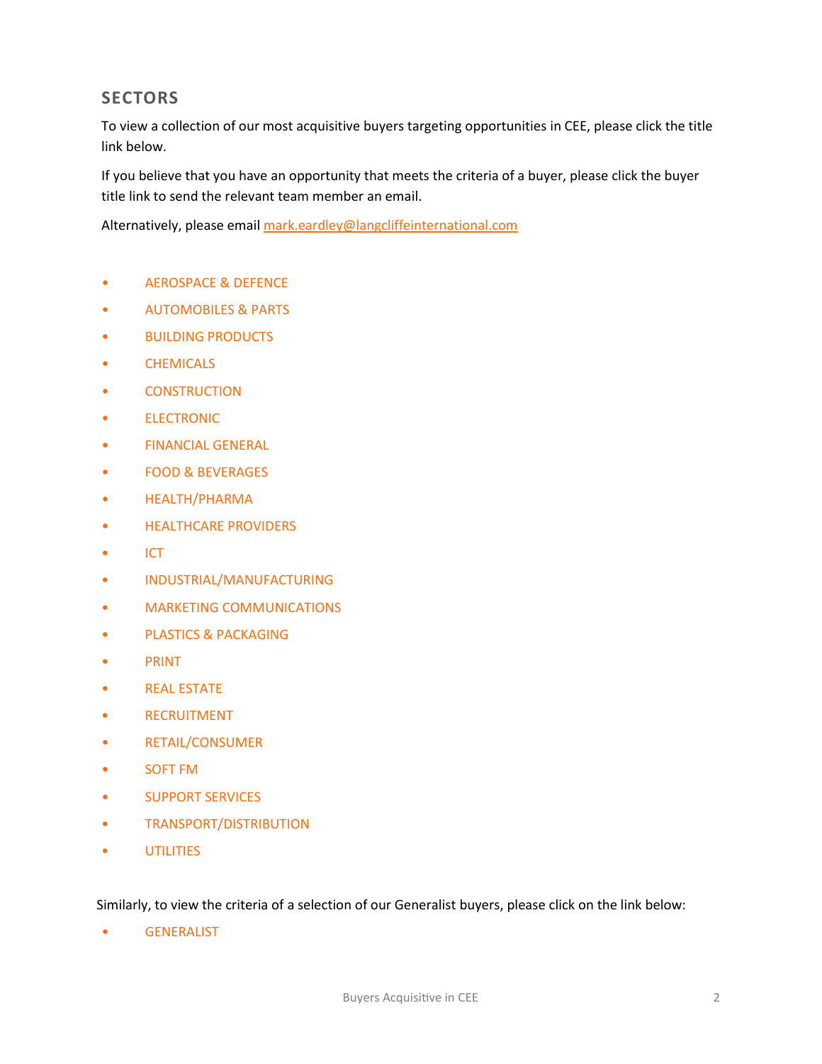## SECTORS

To view a collection of our most acquisitive buyers targeting opportunities in CEE, please click the title link below.

If you believe that you have an opportunity that meets the criteria of a buyer, please click the buyer title link to send the relevant team member an email.

Alternatively, please email mark.eardley@langcliffeinternational.com

- AEROSPACE & DEFENCE
- AUTOMOBILES & PARTS
- BUILDING PRODUCTS
- CHEMICALS
- CONSTRUCTION
- ELECTRONIC
- FINANCIAL GENERAL
- FOOD & BEVERAGES
- HEALTH/PHARMA
- HEALTHCARE PROVIDERS
- ICT
- INDUSTRIAL/MANUFACTURING
- MARKETING COMMUNICATIONS
- PLASTICS & PACKAGING
- PRINT
- REAL ESTATE
- RECRUITMENT
- RETAIL/CONSUMER
- SOFT FM
- SUPPORT SERVICES
- TRANSPORT/DISTRIBUTION
- UTILITIES

Similarly, to view the criteria of a selection of our Generalist buyers, please click on the link below:

- GENERALIST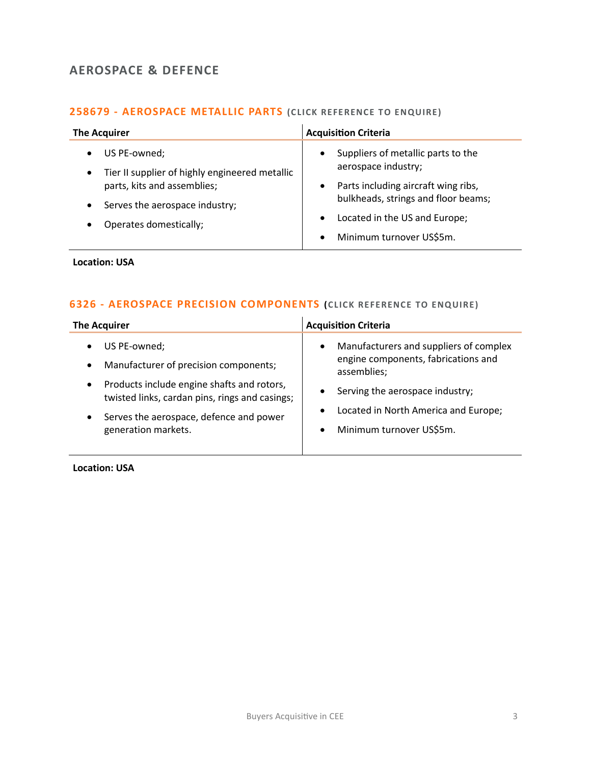## AEROSPACE & DEFENCE

### 258679 - AEROSPACE METALLIC PARTS (CLICK REFERENCE TO ENQUIRE)

| The Acquirer | Acquisition Criteria |
|---|---|
| • US PE-owned;<br>• Tier II supplier of highly engineered metallic parts, kits and assemblies;<br>• Serves the aerospace industry;<br>• Operates domestically; | • Suppliers of metallic parts to the aerospace industry;<br>• Parts including aircraft wing ribs, bulkheads, strings and floor beams;<br>• Located in the US and Europe;<br>• Minimum turnover US$5m. |

**Location: USA**

### 6326 - AEROSPACE PRECISION COMPONENTS (CLICK REFERENCE TO ENQUIRE)

| The Acquirer | Acquisition Criteria |
|---|---|
| • US PE-owned;<br>• Manufacturer of precision components;<br>• Products include engine shafts and rotors, twisted links, cardan pins, rings and casings;<br>• Serves the aerospace, defence and power generation markets. | • Manufacturers and suppliers of complex engine components, fabrications and assemblies;<br>• Serving the aerospace industry;<br>• Located in North America and Europe;<br>• Minimum turnover US$5m. |

**Location: USA**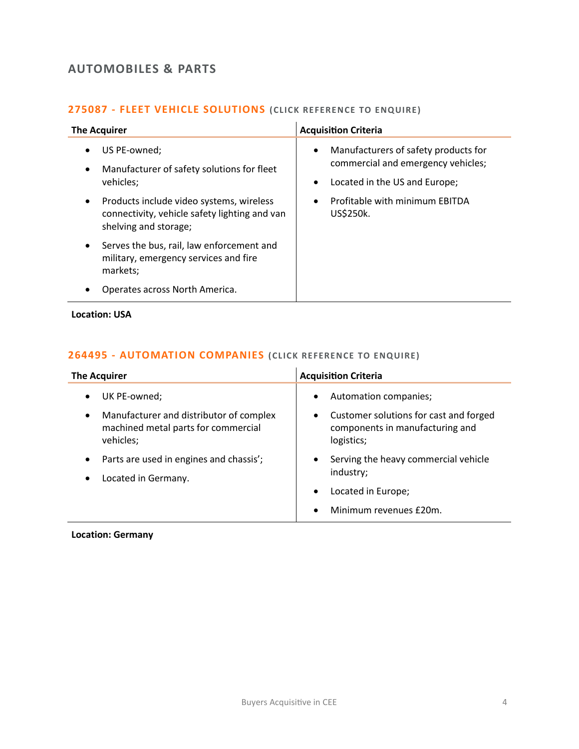## AUTOMOBILES & PARTS

### 275087 - FLEET VEHICLE SOLUTIONS (CLICK REFERENCE TO ENQUIRE)

| The Acquirer | Acquisition Criteria |
|---|---|
| • US PE-owned;<br>• Manufacturer of safety solutions for fleet vehicles;<br>• Products include video systems, wireless connectivity, vehicle safety lighting and van shelving and storage;<br>• Serves the bus, rail, law enforcement and military, emergency services and fire markets;<br>• Operates across North America. | • Manufacturers of safety products for commercial and emergency vehicles;<br>• Located in the US and Europe;<br>• Profitable with minimum EBITDA US$250k. |

**Location: USA**

### 264495 - AUTOMATION COMPANIES (CLICK REFERENCE TO ENQUIRE)

| The Acquirer | Acquisition Criteria |
|---|---|
| • UK PE-owned;<br>• Manufacturer and distributor of complex machined metal parts for commercial vehicles;<br>• Parts are used in engines and chassis';<br>• Located in Germany. | • Automation companies;<br>• Customer solutions for cast and forged components in manufacturing and logistics;<br>• Serving the heavy commercial vehicle industry;<br>• Located in Europe;<br>• Minimum revenues £20m. |

**Location: Germany**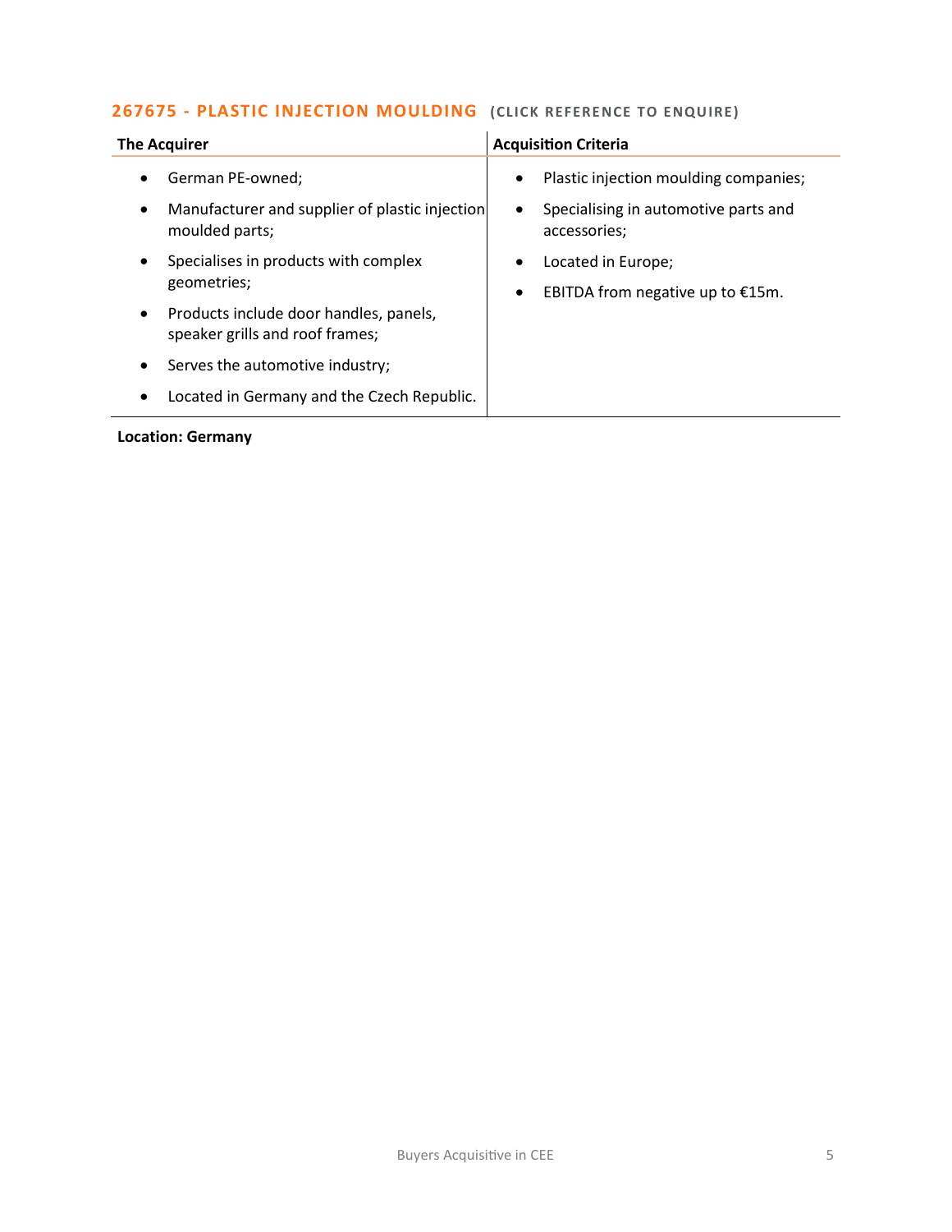## 267675 - PLASTIC INJECTION MOULDING (CLICK REFERENCE TO ENQUIRE)

| The Acquirer | Acquisition Criteria |
| --- | --- |
| • German PE-owned;<br>• Manufacturer and supplier of plastic injection moulded parts;<br>• Specialises in products with complex geometries;<br>• Products include door handles, panels, speaker grills and roof frames;<br>• Serves the automotive industry;<br>• Located in Germany and the Czech Republic. | • Plastic injection moulding companies;<br>• Specialising in automotive parts and accessories;<br>• Located in Europe;<br>• EBITDA from negative up to €15m. |

**Location: Germany**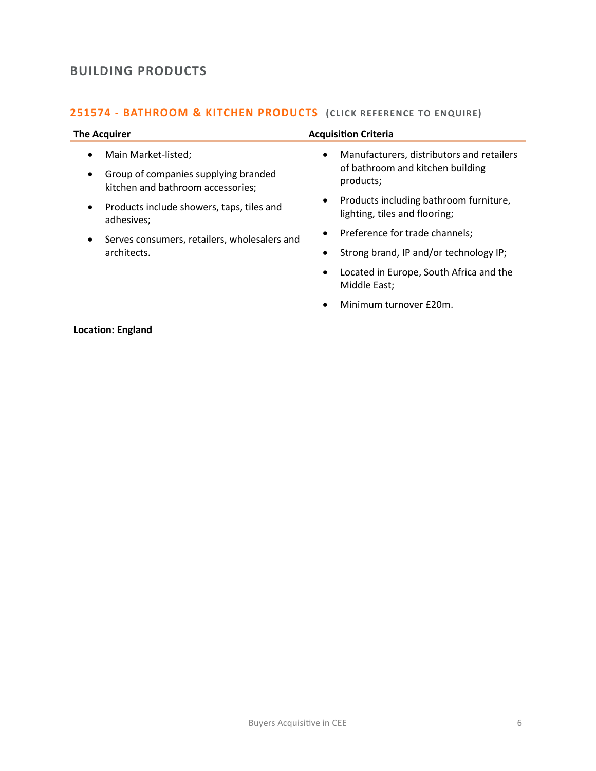## BUILDING PRODUCTS

### 251574 - BATHROOM & KITCHEN PRODUCTS (CLICK REFERENCE TO ENQUIRE)

| The Acquirer | Acquisition Criteria |
|---|---|
| • Main Market-listed;<br>• Group of companies supplying branded kitchen and bathroom accessories;<br>• Products include showers, taps, tiles and adhesives;<br>• Serves consumers, retailers, wholesalers and architects. | • Manufacturers, distributors and retailers of bathroom and kitchen building products;<br>• Products including bathroom furniture, lighting, tiles and flooring;<br>• Preference for trade channels;<br>• Strong brand, IP and/or technology IP;<br>• Located in Europe, South Africa and the Middle East;<br>• Minimum turnover £20m. |

**Location: England**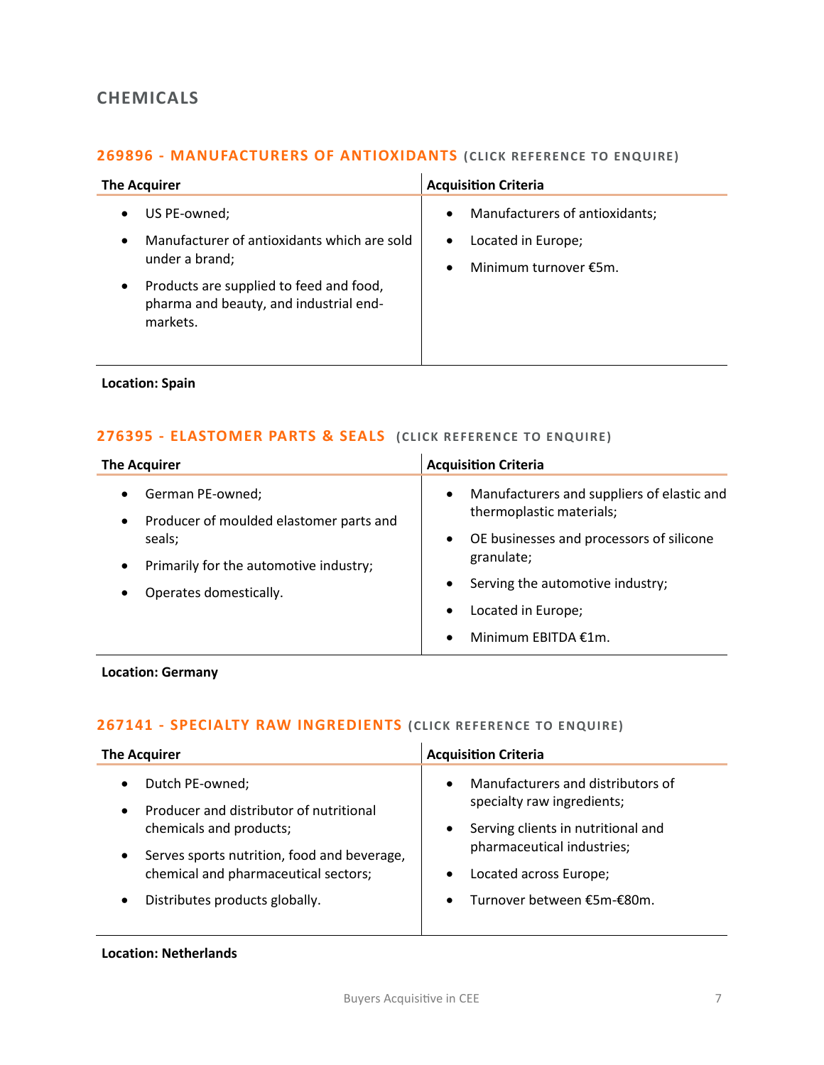## CHEMICALS

### 269896 - MANUFACTURERS OF ANTIOXIDANTS (CLICK REFERENCE TO ENQUIRE)

| The Acquirer | Acquisition Criteria |
|---|---|
| • US PE-owned;<br>• Manufacturer of antioxidants which are sold under a brand;<br>• Products are supplied to feed and food, pharma and beauty, and industrial end-markets. | • Manufacturers of antioxidants;<br>• Located in Europe;<br>• Minimum turnover €5m. |

**Location: Spain**

### 276395 - ELASTOMER PARTS & SEALS (CLICK REFERENCE TO ENQUIRE)

| The Acquirer | Acquisition Criteria |
|---|---|
| • German PE-owned;<br>• Producer of moulded elastomer parts and seals;<br>• Primarily for the automotive industry;<br>• Operates domestically. | • Manufacturers and suppliers of elastic and thermoplastic materials;<br>• OE businesses and processors of silicone granulate;<br>• Serving the automotive industry;<br>• Located in Europe;<br>• Minimum EBITDA €1m. |

**Location: Germany**

### 267141 - SPECIALTY RAW INGREDIENTS (CLICK REFERENCE TO ENQUIRE)

| The Acquirer | Acquisition Criteria |
|---|---|
| • Dutch PE-owned;<br>• Producer and distributor of nutritional chemicals and products;<br>• Serves sports nutrition, food and beverage, chemical and pharmaceutical sectors;<br>• Distributes products globally. | • Manufacturers and distributors of specialty raw ingredients;<br>• Serving clients in nutritional and pharmaceutical industries;<br>• Located across Europe;<br>• Turnover between €5m-€80m. |

**Location: Netherlands**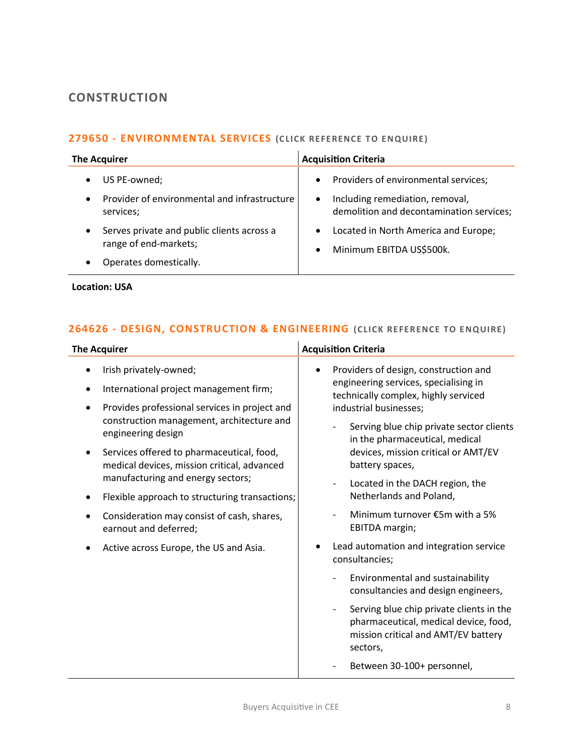## CONSTRUCTION

### 279650 - ENVIRONMENTAL SERVICES (CLICK REFERENCE TO ENQUIRE)

| The Acquirer | Acquisition Criteria |
|---|---|
| • US PE-owned;<br>• Provider of environmental and infrastructure services;<br>• Serves private and public clients across a range of end-markets;<br>• Operates domestically. | • Providers of environmental services;<br>• Including remediation, removal, demolition and decontamination services;<br>• Located in North America and Europe;<br>• Minimum EBITDA US$500k. |

**Location: USA**

### 264626 - DESIGN, CONSTRUCTION & ENGINEERING (CLICK REFERENCE TO ENQUIRE)

| The Acquirer | Acquisition Criteria |
|---|---|
| • Irish privately-owned;<br>• International project management firm;<br>• Provides professional services in project and construction management, architecture and engineering design<br>• Services offered to pharmaceutical, food, medical devices, mission critical, advanced manufacturing and energy sectors;<br>• Flexible approach to structuring transactions;<br>• Consideration may consist of cash, shares, earnout and deferred;<br>• Active across Europe, the US and Asia. | • Providers of design, construction and engineering services, specialising in technically complex, highly serviced industrial businesses;<br>  - Serving blue chip private sector clients in the pharmaceutical, medical devices, mission critical or AMT/EV battery spaces,<br>  - Located in the DACH region, the Netherlands and Poland,<br>  - Minimum turnover €5m with a 5% EBITDA margin;<br>• Lead automation and integration service consultancies;<br>  - Environmental and sustainability consultancies and design engineers,<br>  - Serving blue chip private clients in the pharmaceutical, medical device, food, mission critical and AMT/EV battery sectors,<br>  - Between 30-100+ personnel, |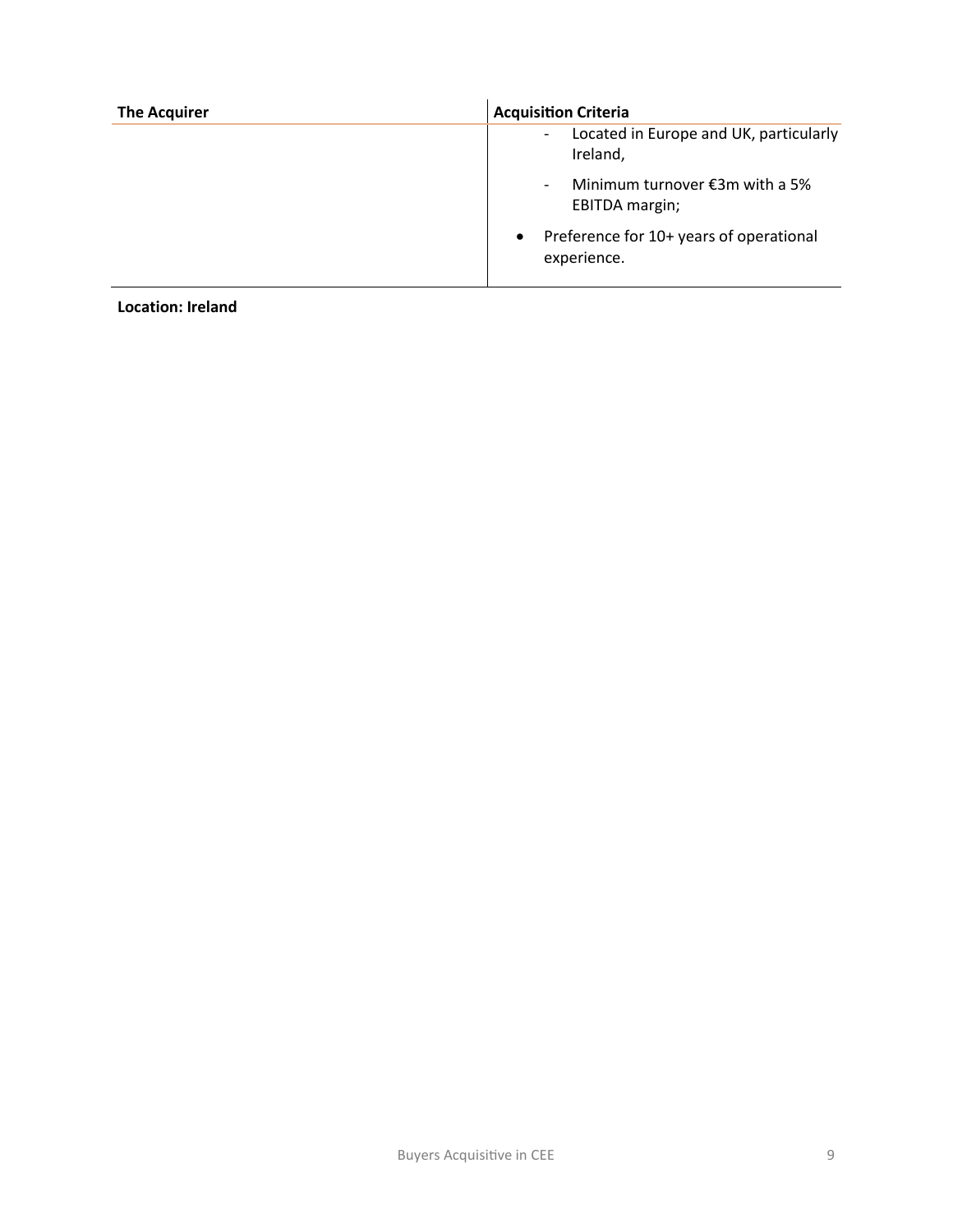| The Acquirer | Acquisition Criteria |
| --- | --- |
| | - Located in Europe and UK, particularly Ireland,<br>- Minimum turnover €3m with a 5% EBITDA margin;<br>• Preference for 10+ years of operational experience. |

**Location: Ireland**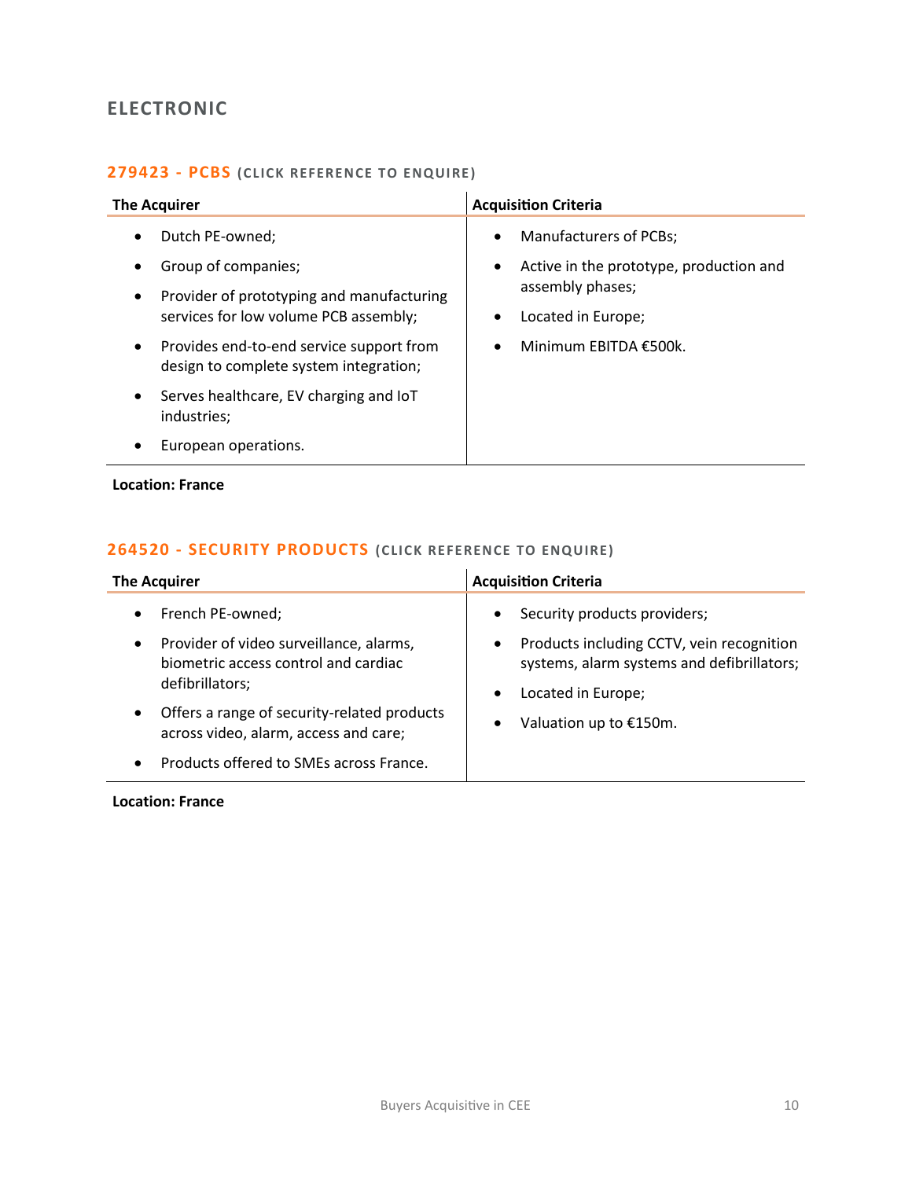## ELECTRONIC

### 279423 - PCBS (CLICK REFERENCE TO ENQUIRE)

| The Acquirer | Acquisition Criteria |
|---|---|
| • Dutch PE-owned;<br>• Group of companies;<br>• Provider of prototyping and manufacturing services for low volume PCB assembly;<br>• Provides end-to-end service support from design to complete system integration;<br>• Serves healthcare, EV charging and IoT industries;<br>• European operations. | • Manufacturers of PCBs;<br>• Active in the prototype, production and assembly phases;<br>• Located in Europe;<br>• Minimum EBITDA €500k. |

**Location: France**

### 264520 - SECURITY PRODUCTS (CLICK REFERENCE TO ENQUIRE)

| The Acquirer | Acquisition Criteria |
|---|---|
| • French PE-owned;<br>• Provider of video surveillance, alarms, biometric access control and cardiac defibrillators;<br>• Offers a range of security-related products across video, alarm, access and care;<br>• Products offered to SMEs across France. | • Security products providers;<br>• Products including CCTV, vein recognition systems, alarm systems and defibrillators;<br>• Located in Europe;<br>• Valuation up to €150m. |

**Location: France**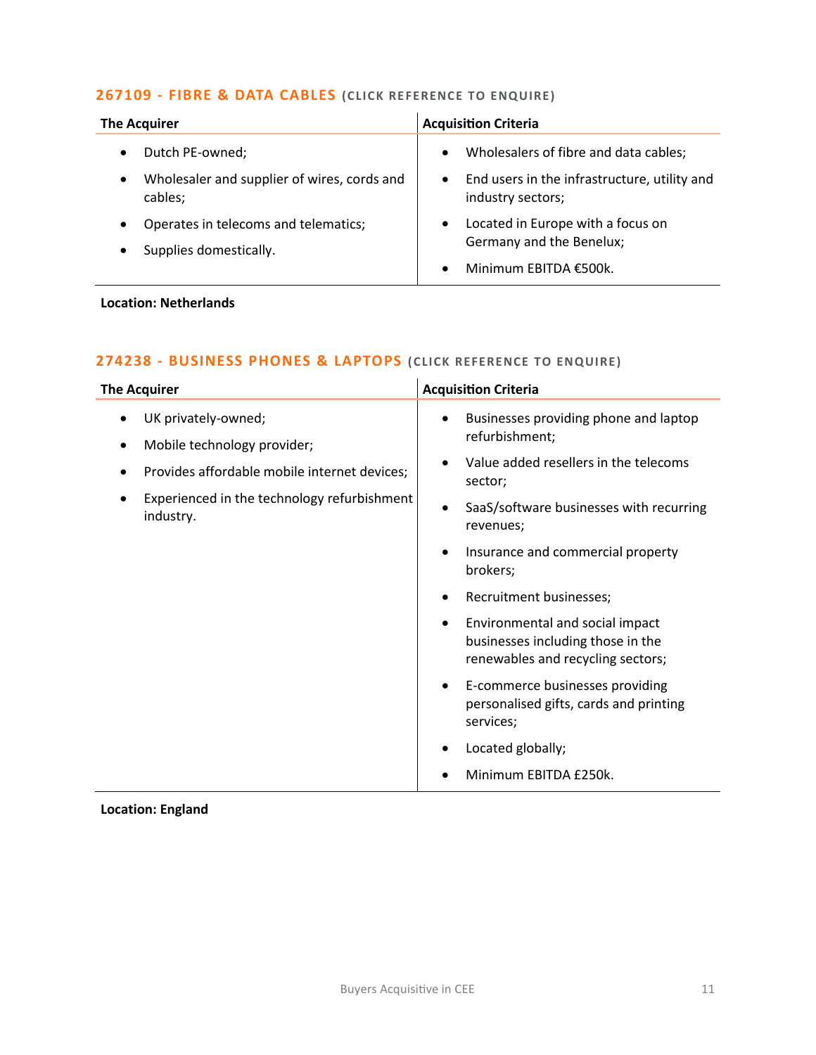## 267109 - FIBRE & DATA CABLES (CLICK REFERENCE TO ENQUIRE)

| The Acquirer | Acquisition Criteria |
|---|---|
| <ul><li>Dutch PE-owned;</li><li>Wholesaler and supplier of wires, cords and cables;</li><li>Operates in telecoms and telematics;</li><li>Supplies domestically.</li></ul> | <ul><li>Wholesalers of fibre and data cables;</li><li>End users in the infrastructure, utility and industry sectors;</li><li>Located in Europe with a focus on Germany and the Benelux;</li><li>Minimum EBITDA €500k.</li></ul> |

**Location: Netherlands**

## 274238 - BUSINESS PHONES & LAPTOPS (CLICK REFERENCE TO ENQUIRE)

| The Acquirer | Acquisition Criteria |
|---|---|
| <ul><li>UK privately-owned;</li><li>Mobile technology provider;</li><li>Provides affordable mobile internet devices;</li><li>Experienced in the technology refurbishment industry.</li></ul> | <ul><li>Businesses providing phone and laptop refurbishment;</li><li>Value added resellers in the telecoms sector;</li><li>SaaS/software businesses with recurring revenues;</li><li>Insurance and commercial property brokers;</li><li>Recruitment businesses;</li><li>Environmental and social impact businesses including those in the renewables and recycling sectors;</li><li>E-commerce businesses providing personalised gifts, cards and printing services;</li><li>Located globally;</li><li>Minimum EBITDA £250k.</li></ul> |

**Location: England**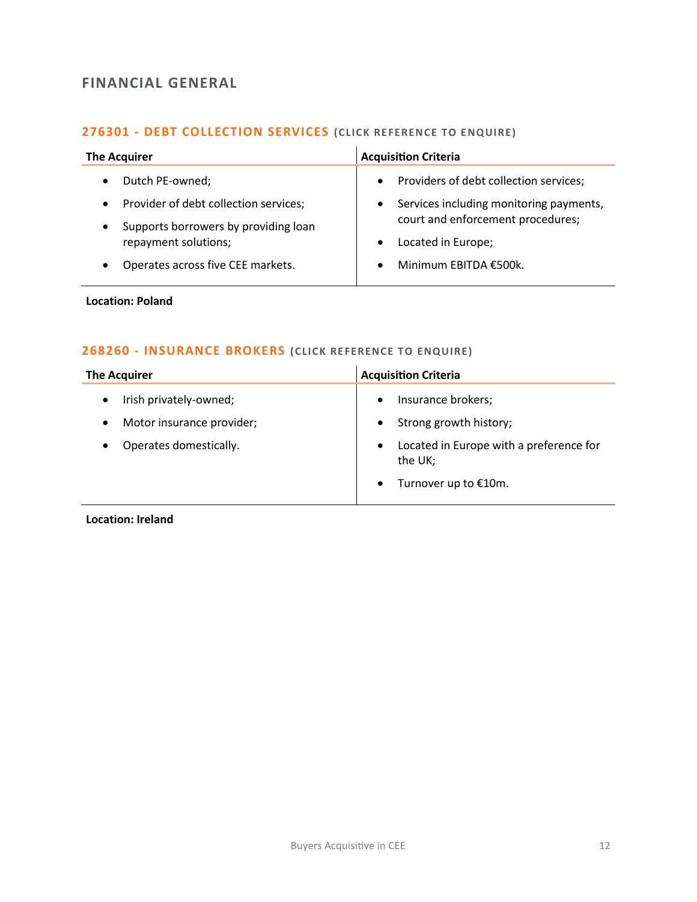## FINANCIAL GENERAL

### 276301 - DEBT COLLECTION SERVICES (CLICK REFERENCE TO ENQUIRE)

| The Acquirer | Acquisition Criteria |
|---|---|
| • Dutch PE-owned;<br>• Provider of debt collection services;<br>• Supports borrowers by providing loan repayment solutions;<br>• Operates across five CEE markets. | • Providers of debt collection services;<br>• Services including monitoring payments, court and enforcement procedures;<br>• Located in Europe;<br>• Minimum EBITDA €500k. |

**Location: Poland**

### 268260 - INSURANCE BROKERS (CLICK REFERENCE TO ENQUIRE)

| The Acquirer | Acquisition Criteria |
|---|---|
| • Irish privately-owned;<br>• Motor insurance provider;<br>• Operates domestically. | • Insurance brokers;<br>• Strong growth history;<br>• Located in Europe with a preference for the UK;<br>• Turnover up to €10m. |

**Location: Ireland**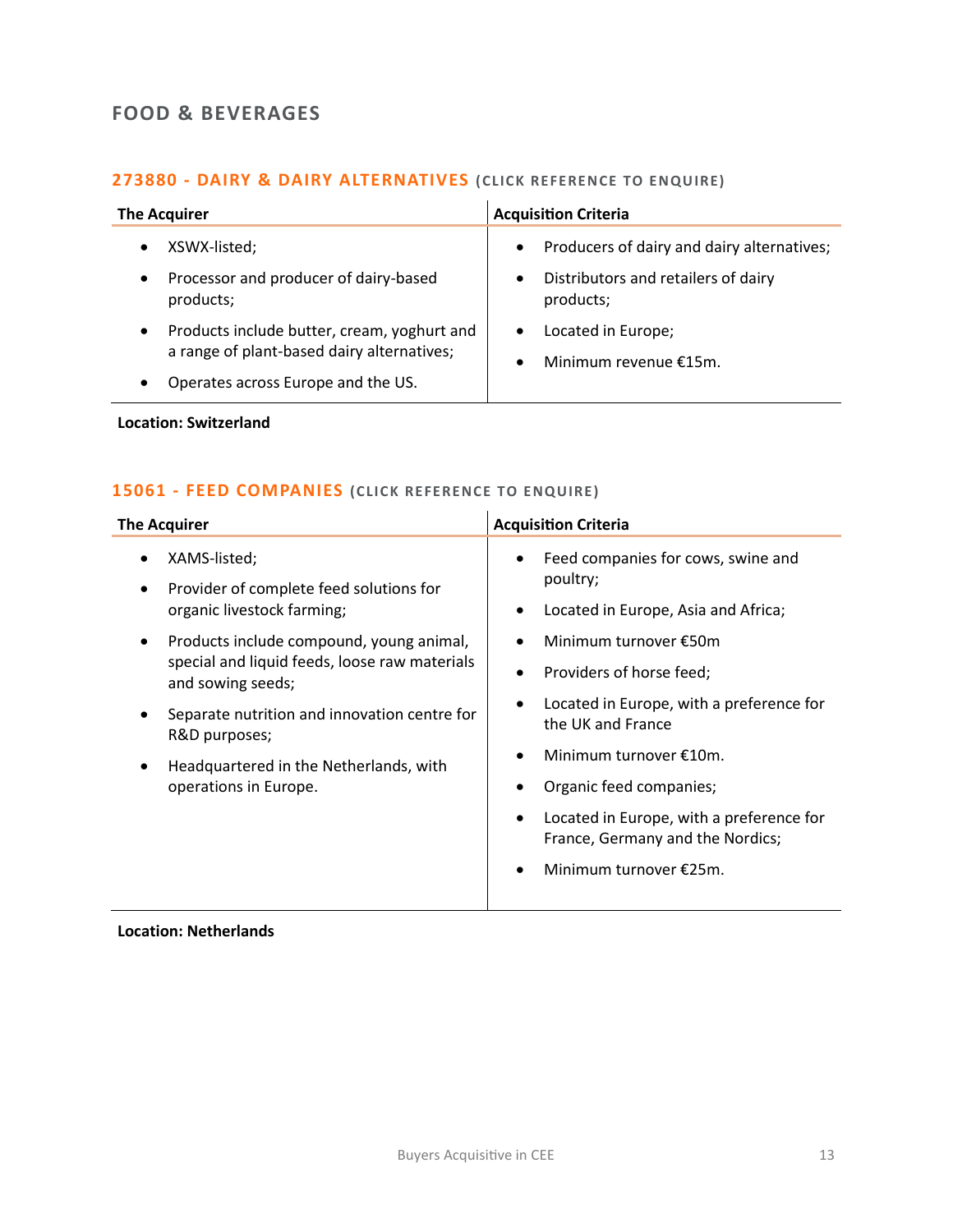## FOOD & BEVERAGES

### 273880 - DAIRY & DAIRY ALTERNATIVES (CLICK REFERENCE TO ENQUIRE)

| The Acquirer | Acquisition Criteria |
| --- | --- |
| • XSWX-listed;<br>• Processor and producer of dairy-based products;<br>• Products include butter, cream, yoghurt and a range of plant-based dairy alternatives;<br>• Operates across Europe and the US. | • Producers of dairy and dairy alternatives;<br>• Distributors and retailers of dairy products;<br>• Located in Europe;<br>• Minimum revenue €15m. |

**Location: Switzerland**

### 15061 - FEED COMPANIES (CLICK REFERENCE TO ENQUIRE)

| The Acquirer | Acquisition Criteria |
| --- | --- |
| • XAMS-listed;<br>• Provider of complete feed solutions for organic livestock farming;<br>• Products include compound, young animal, special and liquid feeds, loose raw materials and sowing seeds;<br>• Separate nutrition and innovation centre for R&D purposes;<br>• Headquartered in the Netherlands, with operations in Europe. | • Feed companies for cows, swine and poultry;<br>• Located in Europe, Asia and Africa;<br>• Minimum turnover €50m<br>• Providers of horse feed;<br>• Located in Europe, with a preference for the UK and France<br>• Minimum turnover €10m.<br>• Organic feed companies;<br>• Located in Europe, with a preference for France, Germany and the Nordics;<br>• Minimum turnover €25m. |

**Location: Netherlands**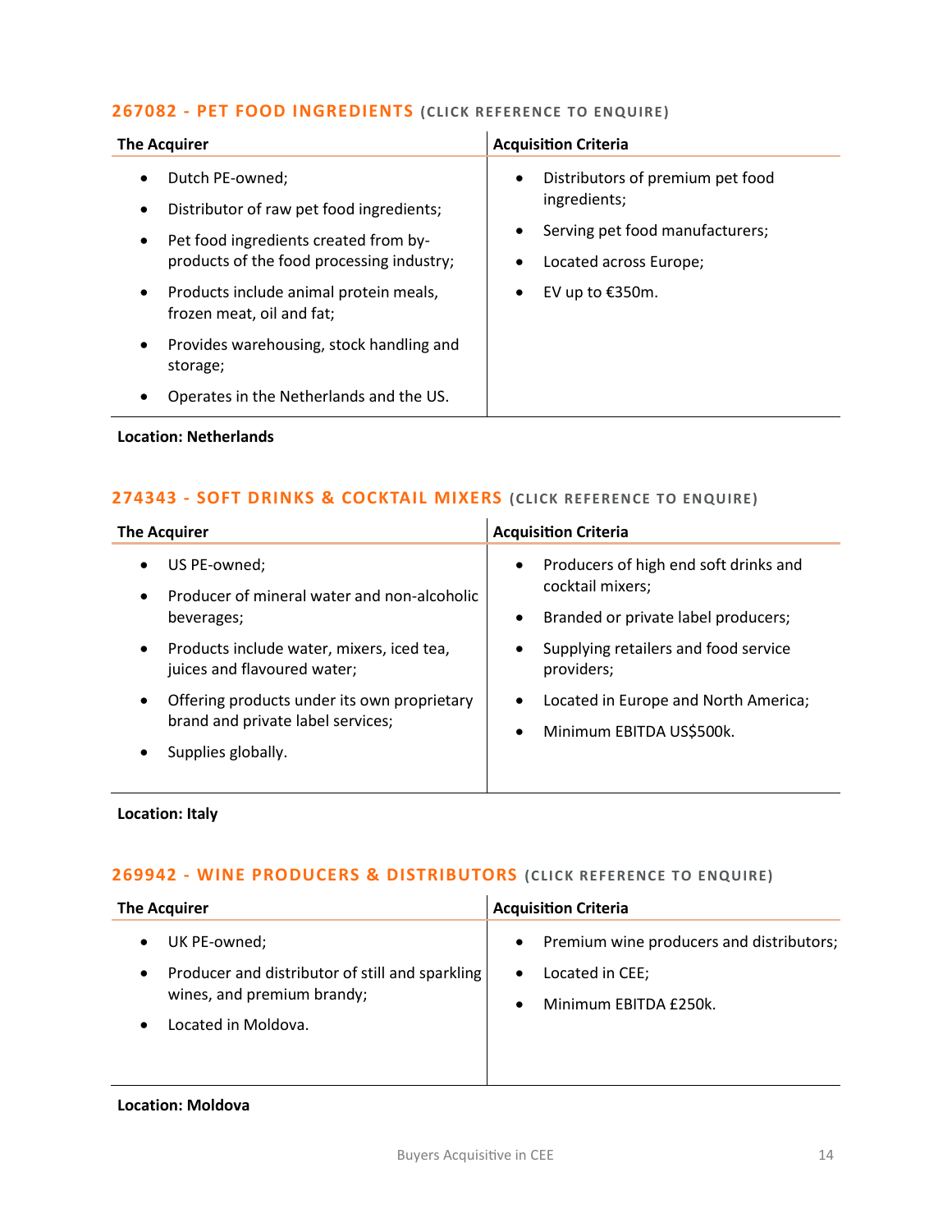## 267082 - PET FOOD INGREDIENTS (CLICK REFERENCE TO ENQUIRE)

| The Acquirer | Acquisition Criteria |
| --- | --- |
| • Dutch PE-owned;<br>• Distributor of raw pet food ingredients;<br>• Pet food ingredients created from by-products of the food processing industry;<br>• Products include animal protein meals, frozen meat, oil and fat;<br>• Provides warehousing, stock handling and storage;<br>• Operates in the Netherlands and the US. | • Distributors of premium pet food ingredients;<br>• Serving pet food manufacturers;<br>• Located across Europe;<br>• EV up to €350m. |

**Location: Netherlands**

## 274343 - SOFT DRINKS & COCKTAIL MIXERS (CLICK REFERENCE TO ENQUIRE)

| The Acquirer | Acquisition Criteria |
| --- | --- |
| • US PE-owned;<br>• Producer of mineral water and non-alcoholic beverages;<br>• Products include water, mixers, iced tea, juices and flavoured water;<br>• Offering products under its own proprietary brand and private label services;<br>• Supplies globally. | • Producers of high end soft drinks and cocktail mixers;<br>• Branded or private label producers;<br>• Supplying retailers and food service providers;<br>• Located in Europe and North America;<br>• Minimum EBITDA US$500k. |

**Location: Italy**

## 269942 - WINE PRODUCERS & DISTRIBUTORS (CLICK REFERENCE TO ENQUIRE)

| The Acquirer | Acquisition Criteria |
| --- | --- |
| • UK PE-owned;<br>• Producer and distributor of still and sparkling wines, and premium brandy;<br>• Located in Moldova. | • Premium wine producers and distributors;<br>• Located in CEE;<br>• Minimum EBITDA £250k. |

**Location: Moldova**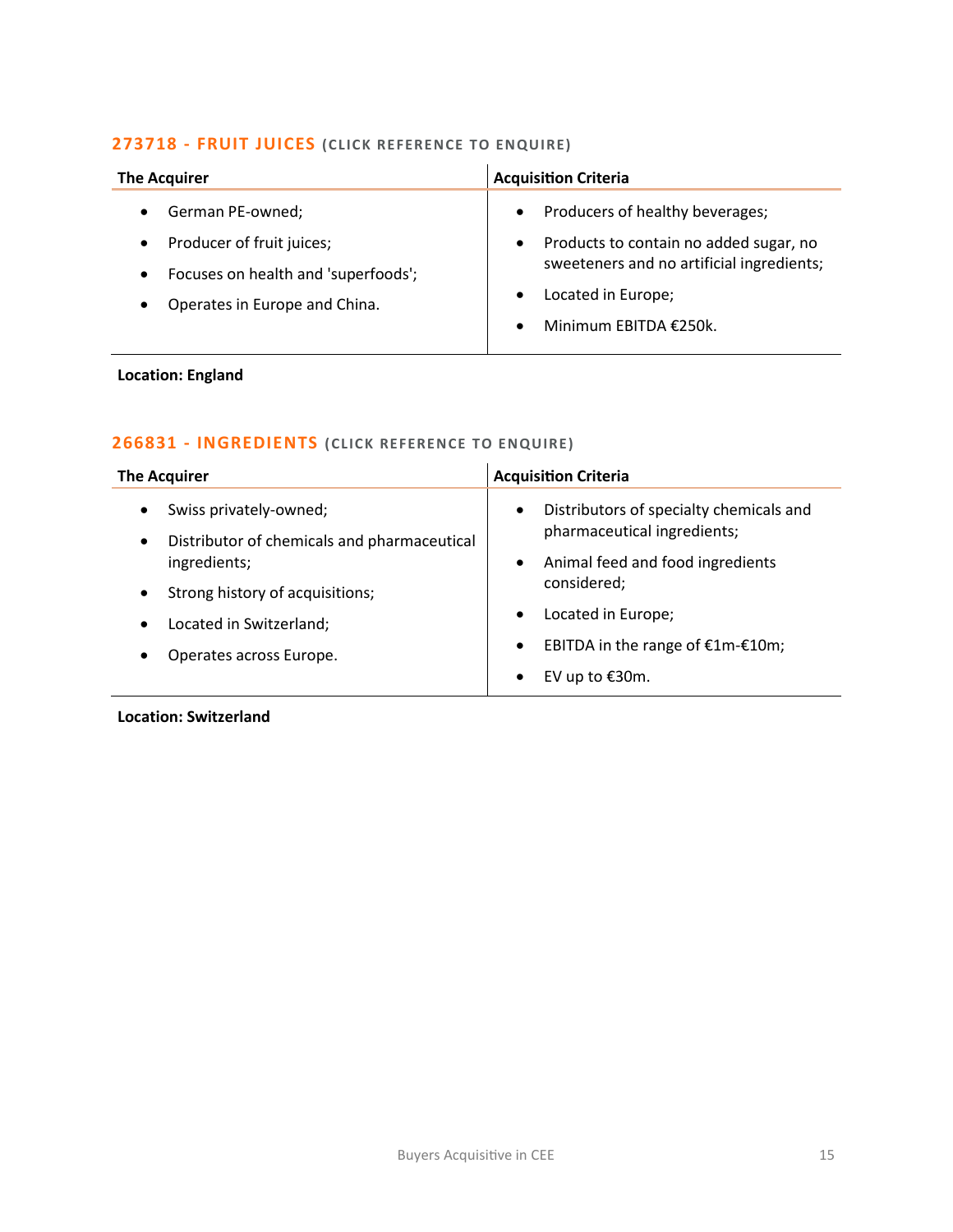### 273718 - FRUIT JUICES (CLICK REFERENCE TO ENQUIRE)

| The Acquirer | Acquisition Criteria |
|---|---|
| • German PE-owned;<br>• Producer of fruit juices;<br>• Focuses on health and 'superfoods';<br>• Operates in Europe and China. | • Producers of healthy beverages;<br>• Products to contain no added sugar, no sweeteners and no artificial ingredients;<br>• Located in Europe;<br>• Minimum EBITDA €250k. |

**Location: England**

### 266831 - INGREDIENTS (CLICK REFERENCE TO ENQUIRE)

| The Acquirer | Acquisition Criteria |
|---|---|
| • Swiss privately-owned;<br>• Distributor of chemicals and pharmaceutical ingredients;<br>• Strong history of acquisitions;<br>• Located in Switzerland;<br>• Operates across Europe. | • Distributors of specialty chemicals and pharmaceutical ingredients;<br>• Animal feed and food ingredients considered;<br>• Located in Europe;<br>• EBITDA in the range of €1m-€10m;<br>• EV up to €30m. |

**Location: Switzerland**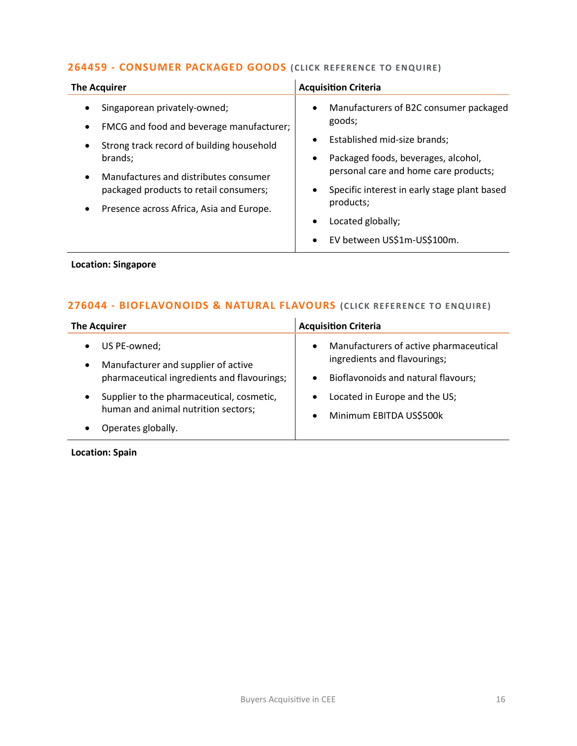### 264459 - CONSUMER PACKAGED GOODS (CLICK REFERENCE TO ENQUIRE)

| The Acquirer | Acquisition Criteria |
|---|---|
| • Singaporean privately-owned;<br>• FMCG and food and beverage manufacturer;<br>• Strong track record of building household brands;<br>• Manufactures and distributes consumer packaged products to retail consumers;<br>• Presence across Africa, Asia and Europe. | • Manufacturers of B2C consumer packaged goods;<br>• Established mid-size brands;<br>• Packaged foods, beverages, alcohol, personal care and home care products;<br>• Specific interest in early stage plant based products;<br>• Located globally;<br>• EV between US$1m-US$100m. |

**Location: Singapore**

### 276044 - BIOFLAVONOIDS & NATURAL FLAVOURS (CLICK REFERENCE TO ENQUIRE)

| The Acquirer | Acquisition Criteria |
|---|---|
| • US PE-owned;<br>• Manufacturer and supplier of active pharmaceutical ingredients and flavourings;<br>• Supplier to the pharmaceutical, cosmetic, human and animal nutrition sectors;<br>• Operates globally. | • Manufacturers of active pharmaceutical ingredients and flavourings;<br>• Bioflavonoids and natural flavours;<br>• Located in Europe and the US;<br>• Minimum EBITDA US$500k |

**Location: Spain**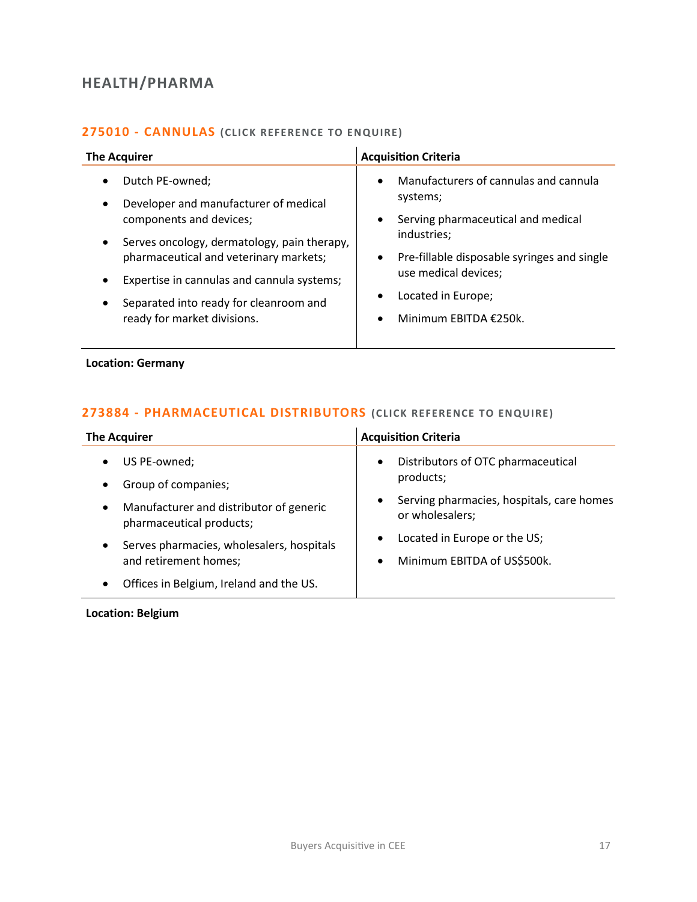## HEALTH/PHARMA

### 275010 - CANNULAS (CLICK REFERENCE TO ENQUIRE)

| The Acquirer | Acquisition Criteria |
|---|---|
| • Dutch PE-owned;<br>• Developer and manufacturer of medical components and devices;<br>• Serves oncology, dermatology, pain therapy, pharmaceutical and veterinary markets;<br>• Expertise in cannulas and cannula systems;<br>• Separated into ready for cleanroom and ready for market divisions. | • Manufacturers of cannulas and cannula systems;<br>• Serving pharmaceutical and medical industries;<br>• Pre-fillable disposable syringes and single use medical devices;<br>• Located in Europe;<br>• Minimum EBITDA €250k. |

**Location: Germany**

### 273884 - PHARMACEUTICAL DISTRIBUTORS (CLICK REFERENCE TO ENQUIRE)

| The Acquirer | Acquisition Criteria |
|---|---|
| • US PE-owned;<br>• Group of companies;<br>• Manufacturer and distributor of generic pharmaceutical products;<br>• Serves pharmacies, wholesalers, hospitals and retirement homes;<br>• Offices in Belgium, Ireland and the US. | • Distributors of OTC pharmaceutical products;<br>• Serving pharmacies, hospitals, care homes or wholesalers;<br>• Located in Europe or the US;<br>• Minimum EBITDA of US$500k. |

**Location: Belgium**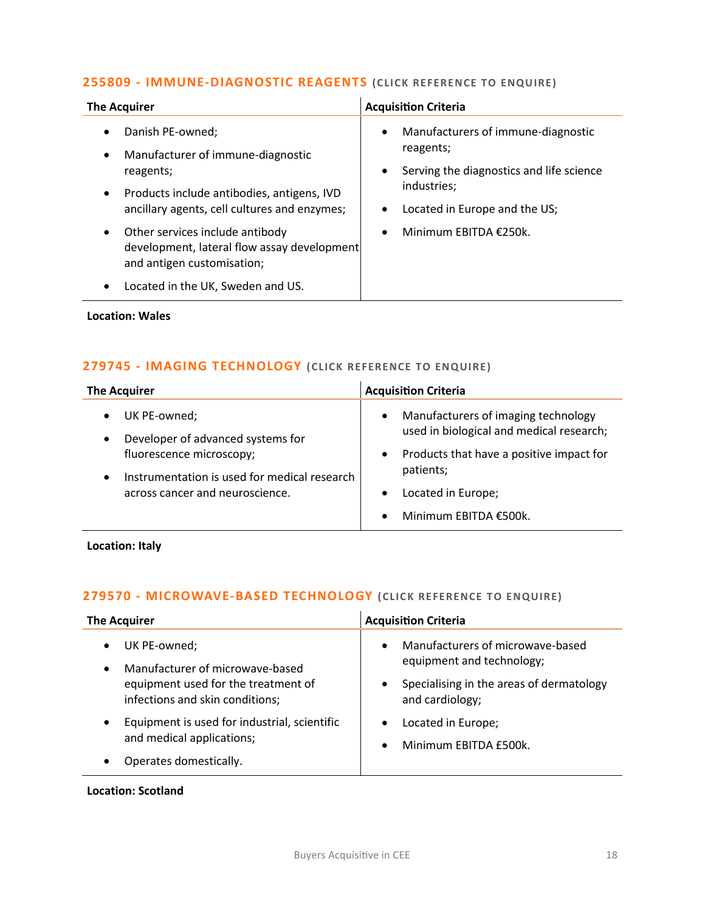## 255809 - IMMUNE-DIAGNOSTIC REAGENTS (CLICK REFERENCE TO ENQUIRE)

| The Acquirer | Acquisition Criteria |
|---|---|
| • Danish PE-owned;<br>• Manufacturer of immune-diagnostic reagents;<br>• Products include antibodies, antigens, IVD ancillary agents, cell cultures and enzymes;<br>• Other services include antibody development, lateral flow assay development and antigen customisation;<br>• Located in the UK, Sweden and US. | • Manufacturers of immune-diagnostic reagents;<br>• Serving the diagnostics and life science industries;<br>• Located in Europe and the US;<br>• Minimum EBITDA €250k. |

**Location: Wales**

## 279745 - IMAGING TECHNOLOGY (CLICK REFERENCE TO ENQUIRE)

| The Acquirer | Acquisition Criteria |
|---|---|
| • UK PE-owned;<br>• Developer of advanced systems for fluorescence microscopy;<br>• Instrumentation is used for medical research across cancer and neuroscience. | • Manufacturers of imaging technology used in biological and medical research;<br>• Products that have a positive impact for patients;<br>• Located in Europe;<br>• Minimum EBITDA €500k. |

**Location: Italy**

## 279570 - MICROWAVE-BASED TECHNOLOGY (CLICK REFERENCE TO ENQUIRE)

| The Acquirer | Acquisition Criteria |
|---|---|
| • UK PE-owned;<br>• Manufacturer of microwave-based equipment used for the treatment of infections and skin conditions;<br>• Equipment is used for industrial, scientific and medical applications;<br>• Operates domestically. | • Manufacturers of microwave-based equipment and technology;<br>• Specialising in the areas of dermatology and cardiology;<br>• Located in Europe;<br>• Minimum EBITDA £500k. |

**Location: Scotland**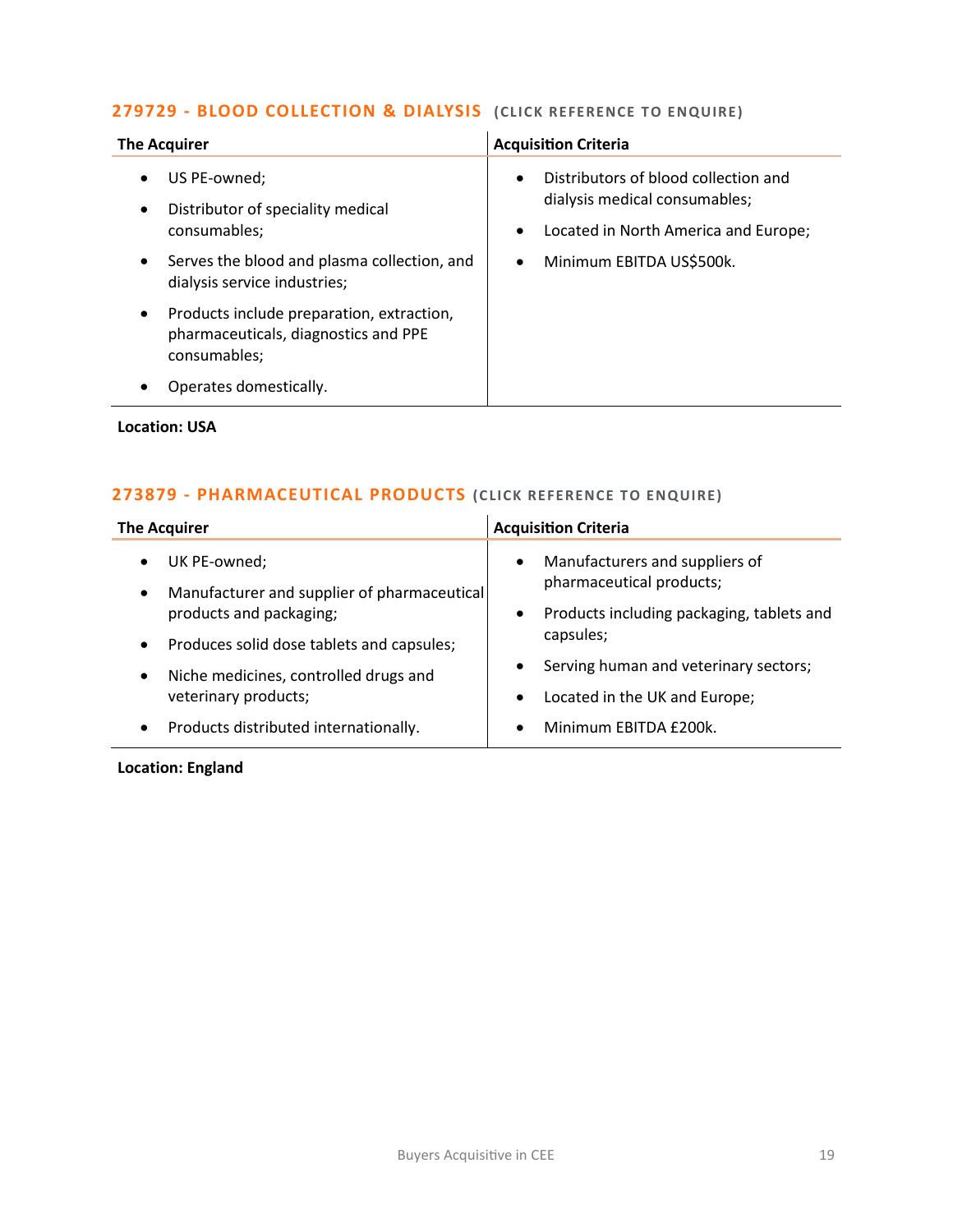## 279729 - BLOOD COLLECTION & DIALYSIS (CLICK REFERENCE TO ENQUIRE)

| The Acquirer | Acquisition Criteria |
|---|---|
| • US PE-owned;<br>• Distributor of speciality medical consumables;<br>• Serves the blood and plasma collection, and dialysis service industries;<br>• Products include preparation, extraction, pharmaceuticals, diagnostics and PPE consumables;<br>• Operates domestically. | • Distributors of blood collection and dialysis medical consumables;<br>• Located in North America and Europe;<br>• Minimum EBITDA US$500k. |

**Location: USA**

## 273879 - PHARMACEUTICAL PRODUCTS (CLICK REFERENCE TO ENQUIRE)

| The Acquirer | Acquisition Criteria |
|---|---|
| • UK PE-owned;<br>• Manufacturer and supplier of pharmaceutical products and packaging;<br>• Produces solid dose tablets and capsules;<br>• Niche medicines, controlled drugs and veterinary products;<br>• Products distributed internationally. | • Manufacturers and suppliers of pharmaceutical products;<br>• Products including packaging, tablets and capsules;<br>• Serving human and veterinary sectors;<br>• Located in the UK and Europe;<br>• Minimum EBITDA £200k. |

**Location: England**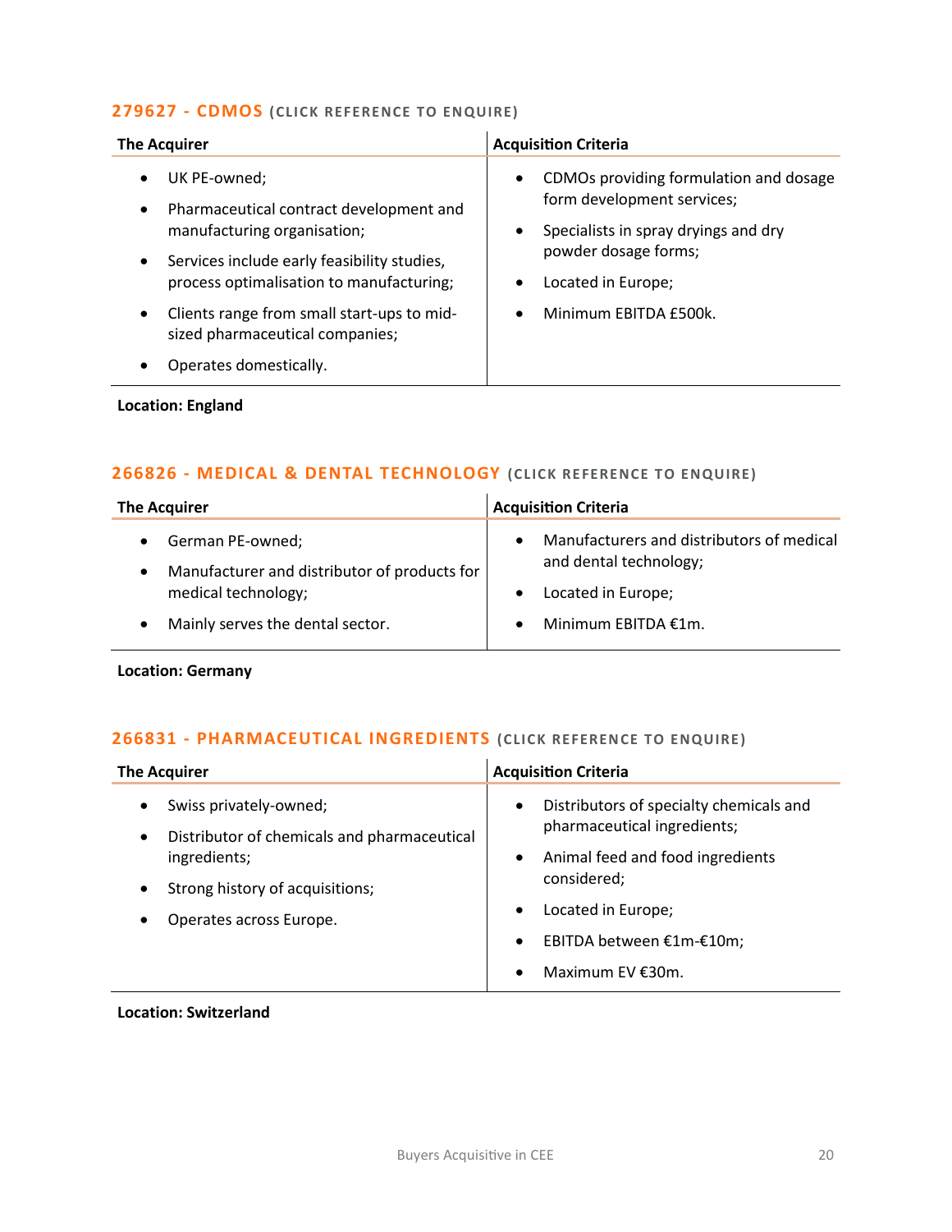### 279627 - CDMOS (CLICK REFERENCE TO ENQUIRE)

| The Acquirer | Acquisition Criteria |
| --- | --- |
| • UK PE-owned;<br>• Pharmaceutical contract development and manufacturing organisation;<br>• Services include early feasibility studies, process optimalisation to manufacturing;<br>• Clients range from small start-ups to mid-sized pharmaceutical companies;<br>• Operates domestically. | • CDMOs providing formulation and dosage form development services;<br>• Specialists in spray dryings and dry powder dosage forms;<br>• Located in Europe;<br>• Minimum EBITDA £500k. |

**Location: England**

### 266826 - MEDICAL & DENTAL TECHNOLOGY (CLICK REFERENCE TO ENQUIRE)

| The Acquirer | Acquisition Criteria |
| --- | --- |
| • German PE-owned;<br>• Manufacturer and distributor of products for medical technology;<br>• Mainly serves the dental sector. | • Manufacturers and distributors of medical and dental technology;<br>• Located in Europe;<br>• Minimum EBITDA €1m. |

**Location: Germany**

### 266831 - PHARMACEUTICAL INGREDIENTS (CLICK REFERENCE TO ENQUIRE)

| The Acquirer | Acquisition Criteria |
| --- | --- |
| • Swiss privately-owned;<br>• Distributor of chemicals and pharmaceutical ingredients;<br>• Strong history of acquisitions;<br>• Operates across Europe. | • Distributors of specialty chemicals and pharmaceutical ingredients;<br>• Animal feed and food ingredients considered;<br>• Located in Europe;<br>• EBITDA between €1m-€10m;<br>• Maximum EV €30m. |

**Location: Switzerland**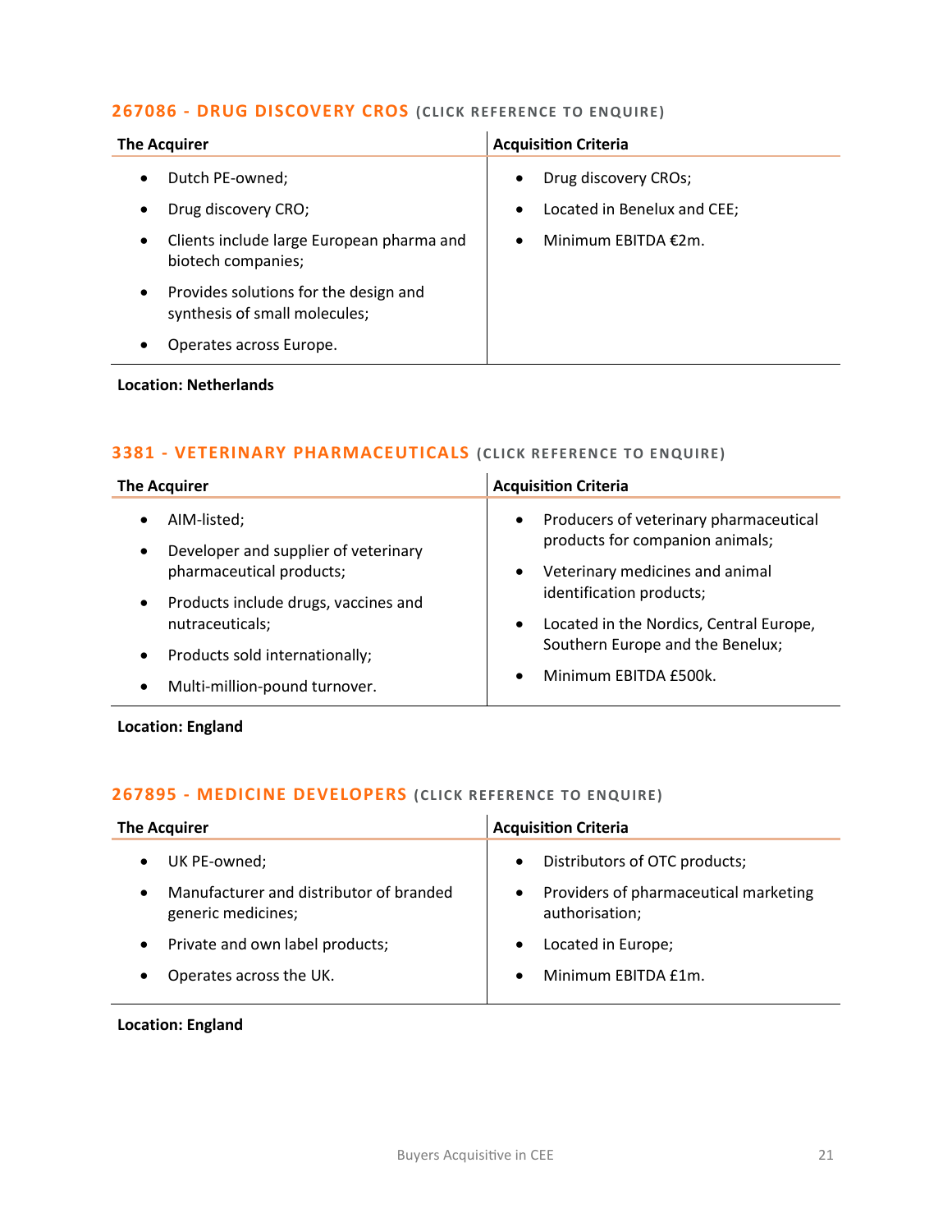## 267086 - DRUG DISCOVERY CROS (CLICK REFERENCE TO ENQUIRE)

| The Acquirer | Acquisition Criteria |
| --- | --- |
| • Dutch PE-owned;<br>• Drug discovery CRO;<br>• Clients include large European pharma and biotech companies;<br>• Provides solutions for the design and synthesis of small molecules;<br>• Operates across Europe. | • Drug discovery CROs;<br>• Located in Benelux and CEE;<br>• Minimum EBITDA €2m. |

**Location: Netherlands**

## 3381 - VETERINARY PHARMACEUTICALS (CLICK REFERENCE TO ENQUIRE)

| The Acquirer | Acquisition Criteria |
| --- | --- |
| • AIM-listed;<br>• Developer and supplier of veterinary pharmaceutical products;<br>• Products include drugs, vaccines and nutraceuticals;<br>• Products sold internationally;<br>• Multi-million-pound turnover. | • Producers of veterinary pharmaceutical products for companion animals;<br>• Veterinary medicines and animal identification products;<br>• Located in the Nordics, Central Europe, Southern Europe and the Benelux;<br>• Minimum EBITDA £500k. |

**Location: England**

## 267895 - MEDICINE DEVELOPERS (CLICK REFERENCE TO ENQUIRE)

| The Acquirer | Acquisition Criteria |
| --- | --- |
| • UK PE-owned;<br>• Manufacturer and distributor of branded generic medicines;<br>• Private and own label products;<br>• Operates across the UK. | • Distributors of OTC products;<br>• Providers of pharmaceutical marketing authorisation;<br>• Located in Europe;<br>• Minimum EBITDA £1m. |

**Location: England**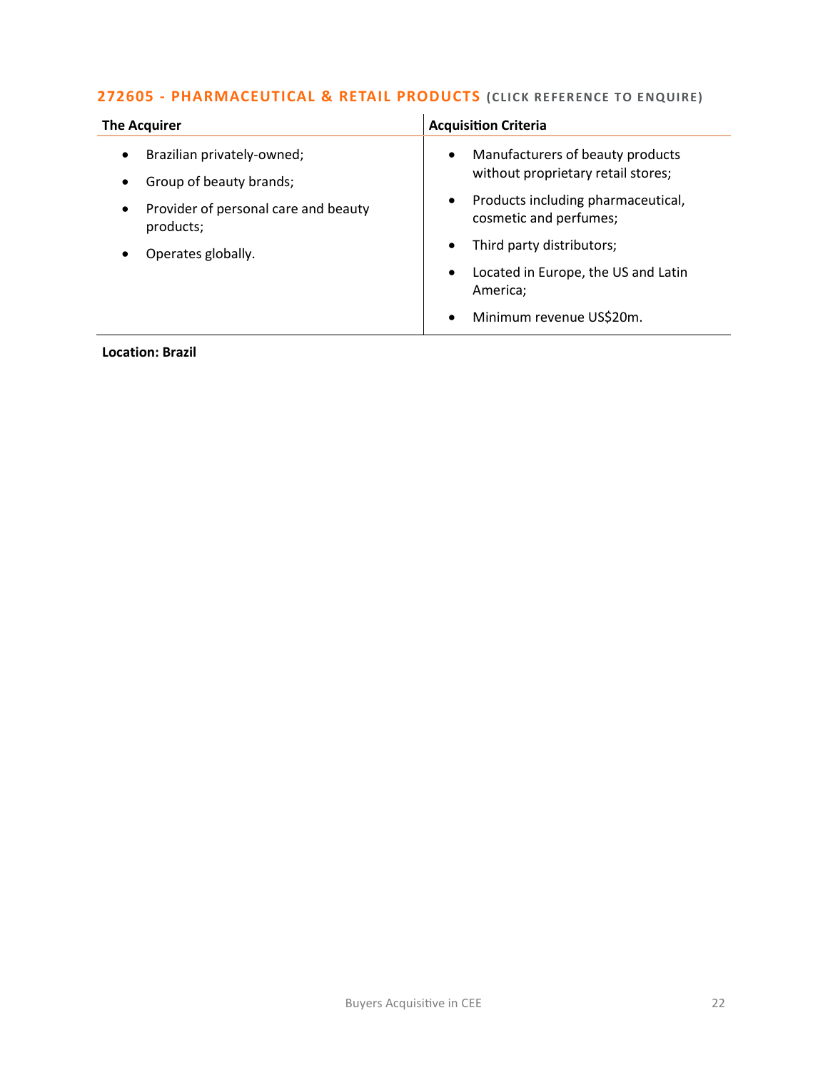### 272605 - PHARMACEUTICAL & RETAIL PRODUCTS (CLICK REFERENCE TO ENQUIRE)

| The Acquirer | Acquisition Criteria |
| --- | --- |
| • Brazilian privately-owned;<br>• Group of beauty brands;<br>• Provider of personal care and beauty products;<br>• Operates globally. | • Manufacturers of beauty products without proprietary retail stores;<br>• Products including pharmaceutical, cosmetic and perfumes;<br>• Third party distributors;<br>• Located in Europe, the US and Latin America;<br>• Minimum revenue US$20m. |

**Location: Brazil**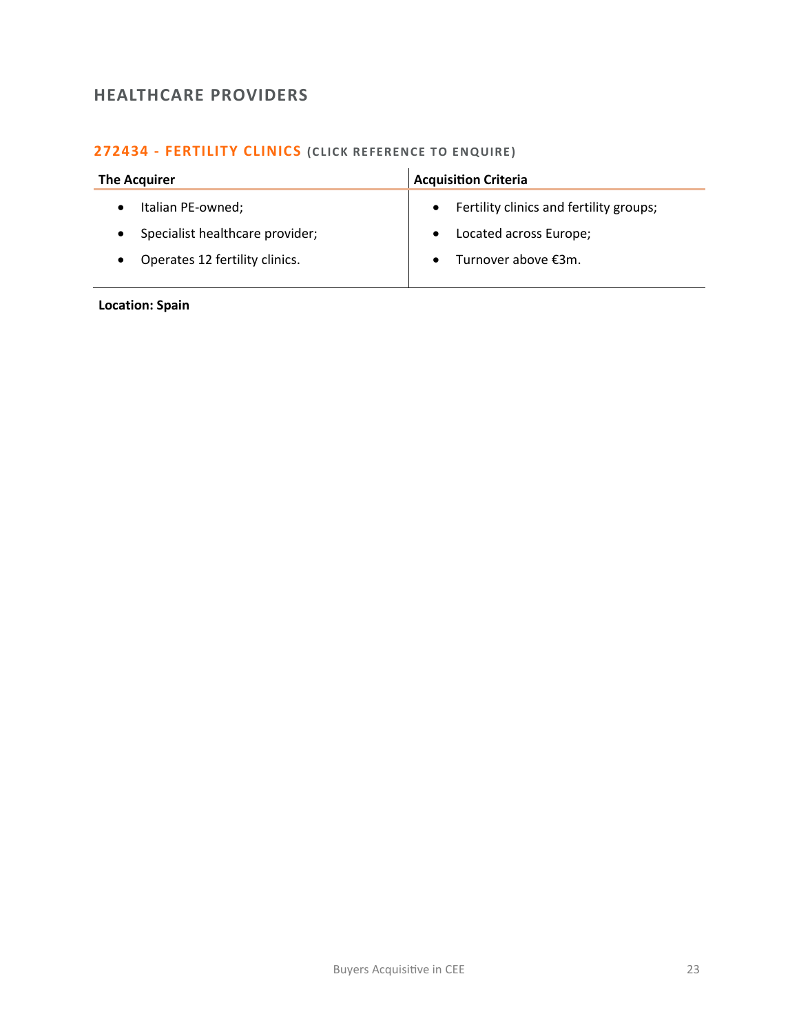## HEALTHCARE PROVIDERS

### 272434 - FERTILITY CLINICS (CLICK REFERENCE TO ENQUIRE)

| The Acquirer | Acquisition Criteria |
| --- | --- |
| • Italian PE-owned;<br>• Specialist healthcare provider;<br>• Operates 12 fertility clinics. | • Fertility clinics and fertility groups;<br>• Located across Europe;<br>• Turnover above €3m. |

**Location: Spain**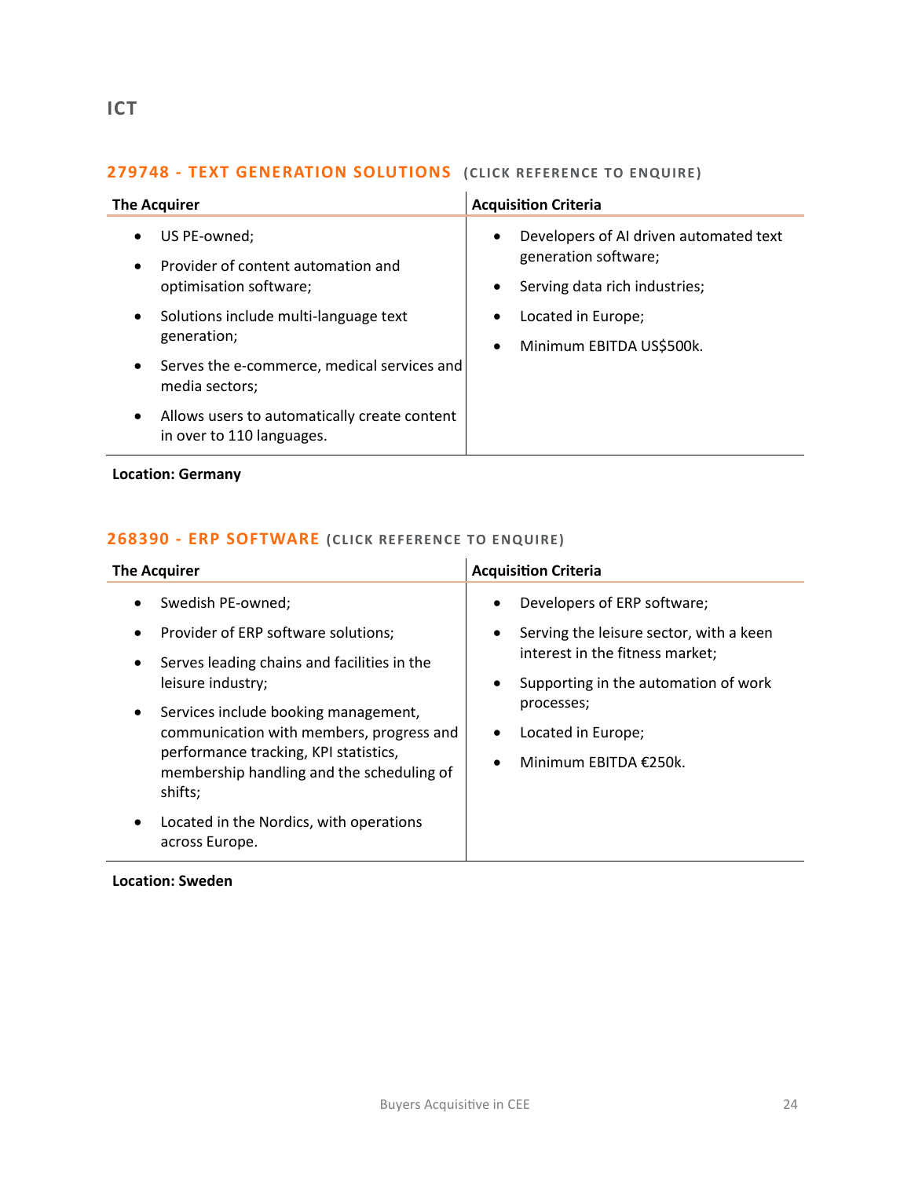## ICT

### 279748 - TEXT GENERATION SOLUTIONS (CLICK REFERENCE TO ENQUIRE)

| The Acquirer | Acquisition Criteria |
|---|---|
| • US PE-owned;<br>• Provider of content automation and optimisation software;<br>• Solutions include multi-language text generation;<br>• Serves the e-commerce, medical services and media sectors;<br>• Allows users to automatically create content in over to 110 languages. | • Developers of AI driven automated text generation software;<br>• Serving data rich industries;<br>• Located in Europe;<br>• Minimum EBITDA US$500k. |

**Location: Germany**

### 268390 - ERP SOFTWARE (CLICK REFERENCE TO ENQUIRE)

| The Acquirer | Acquisition Criteria |
|---|---|
| • Swedish PE-owned;<br>• Provider of ERP software solutions;<br>• Serves leading chains and facilities in the leisure industry;<br>• Services include booking management, communication with members, progress and performance tracking, KPI statistics, membership handling and the scheduling of shifts;<br>• Located in the Nordics, with operations across Europe. | • Developers of ERP software;<br>• Serving the leisure sector, with a keen interest in the fitness market;<br>• Supporting in the automation of work processes;<br>• Located in Europe;<br>• Minimum EBITDA €250k. |

**Location: Sweden**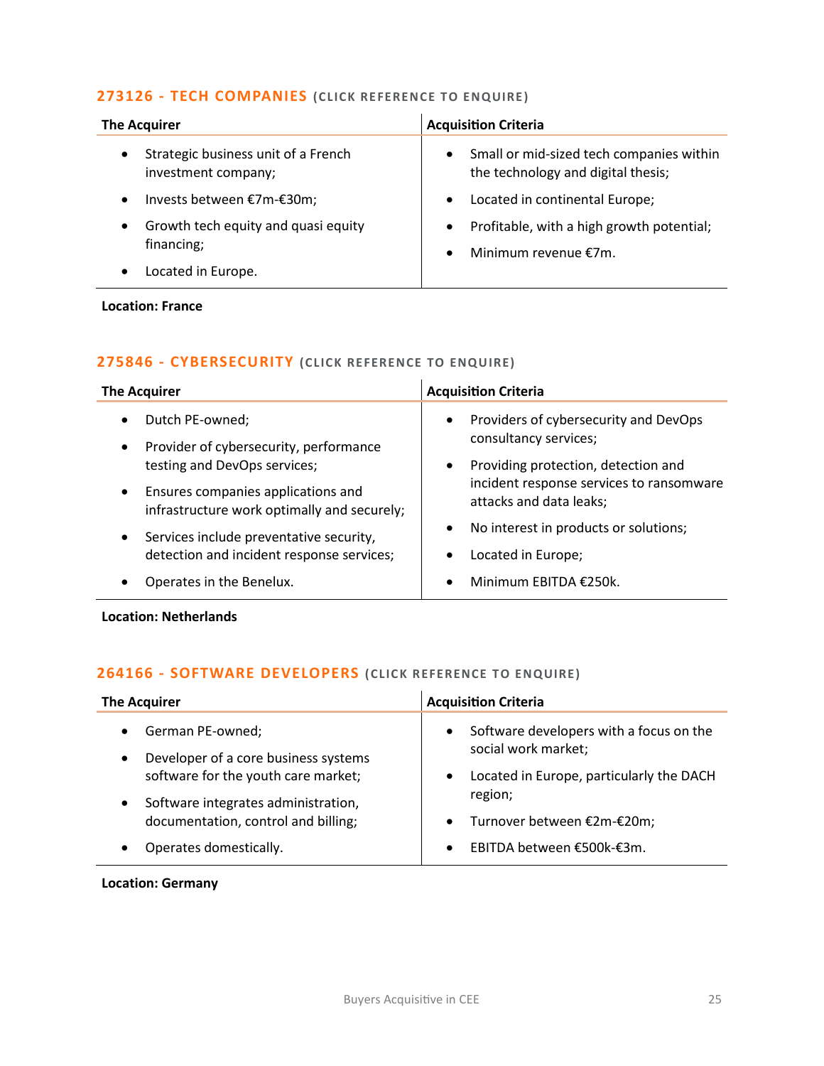### 273126 - TECH COMPANIES (CLICK REFERENCE TO ENQUIRE)

| The Acquirer | Acquisition Criteria |
| --- | --- |
| • Strategic business unit of a French investment company;<br>• Invests between €7m-€30m;<br>• Growth tech equity and quasi equity financing;<br>• Located in Europe. | • Small or mid-sized tech companies within the technology and digital thesis;<br>• Located in continental Europe;<br>• Profitable, with a high growth potential;<br>• Minimum revenue €7m. |

**Location: France**

### 275846 - CYBERSECURITY (CLICK REFERENCE TO ENQUIRE)

| The Acquirer | Acquisition Criteria |
| --- | --- |
| • Dutch PE-owned;<br>• Provider of cybersecurity, performance testing and DevOps services;<br>• Ensures companies applications and infrastructure work optimally and securely;<br>• Services include preventative security, detection and incident response services;<br>• Operates in the Benelux. | • Providers of cybersecurity and DevOps consultancy services;<br>• Providing protection, detection and incident response services to ransomware attacks and data leaks;<br>• No interest in products or solutions;<br>• Located in Europe;<br>• Minimum EBITDA €250k. |

**Location: Netherlands**

### 264166 - SOFTWARE DEVELOPERS (CLICK REFERENCE TO ENQUIRE)

| The Acquirer | Acquisition Criteria |
| --- | --- |
| • German PE-owned;<br>• Developer of a core business systems software for the youth care market;<br>• Software integrates administration, documentation, control and billing;<br>• Operates domestically. | • Software developers with a focus on the social work market;<br>• Located in Europe, particularly the DACH region;<br>• Turnover between €2m-€20m;<br>• EBITDA between €500k-€3m. |

**Location: Germany**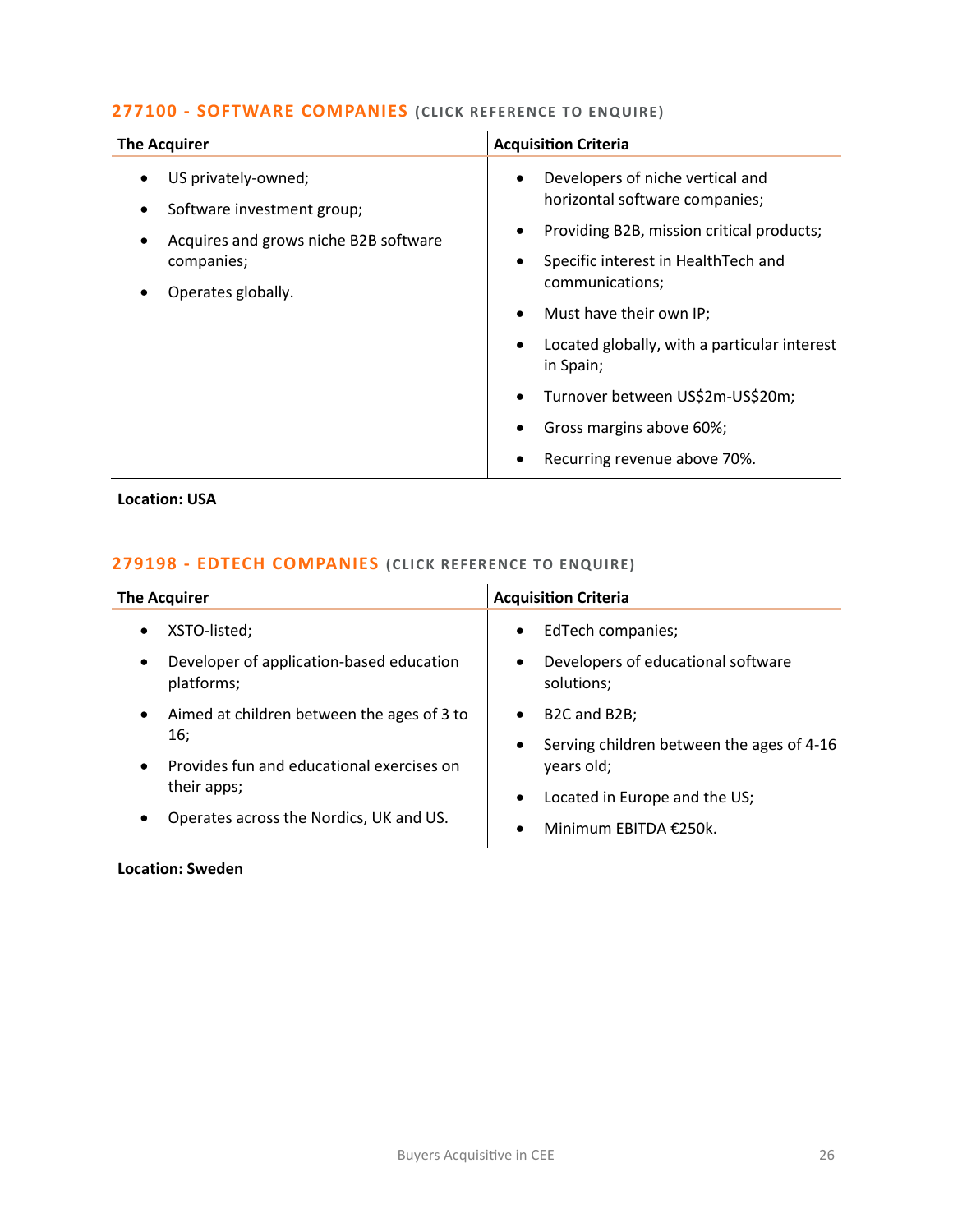## 277100 - SOFTWARE COMPANIES (CLICK REFERENCE TO ENQUIRE)

| The Acquirer | Acquisition Criteria |
|---|---|
| • US privately-owned;<br>• Software investment group;<br>• Acquires and grows niche B2B software companies;<br>• Operates globally. | • Developers of niche vertical and horizontal software companies;<br>• Providing B2B, mission critical products;<br>• Specific interest in HealthTech and communications;<br>• Must have their own IP;<br>• Located globally, with a particular interest in Spain;<br>• Turnover between US$2m-US$20m;<br>• Gross margins above 60%;<br>• Recurring revenue above 70%. |

**Location: USA**

## 279198 - EDTECH COMPANIES (CLICK REFERENCE TO ENQUIRE)

| The Acquirer | Acquisition Criteria |
|---|---|
| • XSTO-listed;<br>• Developer of application-based education platforms;<br>• Aimed at children between the ages of 3 to 16;<br>• Provides fun and educational exercises on their apps;<br>• Operates across the Nordics, UK and US. | • EdTech companies;<br>• Developers of educational software solutions;<br>• B2C and B2B;<br>• Serving children between the ages of 4-16 years old;<br>• Located in Europe and the US;<br>• Minimum EBITDA €250k. |

**Location: Sweden**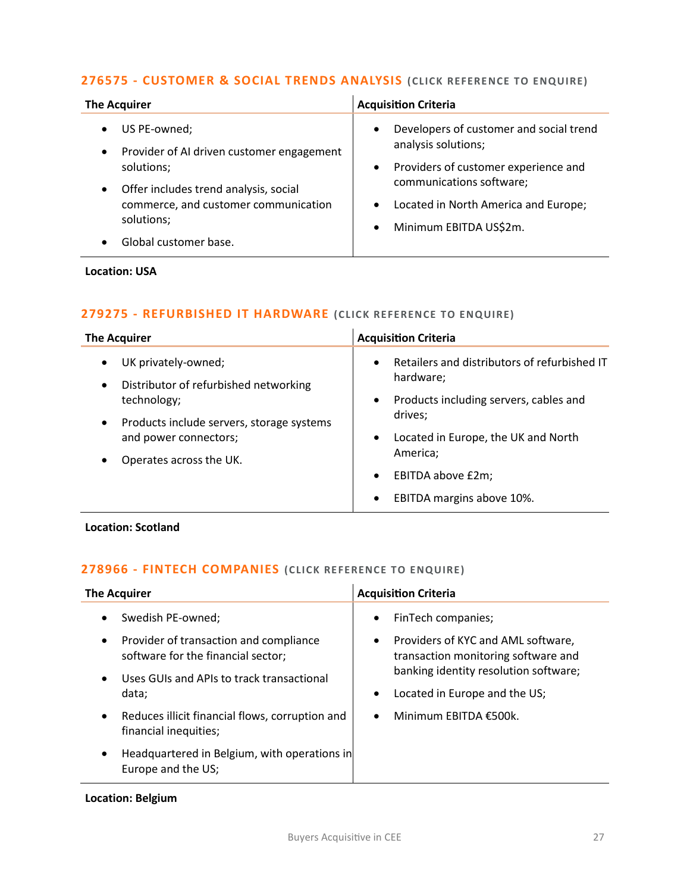### 276575 - CUSTOMER & SOCIAL TRENDS ANALYSIS (CLICK REFERENCE TO ENQUIRE)

| The Acquirer | Acquisition Criteria |
|---|---|
| • US PE-owned;<br>• Provider of AI driven customer engagement solutions;<br>• Offer includes trend analysis, social commerce, and customer communication solutions;<br>• Global customer base. | • Developers of customer and social trend analysis solutions;<br>• Providers of customer experience and communications software;<br>• Located in North America and Europe;<br>• Minimum EBITDA US$2m. |

**Location: USA**

### 279275 - REFURBISHED IT HARDWARE (CLICK REFERENCE TO ENQUIRE)

| The Acquirer | Acquisition Criteria |
|---|---|
| • UK privately-owned;<br>• Distributor of refurbished networking technology;<br>• Products include servers, storage systems and power connectors;<br>• Operates across the UK. | • Retailers and distributors of refurbished IT hardware;<br>• Products including servers, cables and drives;<br>• Located in Europe, the UK and North America;<br>• EBITDA above £2m;<br>• EBITDA margins above 10%. |

**Location: Scotland**

### 278966 - FINTECH COMPANIES (CLICK REFERENCE TO ENQUIRE)

| The Acquirer | Acquisition Criteria |
|---|---|
| • Swedish PE-owned;<br>• Provider of transaction and compliance software for the financial sector;<br>• Uses GUIs and APIs to track transactional data;<br>• Reduces illicit financial flows, corruption and financial inequities;<br>• Headquartered in Belgium, with operations in Europe and the US; | • FinTech companies;<br>• Providers of KYC and AML software, transaction monitoring software and banking identity resolution software;<br>• Located in Europe and the US;<br>• Minimum EBITDA €500k. |

**Location: Belgium**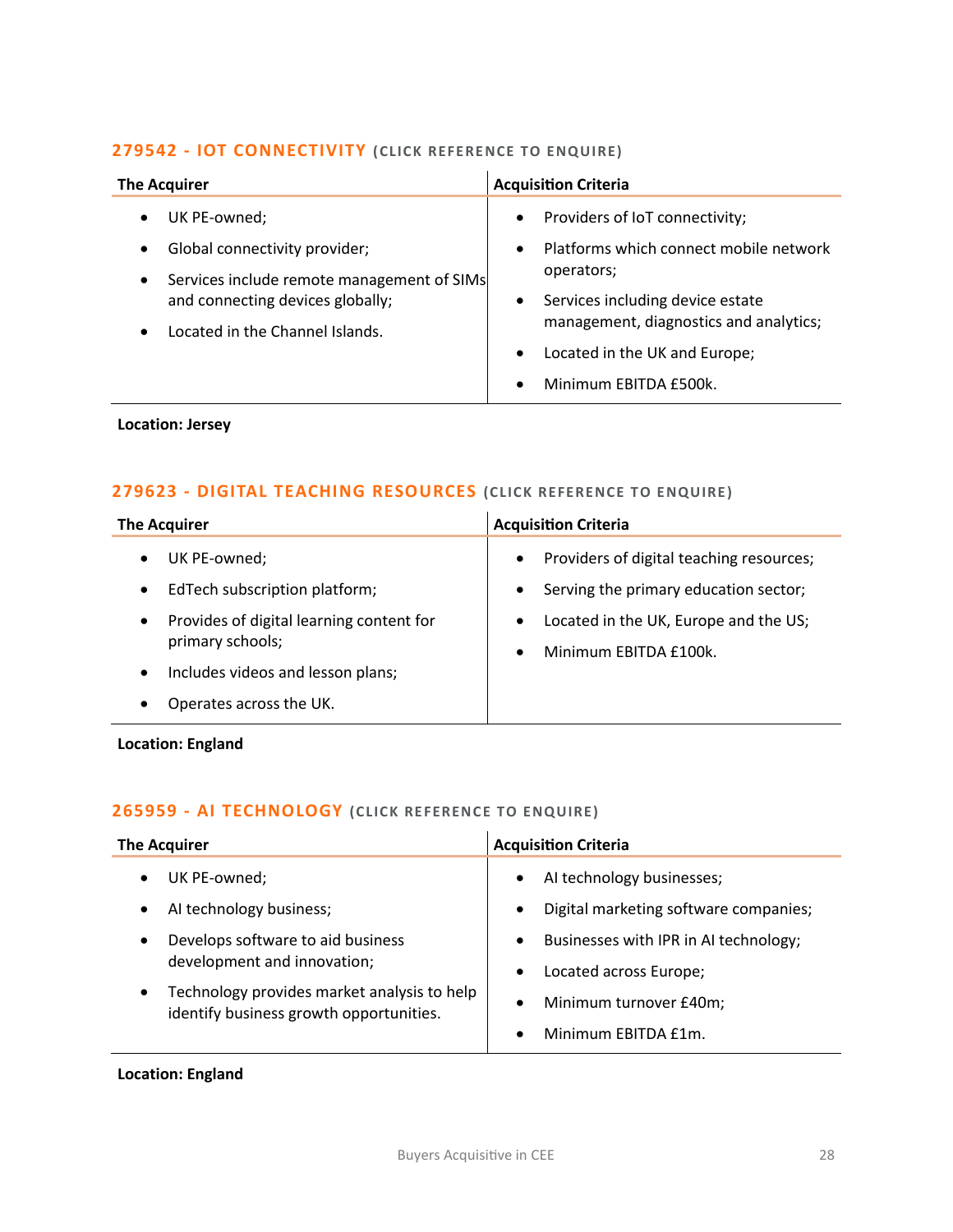### 279542 - IOT CONNECTIVITY (CLICK REFERENCE TO ENQUIRE)

| The Acquirer | Acquisition Criteria |
|---|---|
| • UK PE-owned;<br>• Global connectivity provider;<br>• Services include remote management of SIMs and connecting devices globally;<br>• Located in the Channel Islands. | • Providers of IoT connectivity;<br>• Platforms which connect mobile network operators;<br>• Services including device estate management, diagnostics and analytics;<br>• Located in the UK and Europe;<br>• Minimum EBITDA £500k. |

**Location: Jersey**

### 279623 - DIGITAL TEACHING RESOURCES (CLICK REFERENCE TO ENQUIRE)

| The Acquirer | Acquisition Criteria |
|---|---|
| • UK PE-owned;<br>• EdTech subscription platform;<br>• Provides of digital learning content for primary schools;<br>• Includes videos and lesson plans;<br>• Operates across the UK. | • Providers of digital teaching resources;<br>• Serving the primary education sector;<br>• Located in the UK, Europe and the US;<br>• Minimum EBITDA £100k. |

**Location: England**

### 265959 - AI TECHNOLOGY (CLICK REFERENCE TO ENQUIRE)

| The Acquirer | Acquisition Criteria |
|---|---|
| • UK PE-owned;<br>• AI technology business;<br>• Develops software to aid business development and innovation;<br>• Technology provides market analysis to help identify business growth opportunities. | • AI technology businesses;<br>• Digital marketing software companies;<br>• Businesses with IPR in AI technology;<br>• Located across Europe;<br>• Minimum turnover £40m;<br>• Minimum EBITDA £1m. |

**Location: England**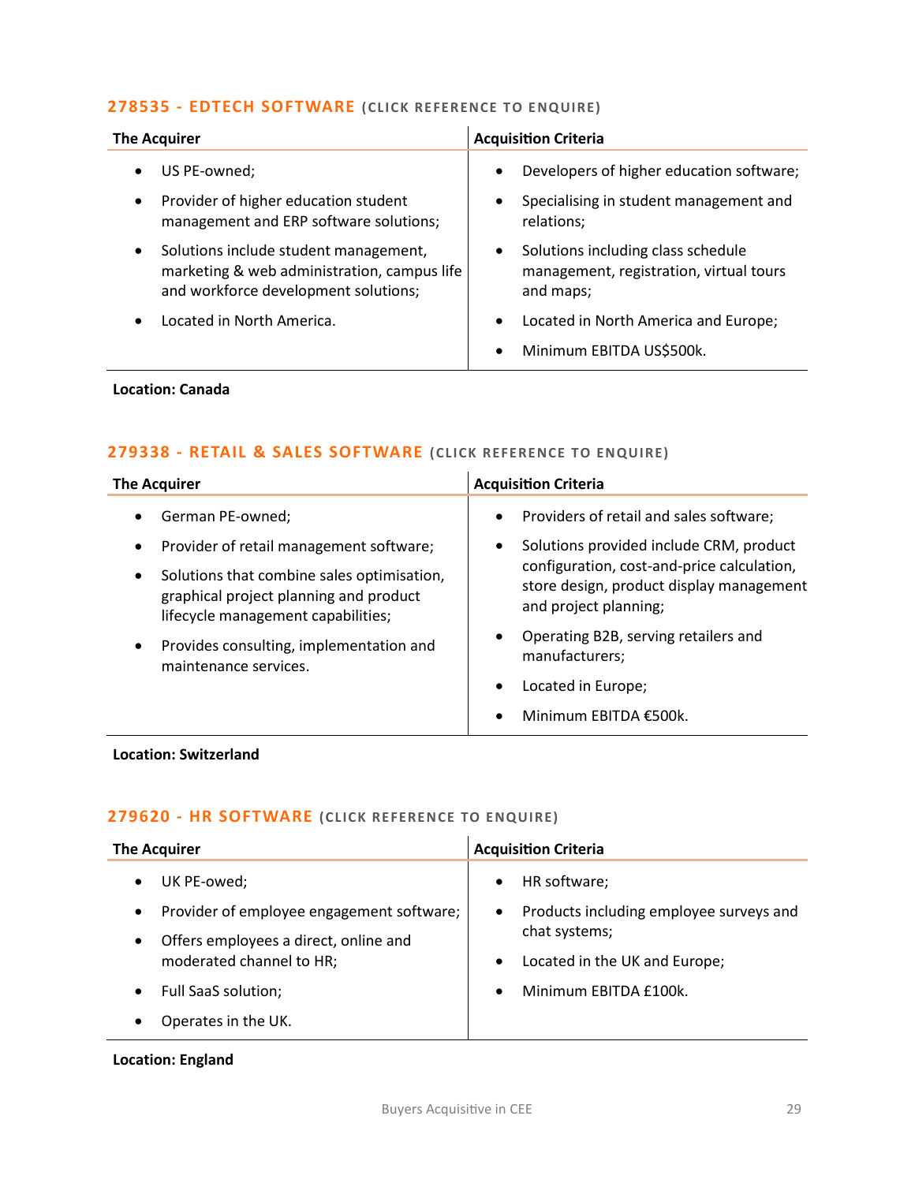### 278535 - EDTECH SOFTWARE (CLICK REFERENCE TO ENQUIRE)

| The Acquirer | Acquisition Criteria |
| --- | --- |
| • US PE-owned;<br>• Provider of higher education student management and ERP software solutions;<br>• Solutions include student management, marketing & web administration, campus life and workforce development solutions;<br>• Located in North America. | • Developers of higher education software;<br>• Specialising in student management and relations;<br>• Solutions including class schedule management, registration, virtual tours and maps;<br>• Located in North America and Europe;<br>• Minimum EBITDA US$500k. |

**Location: Canada**

### 279338 - RETAIL & SALES SOFTWARE (CLICK REFERENCE TO ENQUIRE)

| The Acquirer | Acquisition Criteria |
| --- | --- |
| • German PE-owned;<br>• Provider of retail management software;<br>• Solutions that combine sales optimisation, graphical project planning and product lifecycle management capabilities;<br>• Provides consulting, implementation and maintenance services. | • Providers of retail and sales software;<br>• Solutions provided include CRM, product configuration, cost-and-price calculation, store design, product display management and project planning;<br>• Operating B2B, serving retailers and manufacturers;<br>• Located in Europe;<br>• Minimum EBITDA €500k. |

**Location: Switzerland**

### 279620 - HR SOFTWARE (CLICK REFERENCE TO ENQUIRE)

| The Acquirer | Acquisition Criteria |
| --- | --- |
| • UK PE-owed;<br>• Provider of employee engagement software;<br>• Offers employees a direct, online and moderated channel to HR;<br>• Full SaaS solution;<br>• Operates in the UK. | • HR software;<br>• Products including employee surveys and chat systems;<br>• Located in the UK and Europe;<br>• Minimum EBITDA £100k. |

**Location: England**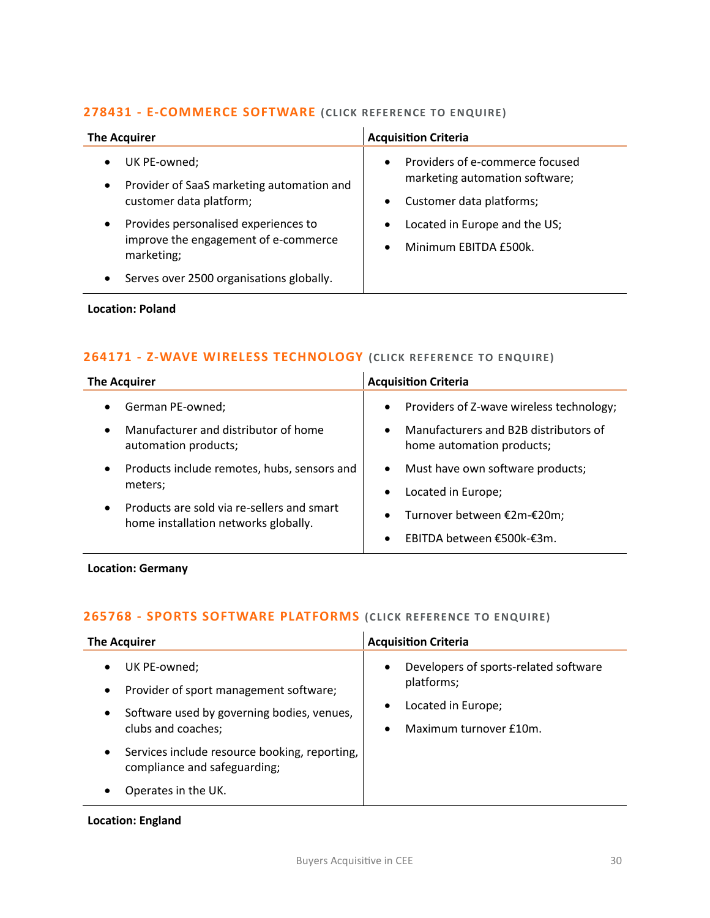### 278431 - E-COMMERCE SOFTWARE (CLICK REFERENCE TO ENQUIRE)

| The Acquirer | Acquisition Criteria |
|---|---|
| • UK PE-owned;<br>• Provider of SaaS marketing automation and customer data platform;<br>• Provides personalised experiences to improve the engagement of e-commerce marketing;<br>• Serves over 2500 organisations globally. | • Providers of e-commerce focused marketing automation software;<br>• Customer data platforms;<br>• Located in Europe and the US;<br>• Minimum EBITDA £500k. |

**Location: Poland**

### 264171 - Z-WAVE WIRELESS TECHNOLOGY (CLICK REFERENCE TO ENQUIRE)

| The Acquirer | Acquisition Criteria |
|---|---|
| • German PE-owned;<br>• Manufacturer and distributor of home automation products;<br>• Products include remotes, hubs, sensors and meters;<br>• Products are sold via re-sellers and smart home installation networks globally. | • Providers of Z-wave wireless technology;<br>• Manufacturers and B2B distributors of home automation products;<br>• Must have own software products;<br>• Located in Europe;<br>• Turnover between €2m-€20m;<br>• EBITDA between €500k-€3m. |

**Location: Germany**

### 265768 - SPORTS SOFTWARE PLATFORMS (CLICK REFERENCE TO ENQUIRE)

| The Acquirer | Acquisition Criteria |
|---|---|
| • UK PE-owned;<br>• Provider of sport management software;<br>• Software used by governing bodies, venues, clubs and coaches;<br>• Services include resource booking, reporting, compliance and safeguarding;<br>• Operates in the UK. | • Developers of sports-related software platforms;<br>• Located in Europe;<br>• Maximum turnover £10m. |

**Location: England**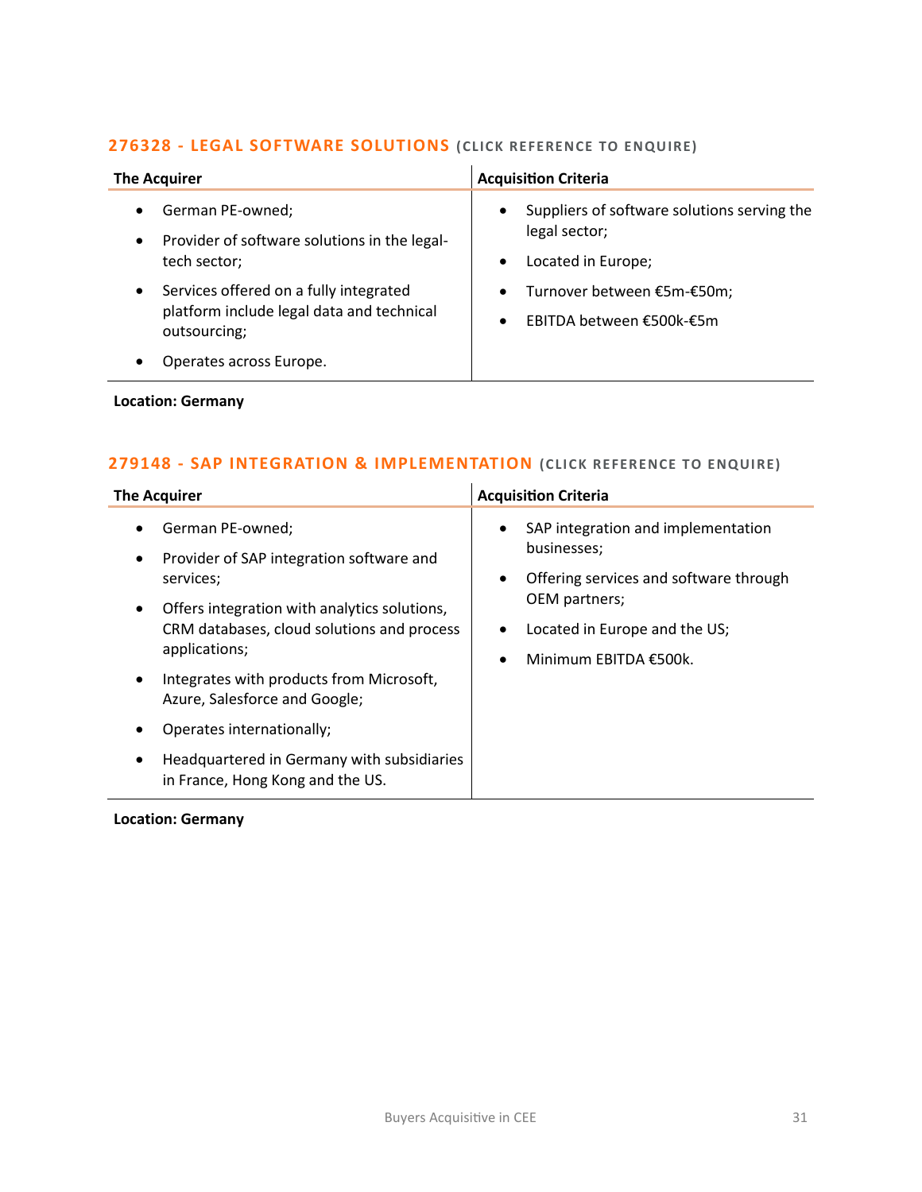### 276328 - LEGAL SOFTWARE SOLUTIONS (CLICK REFERENCE TO ENQUIRE)

| The Acquirer | Acquisition Criteria |
|---|---|
| • German PE-owned;<br>• Provider of software solutions in the legal-tech sector;<br>• Services offered on a fully integrated platform include legal data and technical outsourcing;<br>• Operates across Europe. | • Suppliers of software solutions serving the legal sector;<br>• Located in Europe;<br>• Turnover between €5m-€50m;<br>• EBITDA between €500k-€5m |

**Location: Germany**

### 279148 - SAP INTEGRATION & IMPLEMENTATION (CLICK REFERENCE TO ENQUIRE)

| The Acquirer | Acquisition Criteria |
|---|---|
| • German PE-owned;<br>• Provider of SAP integration software and services;<br>• Offers integration with analytics solutions, CRM databases, cloud solutions and process applications;<br>• Integrates with products from Microsoft, Azure, Salesforce and Google;<br>• Operates internationally;<br>• Headquartered in Germany with subsidiaries in France, Hong Kong and the US. | • SAP integration and implementation businesses;<br>• Offering services and software through OEM partners;<br>• Located in Europe and the US;<br>• Minimum EBITDA €500k. |

**Location: Germany**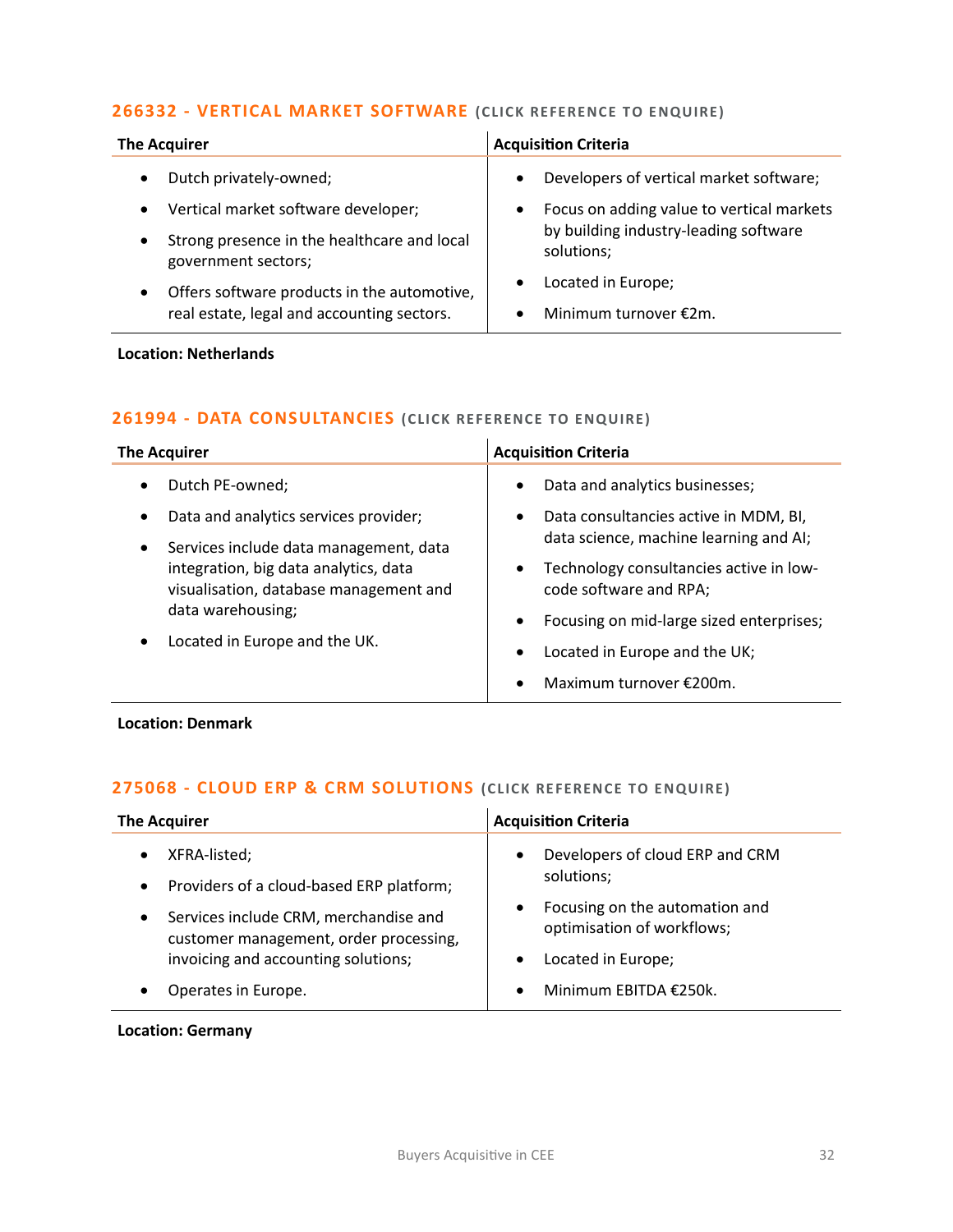### 266332 - VERTICAL MARKET SOFTWARE (CLICK REFERENCE TO ENQUIRE)

| The Acquirer | Acquisition Criteria |
|---|---|
| • Dutch privately-owned;<br>• Vertical market software developer;<br>• Strong presence in the healthcare and local government sectors;<br>• Offers software products in the automotive, real estate, legal and accounting sectors. | • Developers of vertical market software;<br>• Focus on adding value to vertical markets by building industry-leading software solutions;<br>• Located in Europe;<br>• Minimum turnover €2m. |

**Location: Netherlands**

### 261994 - DATA CONSULTANCIES (CLICK REFERENCE TO ENQUIRE)

| The Acquirer | Acquisition Criteria |
|---|---|
| • Dutch PE-owned;<br>• Data and analytics services provider;<br>• Services include data management, data integration, big data analytics, data visualisation, database management and data warehousing;<br>• Located in Europe and the UK. | • Data and analytics businesses;<br>• Data consultancies active in MDM, BI, data science, machine learning and AI;<br>• Technology consultancies active in low-code software and RPA;<br>• Focusing on mid-large sized enterprises;<br>• Located in Europe and the UK;<br>• Maximum turnover €200m. |

**Location: Denmark**

### 275068 - CLOUD ERP & CRM SOLUTIONS (CLICK REFERENCE TO ENQUIRE)

| The Acquirer | Acquisition Criteria |
|---|---|
| • XFRA-listed;<br>• Providers of a cloud-based ERP platform;<br>• Services include CRM, merchandise and customer management, order processing, invoicing and accounting solutions;<br>• Operates in Europe. | • Developers of cloud ERP and CRM solutions;<br>• Focusing on the automation and optimisation of workflows;<br>• Located in Europe;<br>• Minimum EBITDA €250k. |

**Location: Germany**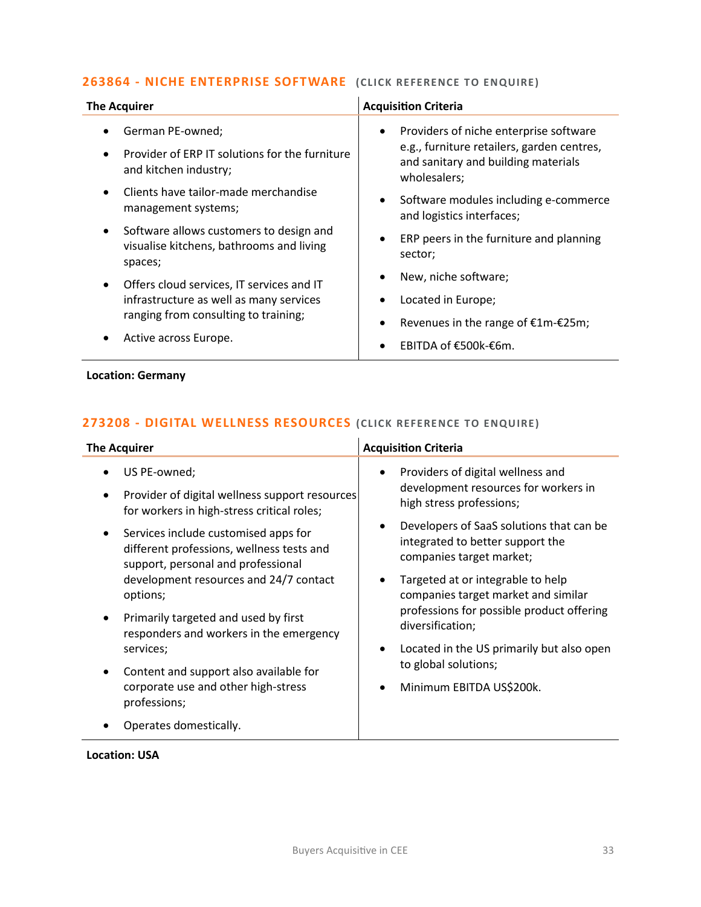## 263864 - NICHE ENTERPRISE SOFTWARE (CLICK REFERENCE TO ENQUIRE)

| The Acquirer | Acquisition Criteria |
| --- | --- |
| • German PE-owned;<br>• Provider of ERP IT solutions for the furniture and kitchen industry;<br>• Clients have tailor-made merchandise management systems;<br>• Software allows customers to design and visualise kitchens, bathrooms and living spaces;<br>• Offers cloud services, IT services and IT infrastructure as well as many services ranging from consulting to training;<br>• Active across Europe. | • Providers of niche enterprise software e.g., furniture retailers, garden centres, and sanitary and building materials wholesalers;<br>• Software modules including e-commerce and logistics interfaces;<br>• ERP peers in the furniture and planning sector;<br>• New, niche software;<br>• Located in Europe;<br>• Revenues in the range of €1m-€25m;<br>• EBITDA of €500k-€6m. |

**Location: Germany**

## 273208 - DIGITAL WELLNESS RESOURCES (CLICK REFERENCE TO ENQUIRE)

| The Acquirer | Acquisition Criteria |
| --- | --- |
| • US PE-owned;<br>• Provider of digital wellness support resources for workers in high-stress critical roles;<br>• Services include customised apps for different professions, wellness tests and support, personal and professional development resources and 24/7 contact options;<br>• Primarily targeted and used by first responders and workers in the emergency services;<br>• Content and support also available for corporate use and other high-stress professions;<br>• Operates domestically. | • Providers of digital wellness and development resources for workers in high stress professions;<br>• Developers of SaaS solutions that can be integrated to better support the companies target market;<br>• Targeted at or integrable to help companies target market and similar professions for possible product offering diversification;<br>• Located in the US primarily but also open to global solutions;<br>• Minimum EBITDA US$200k. |

**Location: USA**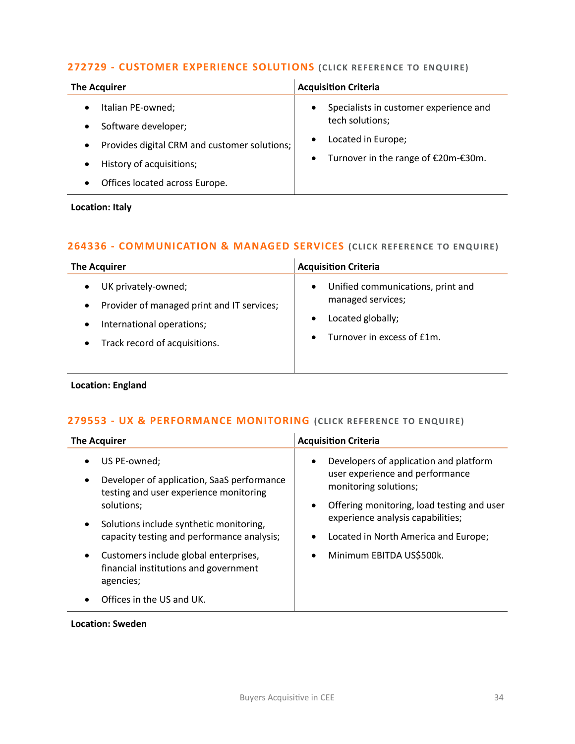### 272729 - CUSTOMER EXPERIENCE SOLUTIONS (CLICK REFERENCE TO ENQUIRE)

| The Acquirer | Acquisition Criteria |
|---|---|
| • Italian PE-owned;<br>• Software developer;<br>• Provides digital CRM and customer solutions;<br>• History of acquisitions;<br>• Offices located across Europe. | • Specialists in customer experience and tech solutions;<br>• Located in Europe;<br>• Turnover in the range of €20m-€30m. |

**Location: Italy**

### 264336 - COMMUNICATION & MANAGED SERVICES (CLICK REFERENCE TO ENQUIRE)

| The Acquirer | Acquisition Criteria |
|---|---|
| • UK privately-owned;<br>• Provider of managed print and IT services;<br>• International operations;<br>• Track record of acquisitions. | • Unified communications, print and managed services;<br>• Located globally;<br>• Turnover in excess of £1m. |

**Location: England**

### 279553 - UX & PERFORMANCE MONITORING (CLICK REFERENCE TO ENQUIRE)

| The Acquirer | Acquisition Criteria |
|---|---|
| • US PE-owned;<br>• Developer of application, SaaS performance testing and user experience monitoring solutions;<br>• Solutions include synthetic monitoring, capacity testing and performance analysis;<br>• Customers include global enterprises, financial institutions and government agencies;<br>• Offices in the US and UK. | • Developers of application and platform user experience and performance monitoring solutions;<br>• Offering monitoring, load testing and user experience analysis capabilities;<br>• Located in North America and Europe;<br>• Minimum EBITDA US$500k. |

**Location: Sweden**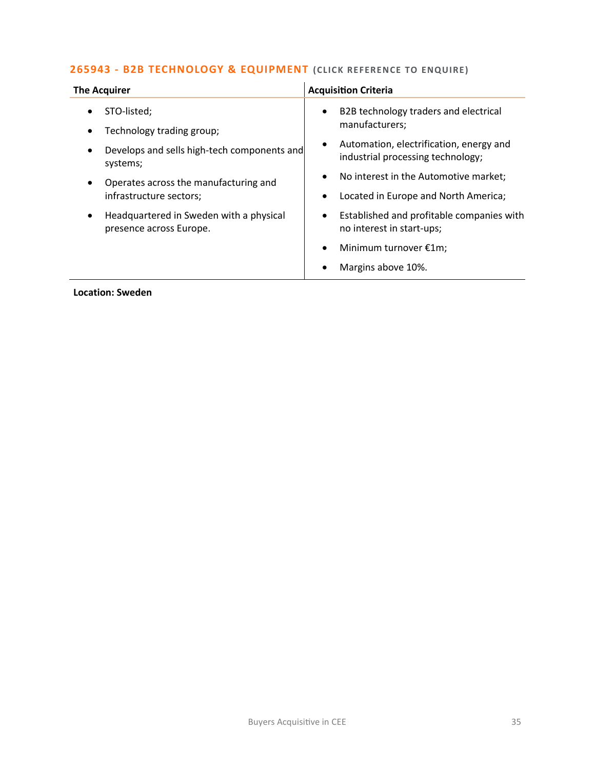## 265943 - B2B TECHNOLOGY & EQUIPMENT (CLICK REFERENCE TO ENQUIRE)

| The Acquirer | Acquisition Criteria |
| --- | --- |
| • STO-listed;<br>• Technology trading group;<br>• Develops and sells high-tech components and systems;<br>• Operates across the manufacturing and infrastructure sectors;<br>• Headquartered in Sweden with a physical presence across Europe. | • B2B technology traders and electrical manufacturers;<br>• Automation, electrification, energy and industrial processing technology;<br>• No interest in the Automotive market;<br>• Located in Europe and North America;<br>• Established and profitable companies with no interest in start-ups;<br>• Minimum turnover €1m;<br>• Margins above 10%. |

**Location: Sweden**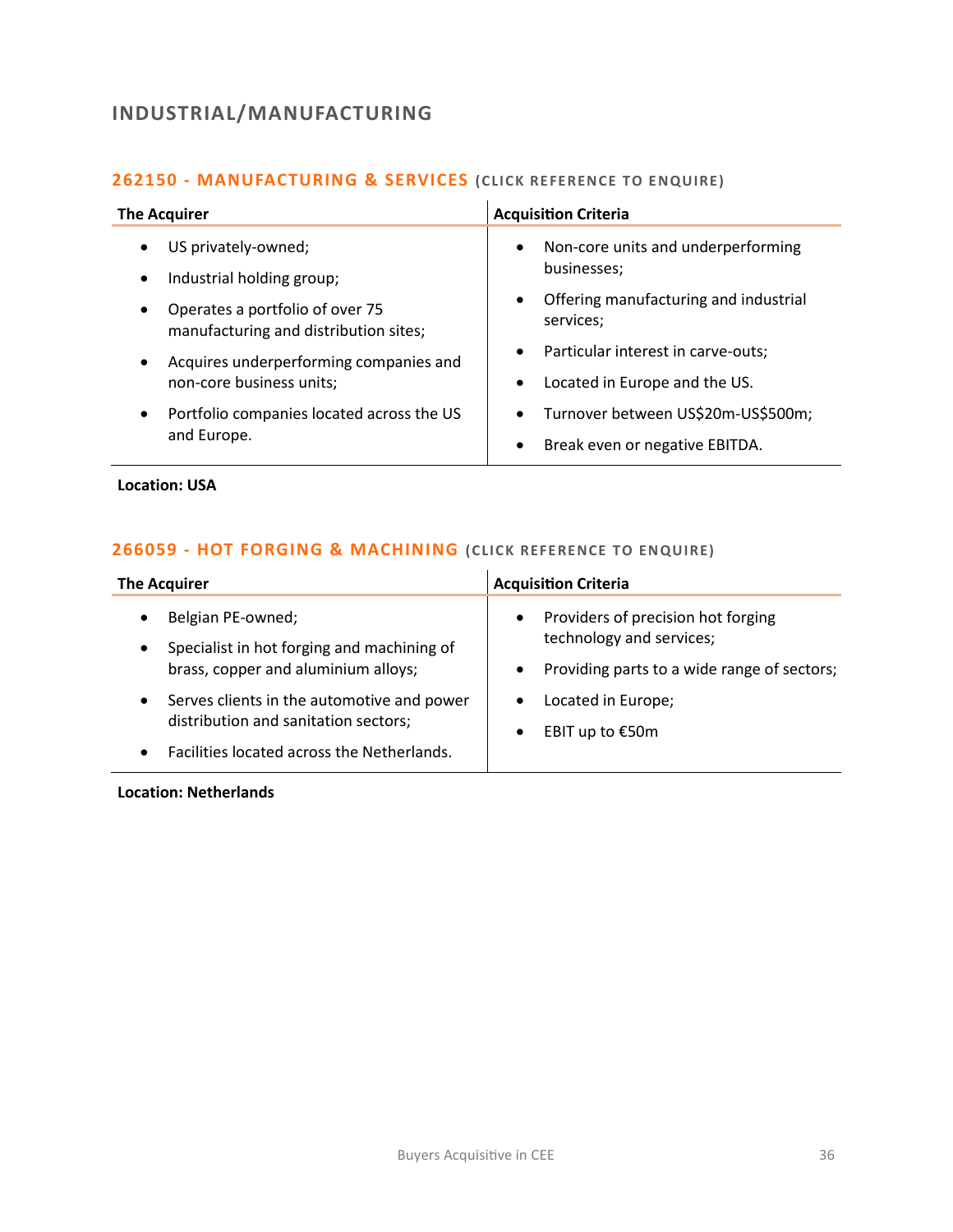## INDUSTRIAL/MANUFACTURING

### 262150 - MANUFACTURING & SERVICES (CLICK REFERENCE TO ENQUIRE)

| The Acquirer | Acquisition Criteria |
|---|---|
| • US privately-owned;<br>• Industrial holding group;<br>• Operates a portfolio of over 75 manufacturing and distribution sites;<br>• Acquires underperforming companies and non-core business units;<br>• Portfolio companies located across the US and Europe. | • Non-core units and underperforming businesses;<br>• Offering manufacturing and industrial services;<br>• Particular interest in carve-outs;<br>• Located in Europe and the US.<br>• Turnover between US$20m-US$500m;<br>• Break even or negative EBITDA. |

**Location: USA**

### 266059 - HOT FORGING & MACHINING (CLICK REFERENCE TO ENQUIRE)

| The Acquirer | Acquisition Criteria |
|---|---|
| • Belgian PE-owned;<br>• Specialist in hot forging and machining of brass, copper and aluminium alloys;<br>• Serves clients in the automotive and power distribution and sanitation sectors;<br>• Facilities located across the Netherlands. | • Providers of precision hot forging technology and services;<br>• Providing parts to a wide range of sectors;<br>• Located in Europe;<br>• EBIT up to €50m |

**Location: Netherlands**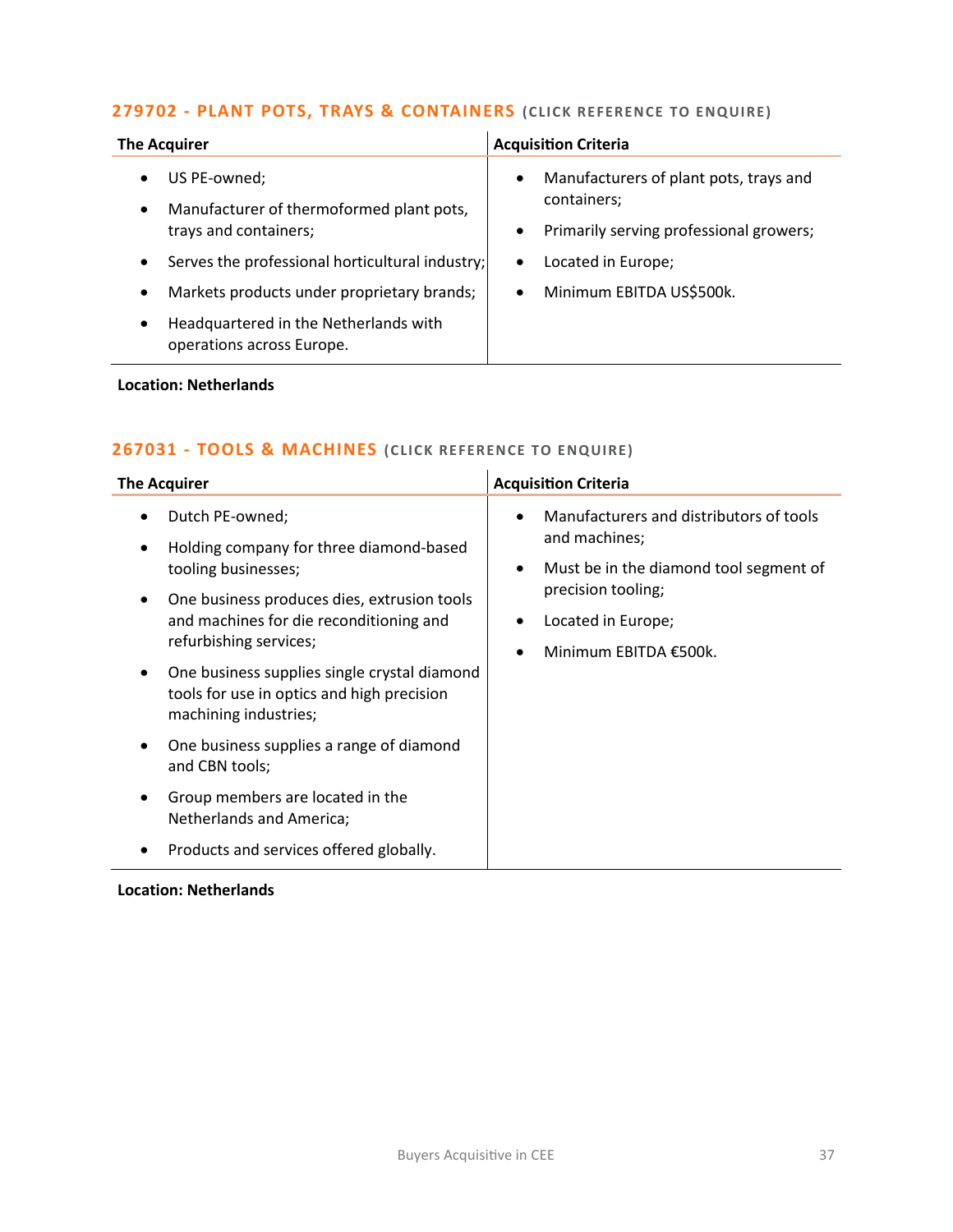## 279702 - PLANT POTS, TRAYS & CONTAINERS (CLICK REFERENCE TO ENQUIRE)

| The Acquirer | Acquisition Criteria |
|---|---|
| • US PE-owned;<br>• Manufacturer of thermoformed plant pots, trays and containers;<br>• Serves the professional horticultural industry;<br>• Markets products under proprietary brands;<br>• Headquartered in the Netherlands with operations across Europe. | • Manufacturers of plant pots, trays and containers;<br>• Primarily serving professional growers;<br>• Located in Europe;<br>• Minimum EBITDA US$500k. |

**Location: Netherlands**

## 267031 - TOOLS & MACHINES (CLICK REFERENCE TO ENQUIRE)

| The Acquirer | Acquisition Criteria |
|---|---|
| • Dutch PE-owned;<br>• Holding company for three diamond-based tooling businesses;<br>• One business produces dies, extrusion tools and machines for die reconditioning and refurbishing services;<br>• One business supplies single crystal diamond tools for use in optics and high precision machining industries;<br>• One business supplies a range of diamond and CBN tools;<br>• Group members are located in the Netherlands and America;<br>• Products and services offered globally. | • Manufacturers and distributors of tools and machines;<br>• Must be in the diamond tool segment of precision tooling;<br>• Located in Europe;<br>• Minimum EBITDA €500k. |

**Location: Netherlands**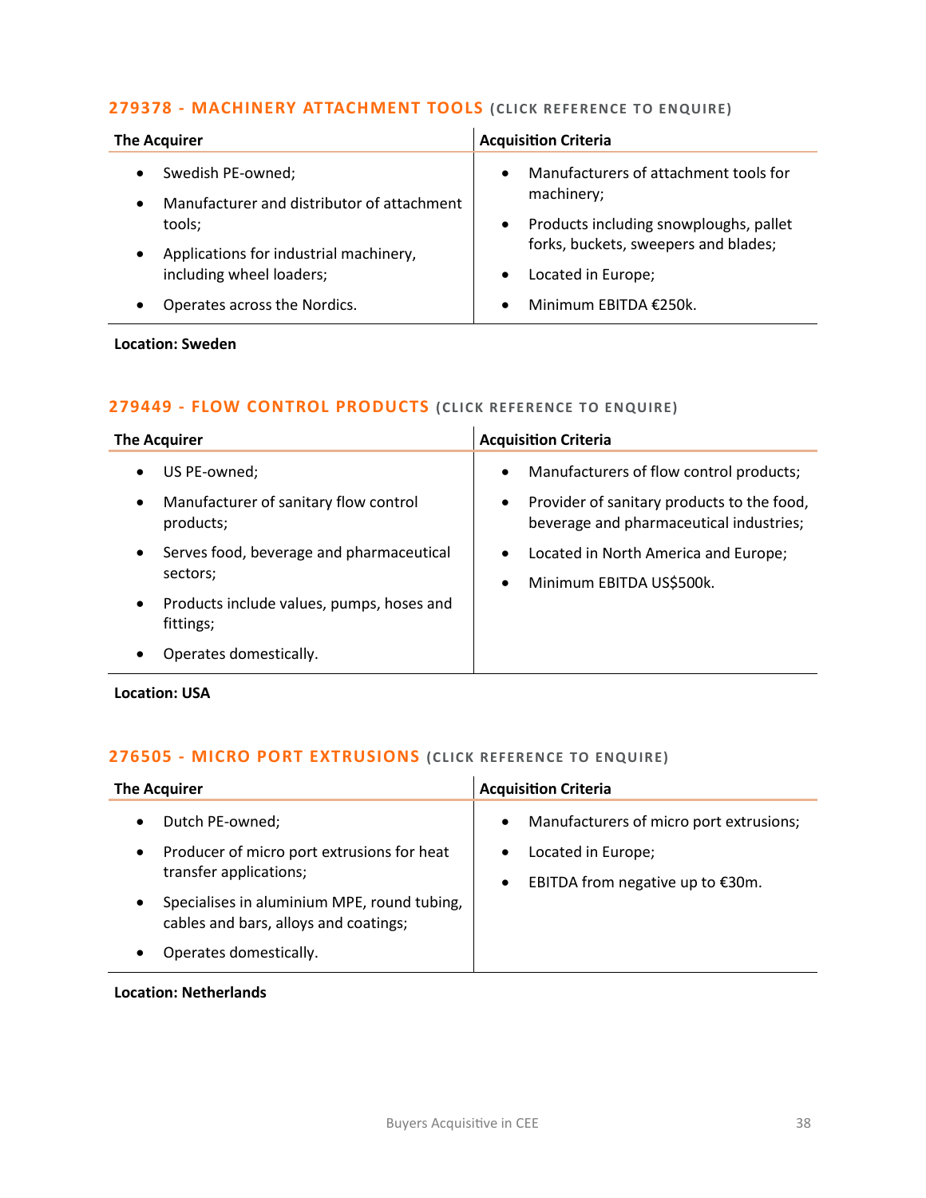### 279378 - MACHINERY ATTACHMENT TOOLS (CLICK REFERENCE TO ENQUIRE)

| The Acquirer | Acquisition Criteria |
|---|---|
| • Swedish PE-owned;<br>• Manufacturer and distributor of attachment tools;<br>• Applications for industrial machinery, including wheel loaders;<br>• Operates across the Nordics. | • Manufacturers of attachment tools for machinery;<br>• Products including snowploughs, pallet forks, buckets, sweepers and blades;<br>• Located in Europe;<br>• Minimum EBITDA €250k. |

**Location: Sweden**

### 279449 - FLOW CONTROL PRODUCTS (CLICK REFERENCE TO ENQUIRE)

| The Acquirer | Acquisition Criteria |
|---|---|
| • US PE-owned;<br>• Manufacturer of sanitary flow control products;<br>• Serves food, beverage and pharmaceutical sectors;<br>• Products include values, pumps, hoses and fittings;<br>• Operates domestically. | • Manufacturers of flow control products;<br>• Provider of sanitary products to the food, beverage and pharmaceutical industries;<br>• Located in North America and Europe;<br>• Minimum EBITDA US$500k. |

**Location: USA**

### 276505 - MICRO PORT EXTRUSIONS (CLICK REFERENCE TO ENQUIRE)

| The Acquirer | Acquisition Criteria |
|---|---|
| • Dutch PE-owned;<br>• Producer of micro port extrusions for heat transfer applications;<br>• Specialises in aluminium MPE, round tubing, cables and bars, alloys and coatings;<br>• Operates domestically. | • Manufacturers of micro port extrusions;<br>• Located in Europe;<br>• EBITDA from negative up to €30m. |

**Location: Netherlands**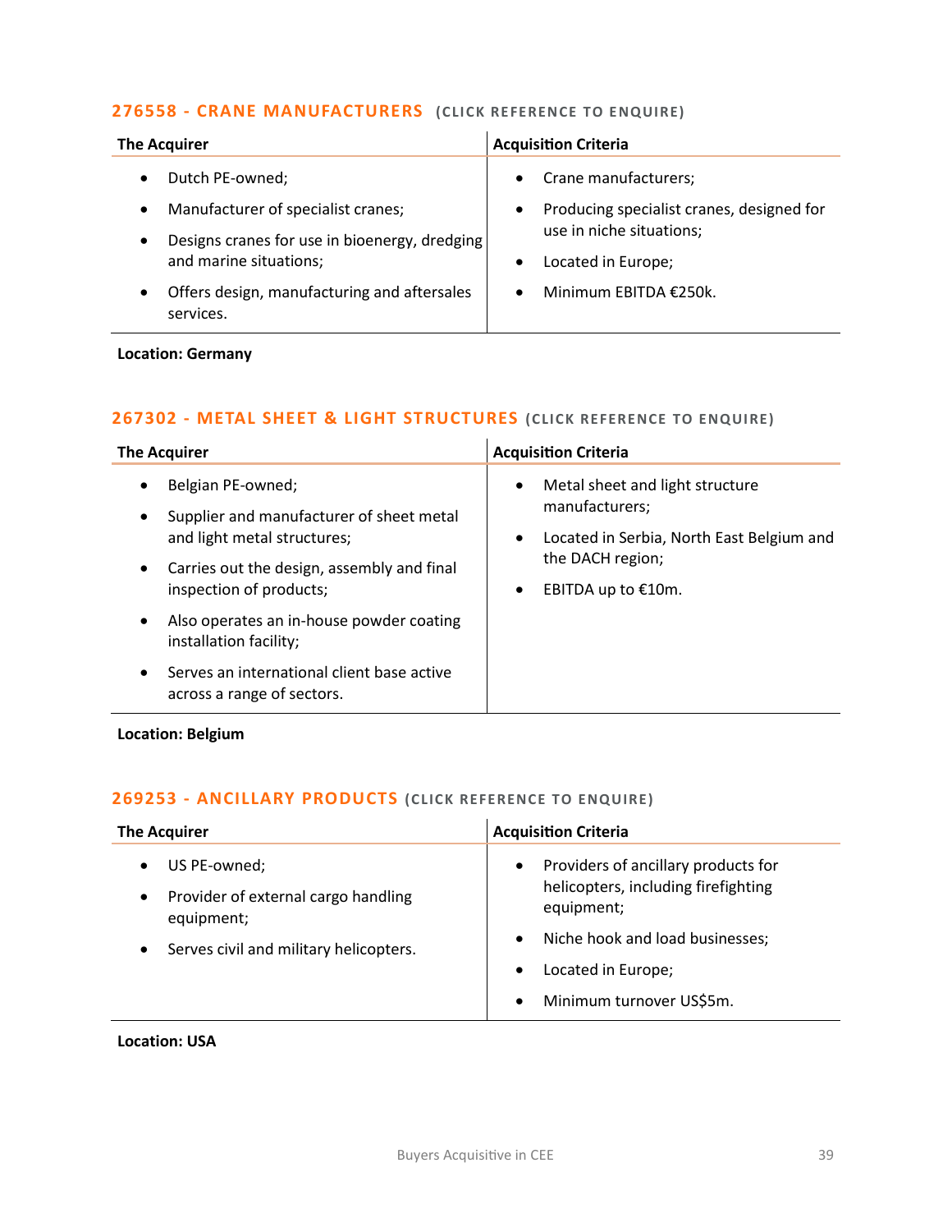### 276558 - CRANE MANUFACTURERS (CLICK REFERENCE TO ENQUIRE)

| The Acquirer | Acquisition Criteria |
|---|---|
| • Dutch PE-owned;<br>• Manufacturer of specialist cranes;<br>• Designs cranes for use in bioenergy, dredging and marine situations;<br>• Offers design, manufacturing and aftersales services. | • Crane manufacturers;<br>• Producing specialist cranes, designed for use in niche situations;<br>• Located in Europe;<br>• Minimum EBITDA €250k. |

**Location: Germany**

### 267302 - METAL SHEET & LIGHT STRUCTURES (CLICK REFERENCE TO ENQUIRE)

| The Acquirer | Acquisition Criteria |
|---|---|
| • Belgian PE-owned;<br>• Supplier and manufacturer of sheet metal and light metal structures;<br>• Carries out the design, assembly and final inspection of products;<br>• Also operates an in-house powder coating installation facility;<br>• Serves an international client base active across a range of sectors. | • Metal sheet and light structure manufacturers;<br>• Located in Serbia, North East Belgium and the DACH region;<br>• EBITDA up to €10m. |

**Location: Belgium**

### 269253 - ANCILLARY PRODUCTS (CLICK REFERENCE TO ENQUIRE)

| The Acquirer | Acquisition Criteria |
|---|---|
| • US PE-owned;<br>• Provider of external cargo handling equipment;<br>• Serves civil and military helicopters. | • Providers of ancillary products for helicopters, including firefighting equipment;<br>• Niche hook and load businesses;<br>• Located in Europe;<br>• Minimum turnover US$5m. |

**Location: USA**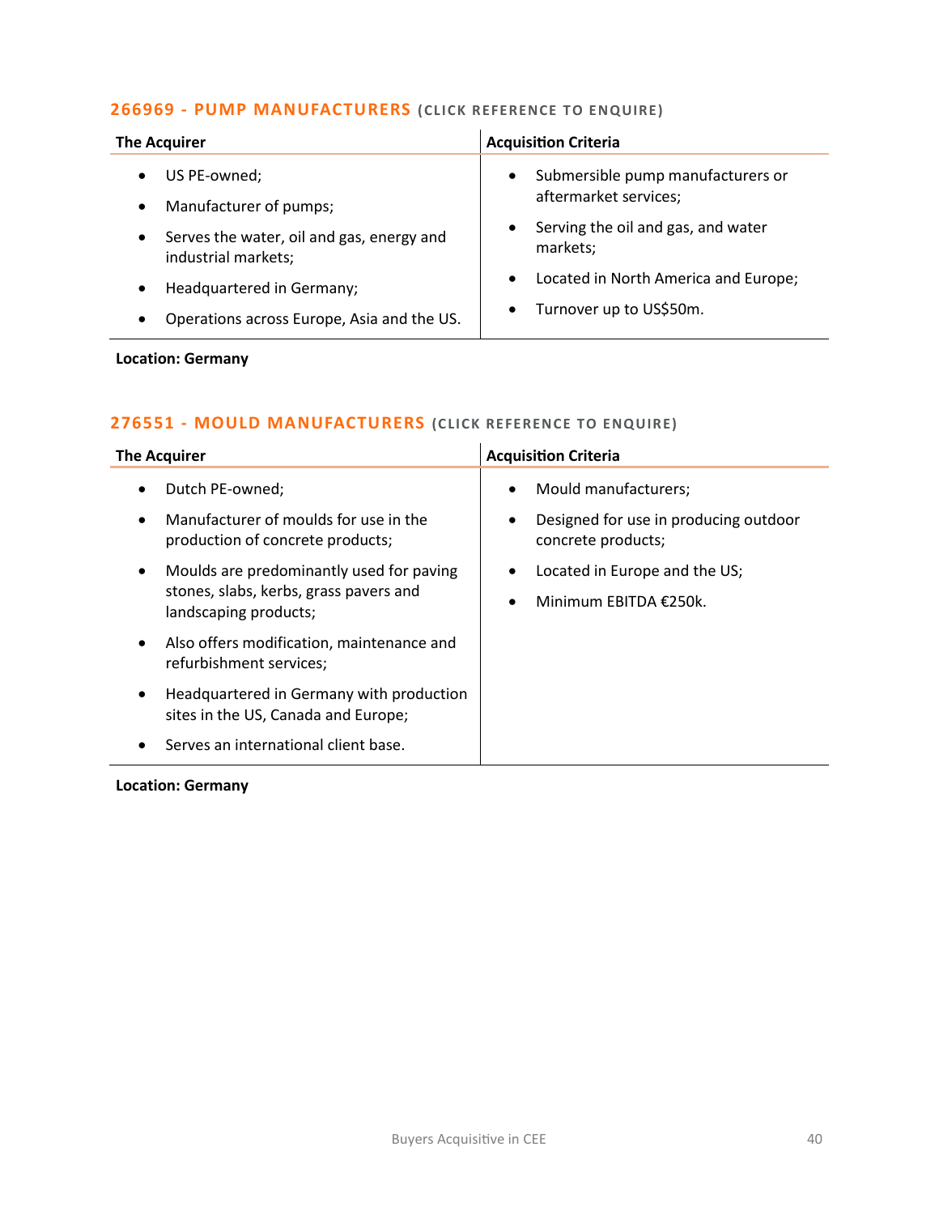### 266969 - PUMP MANUFACTURERS (CLICK REFERENCE TO ENQUIRE)

| The Acquirer | Acquisition Criteria |
|---|---|
| • US PE-owned;<br>• Manufacturer of pumps;<br>• Serves the water, oil and gas, energy and industrial markets;<br>• Headquartered in Germany;<br>• Operations across Europe, Asia and the US. | • Submersible pump manufacturers or aftermarket services;<br>• Serving the oil and gas, and water markets;<br>• Located in North America and Europe;<br>• Turnover up to US$50m. |

**Location: Germany**

### 276551 - MOULD MANUFACTURERS (CLICK REFERENCE TO ENQUIRE)

| The Acquirer | Acquisition Criteria |
|---|---|
| • Dutch PE-owned;<br>• Manufacturer of moulds for use in the production of concrete products;<br>• Moulds are predominantly used for paving stones, slabs, kerbs, grass pavers and landscaping products;<br>• Also offers modification, maintenance and refurbishment services;<br>• Headquartered in Germany with production sites in the US, Canada and Europe;<br>• Serves an international client base. | • Mould manufacturers;<br>• Designed for use in producing outdoor concrete products;<br>• Located in Europe and the US;<br>• Minimum EBITDA €250k. |

**Location: Germany**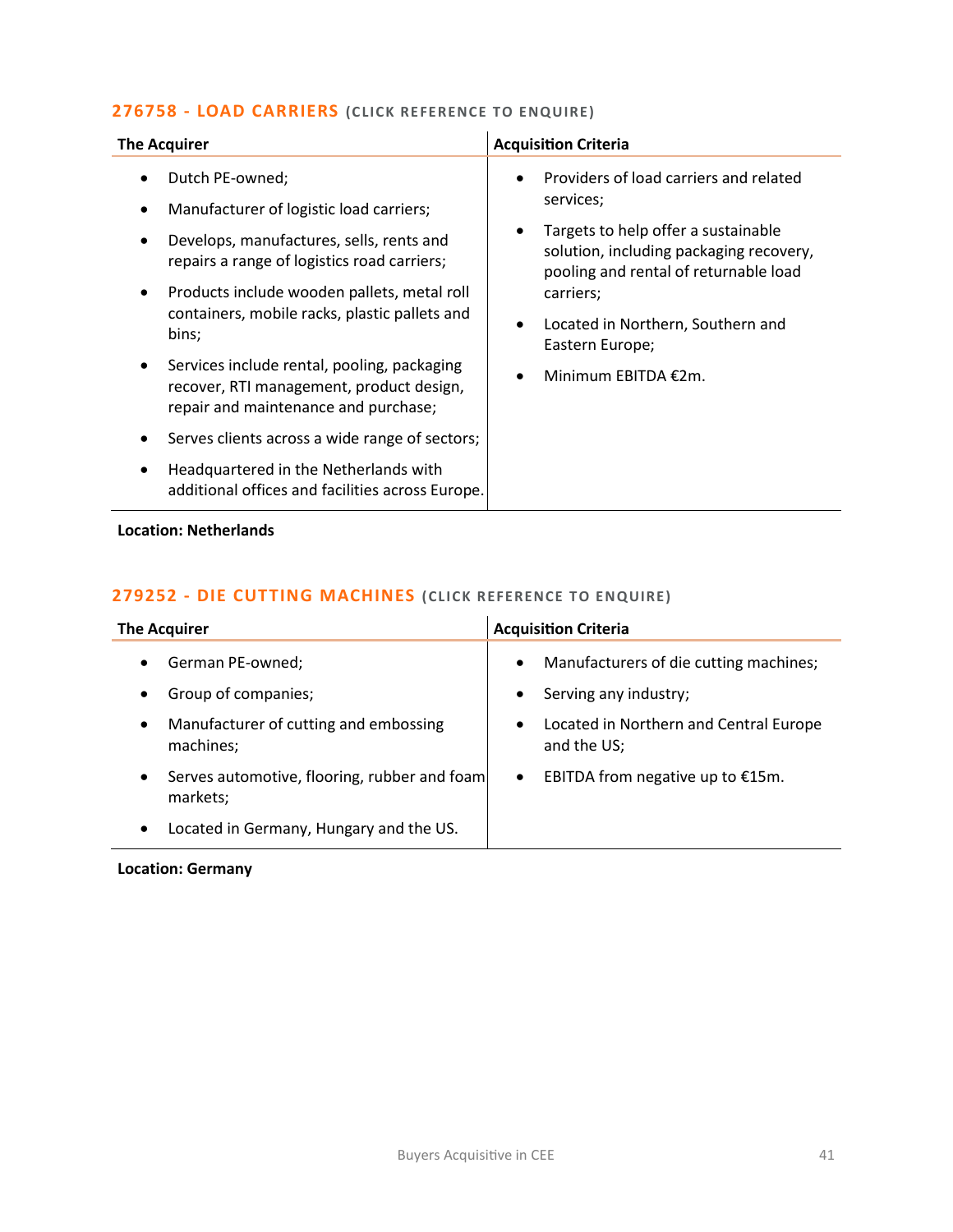## 276758 - LOAD CARRIERS (CLICK REFERENCE TO ENQUIRE)

| The Acquirer | Acquisition Criteria |
| --- | --- |
| • Dutch PE-owned;<br>• Manufacturer of logistic load carriers;<br>• Develops, manufactures, sells, rents and repairs a range of logistics road carriers;<br>• Products include wooden pallets, metal roll containers, mobile racks, plastic pallets and bins;<br>• Services include rental, pooling, packaging recover, RTI management, product design, repair and maintenance and purchase;<br>• Serves clients across a wide range of sectors;<br>• Headquartered in the Netherlands with additional offices and facilities across Europe. | • Providers of load carriers and related services;<br>• Targets to help offer a sustainable solution, including packaging recovery, pooling and rental of returnable load carriers;<br>• Located in Northern, Southern and Eastern Europe;<br>• Minimum EBITDA €2m. |

**Location: Netherlands**

## 279252 - DIE CUTTING MACHINES (CLICK REFERENCE TO ENQUIRE)

| The Acquirer | Acquisition Criteria |
| --- | --- |
| • German PE-owned;<br>• Group of companies;<br>• Manufacturer of cutting and embossing machines;<br>• Serves automotive, flooring, rubber and foam markets;<br>• Located in Germany, Hungary and the US. | • Manufacturers of die cutting machines;<br>• Serving any industry;<br>• Located in Northern and Central Europe and the US;<br>• EBITDA from negative up to €15m. |

**Location: Germany**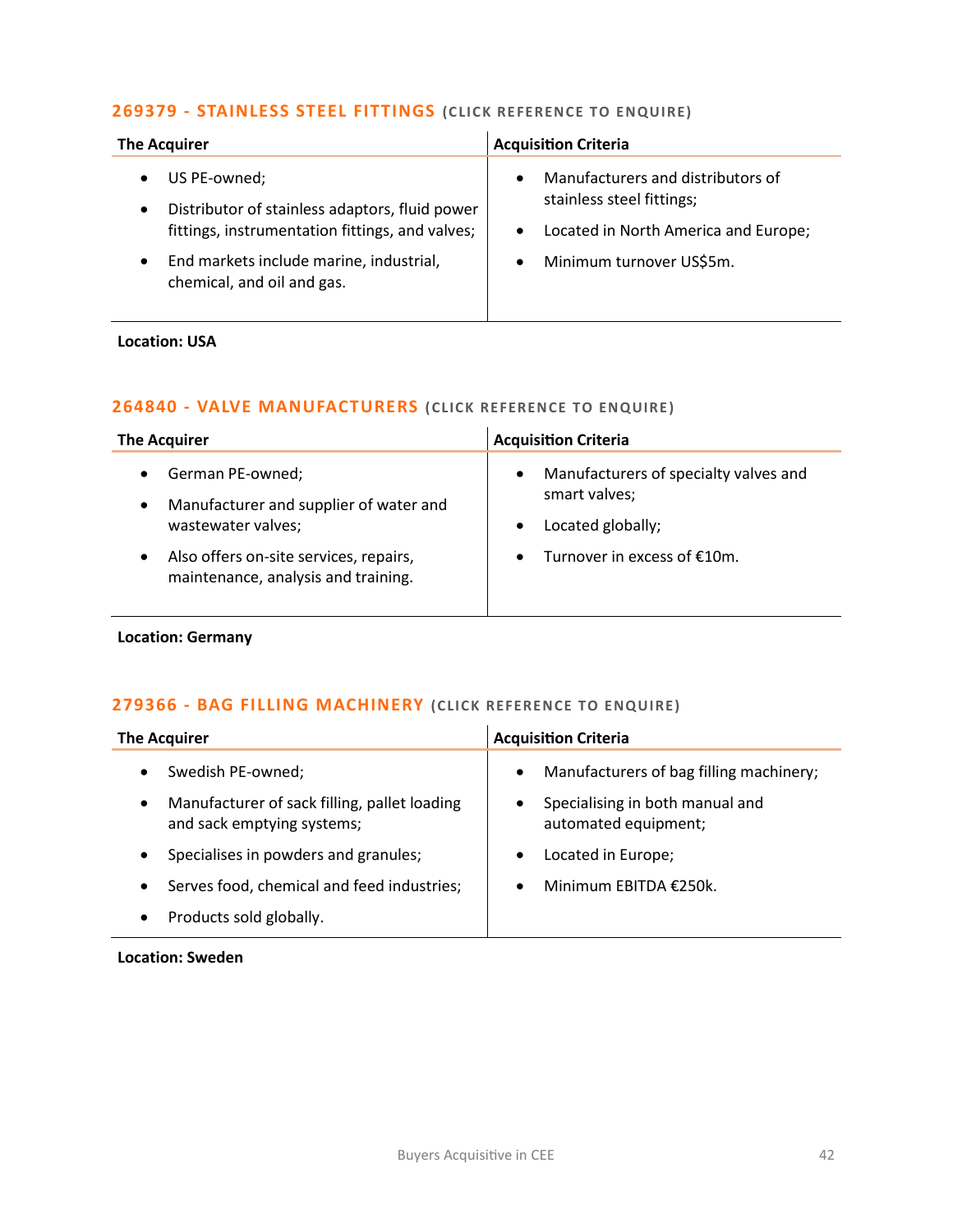## 269379 - STAINLESS STEEL FITTINGS (CLICK REFERENCE TO ENQUIRE)

| The Acquirer | Acquisition Criteria |
|---|---|
| • US PE-owned;<br>• Distributor of stainless adaptors, fluid power fittings, instrumentation fittings, and valves;<br>• End markets include marine, industrial, chemical, and oil and gas. | • Manufacturers and distributors of stainless steel fittings;<br>• Located in North America and Europe;<br>• Minimum turnover US$5m. |

**Location: USA**

## 264840 - VALVE MANUFACTURERS (CLICK REFERENCE TO ENQUIRE)

| The Acquirer | Acquisition Criteria |
|---|---|
| • German PE-owned;<br>• Manufacturer and supplier of water and wastewater valves;<br>• Also offers on-site services, repairs, maintenance, analysis and training. | • Manufacturers of specialty valves and smart valves;<br>• Located globally;<br>• Turnover in excess of €10m. |

**Location: Germany**

## 279366 - BAG FILLING MACHINERY (CLICK REFERENCE TO ENQUIRE)

| The Acquirer | Acquisition Criteria |
|---|---|
| • Swedish PE-owned;<br>• Manufacturer of sack filling, pallet loading and sack emptying systems;<br>• Specialises in powders and granules;<br>• Serves food, chemical and feed industries;<br>• Products sold globally. | • Manufacturers of bag filling machinery;<br>• Specialising in both manual and automated equipment;<br>• Located in Europe;<br>• Minimum EBITDA €250k. |

**Location: Sweden**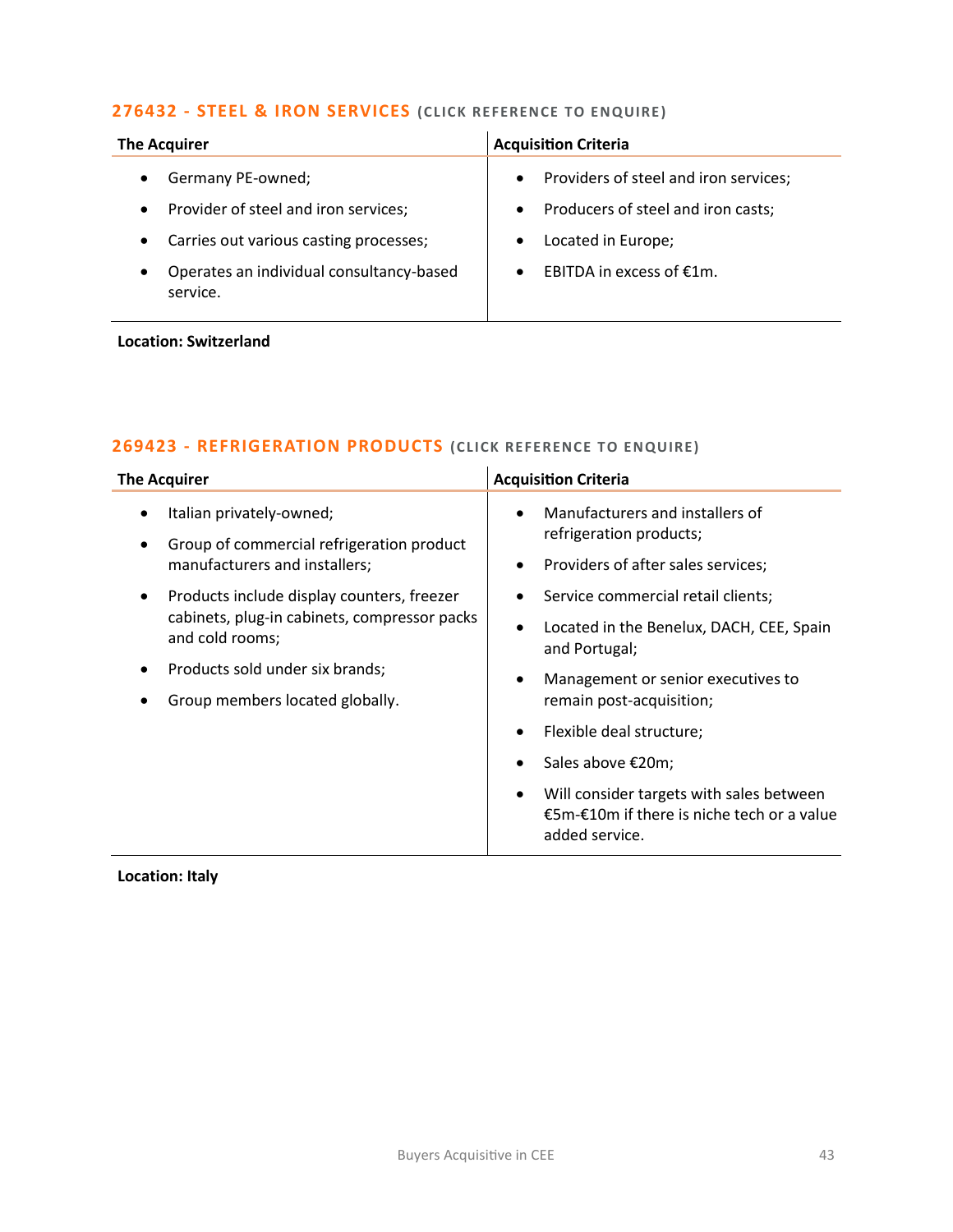### 276432 - STEEL & IRON SERVICES (CLICK REFERENCE TO ENQUIRE)

| The Acquirer | Acquisition Criteria |
| --- | --- |
| • Germany PE-owned;<br>• Provider of steel and iron services;<br>• Carries out various casting processes;<br>• Operates an individual consultancy-based service. | • Providers of steel and iron services;<br>• Producers of steel and iron casts;<br>• Located in Europe;<br>• EBITDA in excess of €1m. |

**Location: Switzerland**

### 269423 - REFRIGERATION PRODUCTS (CLICK REFERENCE TO ENQUIRE)

| The Acquirer | Acquisition Criteria |
| --- | --- |
| • Italian privately-owned;<br>• Group of commercial refrigeration product manufacturers and installers;<br>• Products include display counters, freezer cabinets, plug-in cabinets, compressor packs and cold rooms;<br>• Products sold under six brands;<br>• Group members located globally. | • Manufacturers and installers of refrigeration products;<br>• Providers of after sales services;<br>• Service commercial retail clients;<br>• Located in the Benelux, DACH, CEE, Spain and Portugal;<br>• Management or senior executives to remain post-acquisition;<br>• Flexible deal structure;<br>• Sales above €20m;<br>• Will consider targets with sales between €5m-€10m if there is niche tech or a value added service. |

**Location: Italy**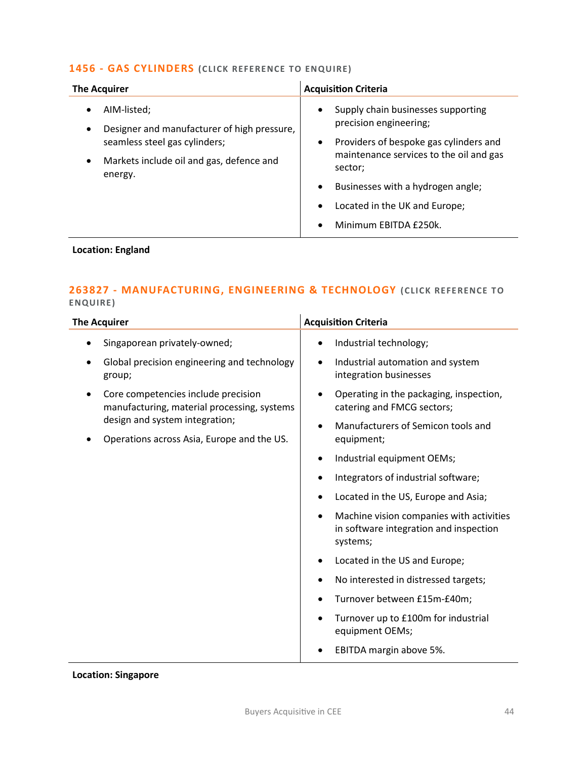### 1456 - GAS CYLINDERS (CLICK REFERENCE TO ENQUIRE)

| The Acquirer | Acquisition Criteria |
|---|---|
| • AIM-listed;<br>• Designer and manufacturer of high pressure, seamless steel gas cylinders;<br>• Markets include oil and gas, defence and energy. | • Supply chain businesses supporting precision engineering;<br>• Providers of bespoke gas cylinders and maintenance services to the oil and gas sector;<br>• Businesses with a hydrogen angle;<br>• Located in the UK and Europe;<br>• Minimum EBITDA £250k. |

**Location: England**

### 263827 - MANUFACTURING, ENGINEERING & TECHNOLOGY (CLICK REFERENCE TO ENQUIRE)

| The Acquirer | Acquisition Criteria |
|---|---|
| • Singaporean privately-owned;<br>• Global precision engineering and technology group;<br>• Core competencies include precision manufacturing, material processing, systems design and system integration;<br>• Operations across Asia, Europe and the US. | • Industrial technology;<br>• Industrial automation and system integration businesses<br>• Operating in the packaging, inspection, catering and FMCG sectors;<br>• Manufacturers of Semicon tools and equipment;<br>• Industrial equipment OEMs;<br>• Integrators of industrial software;<br>• Located in the US, Europe and Asia;<br>• Machine vision companies with activities in software integration and inspection systems;<br>• Located in the US and Europe;<br>• No interested in distressed targets;<br>• Turnover between £15m-£40m;<br>• Turnover up to £100m for industrial equipment OEMs;<br>• EBITDA margin above 5%. |

**Location: Singapore**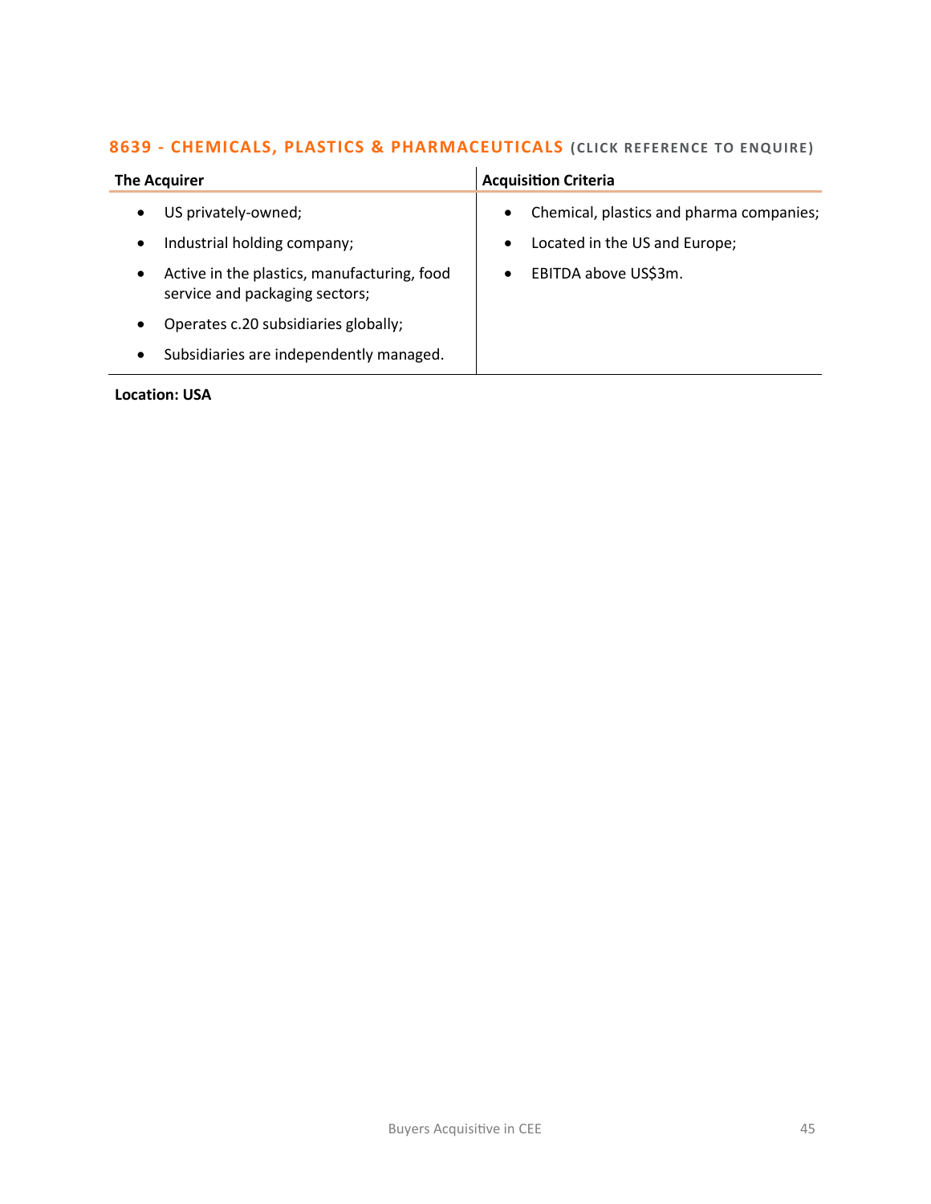### 8639 - CHEMICALS, PLASTICS & PHARMACEUTICALS (CLICK REFERENCE TO ENQUIRE)

| The Acquirer | Acquisition Criteria |
| --- | --- |
| • US privately-owned;<br>• Industrial holding company;<br>• Active in the plastics, manufacturing, food service and packaging sectors;<br>• Operates c.20 subsidiaries globally;<br>• Subsidiaries are independently managed. | • Chemical, plastics and pharma companies;<br>• Located in the US and Europe;<br>• EBITDA above US$3m. |

**Location: USA**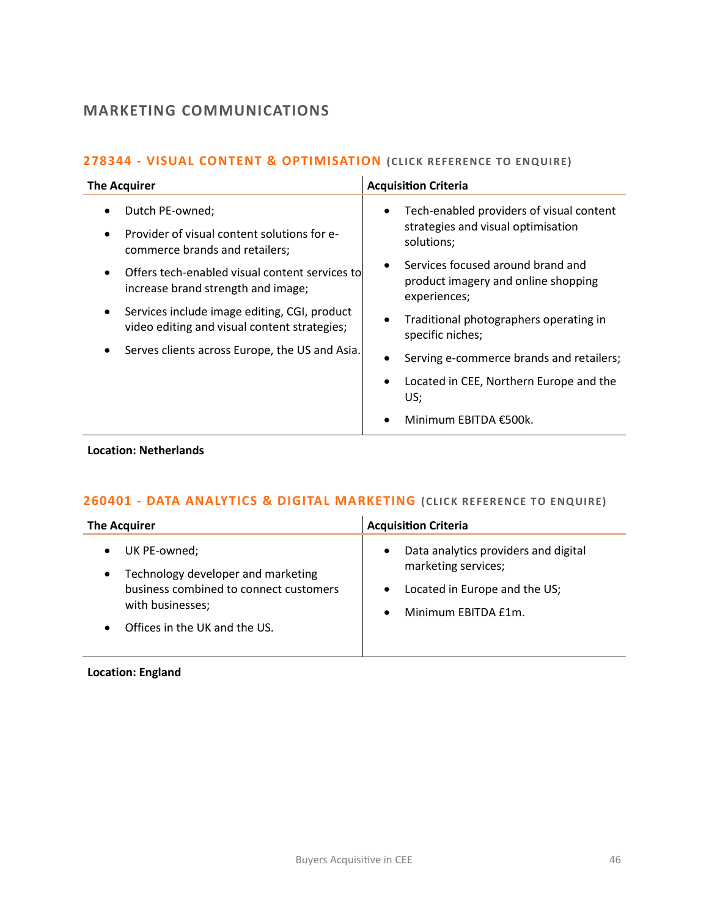## MARKETING COMMUNICATIONS

### 278344 - VISUAL CONTENT & OPTIMISATION (CLICK REFERENCE TO ENQUIRE)

| The Acquirer | Acquisition Criteria |
|---|---|
| • Dutch PE-owned;<br>• Provider of visual content solutions for e-commerce brands and retailers;<br>• Offers tech-enabled visual content services to increase brand strength and image;<br>• Services include image editing, CGI, product video editing and visual content strategies;<br>• Serves clients across Europe, the US and Asia. | • Tech-enabled providers of visual content strategies and visual optimisation solutions;<br>• Services focused around brand and product imagery and online shopping experiences;<br>• Traditional photographers operating in specific niches;<br>• Serving e-commerce brands and retailers;<br>• Located in CEE, Northern Europe and the US;<br>• Minimum EBITDA €500k. |

**Location: Netherlands**

### 260401 - DATA ANALYTICS & DIGITAL MARKETING (CLICK REFERENCE TO ENQUIRE)

| The Acquirer | Acquisition Criteria |
|---|---|
| • UK PE-owned;<br>• Technology developer and marketing business combined to connect customers with businesses;<br>• Offices in the UK and the US. | • Data analytics providers and digital marketing services;<br>• Located in Europe and the US;<br>• Minimum EBITDA £1m. |

**Location: England**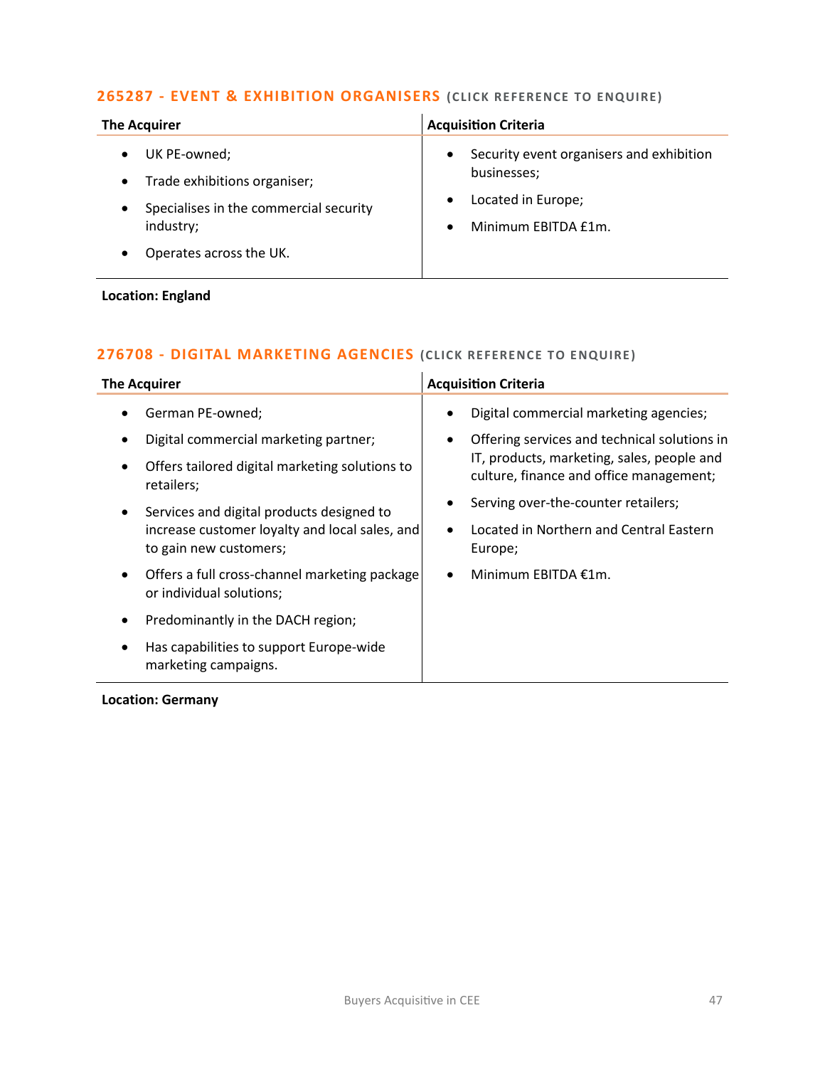## 265287 - EVENT & EXHIBITION ORGANISERS (CLICK REFERENCE TO ENQUIRE)

| The Acquirer | Acquisition Criteria |
|---|---|
| • UK PE-owned;<br>• Trade exhibitions organiser;<br>• Specialises in the commercial security industry;<br>• Operates across the UK. | • Security event organisers and exhibition businesses;<br>• Located in Europe;<br>• Minimum EBITDA £1m. |

**Location: England**

## 276708 - DIGITAL MARKETING AGENCIES (CLICK REFERENCE TO ENQUIRE)

| The Acquirer | Acquisition Criteria |
|---|---|
| • German PE-owned;<br>• Digital commercial marketing partner;<br>• Offers tailored digital marketing solutions to retailers;<br>• Services and digital products designed to increase customer loyalty and local sales, and to gain new customers;<br>• Offers a full cross-channel marketing package or individual solutions;<br>• Predominantly in the DACH region;<br>• Has capabilities to support Europe-wide marketing campaigns. | • Digital commercial marketing agencies;<br>• Offering services and technical solutions in IT, products, marketing, sales, people and culture, finance and office management;<br>• Serving over-the-counter retailers;<br>• Located in Northern and Central Eastern Europe;<br>• Minimum EBITDA €1m. |

**Location: Germany**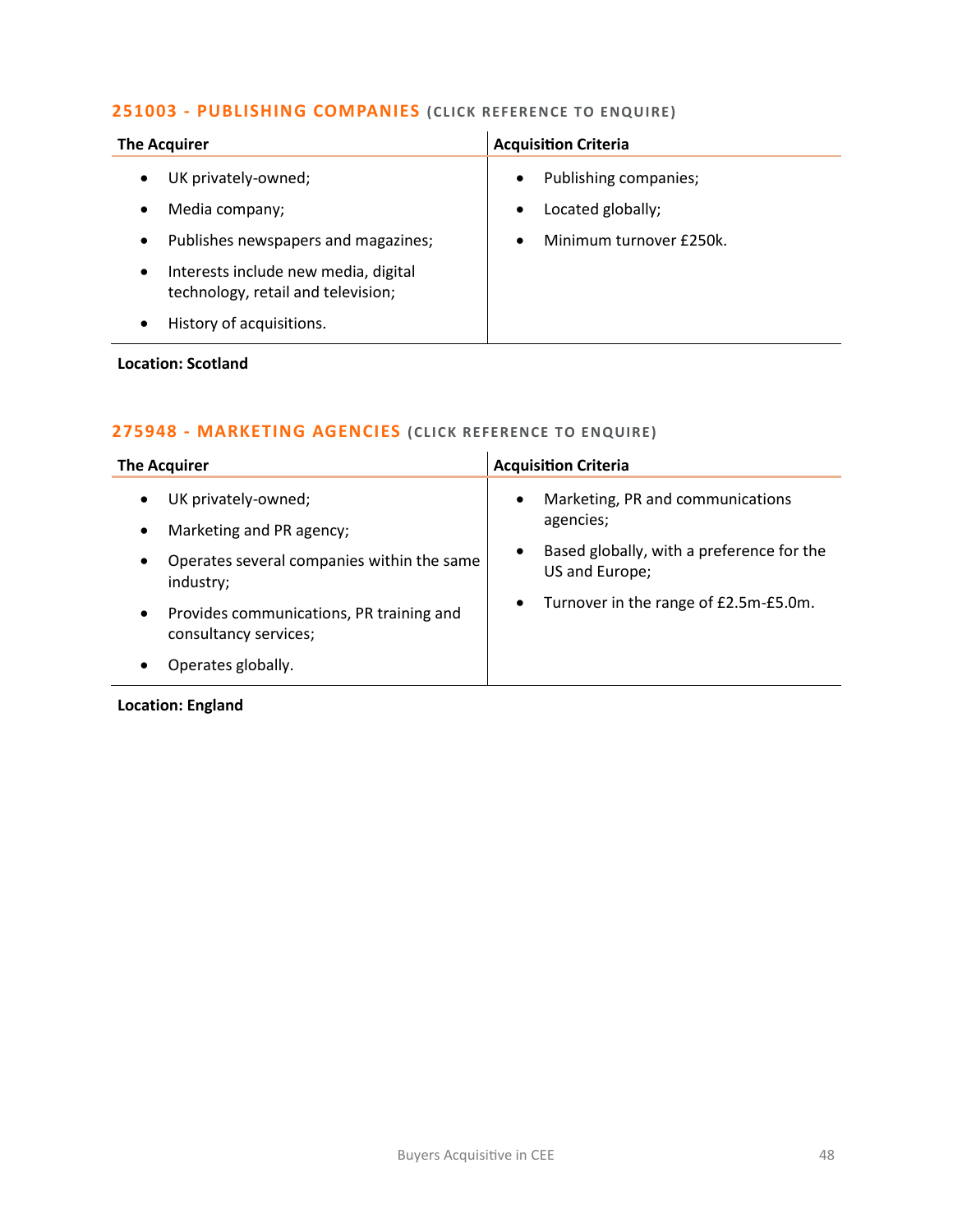## 251003 - PUBLISHING COMPANIES (CLICK REFERENCE TO ENQUIRE)

| The Acquirer | Acquisition Criteria |
|---|---|
| • UK privately-owned;<br>• Media company;<br>• Publishes newspapers and magazines;<br>• Interests include new media, digital technology, retail and television;<br>• History of acquisitions. | • Publishing companies;<br>• Located globally;<br>• Minimum turnover £250k. |

**Location: Scotland**

## 275948 - MARKETING AGENCIES (CLICK REFERENCE TO ENQUIRE)

| The Acquirer | Acquisition Criteria |
|---|---|
| • UK privately-owned;<br>• Marketing and PR agency;<br>• Operates several companies within the same industry;<br>• Provides communications, PR training and consultancy services;<br>• Operates globally. | • Marketing, PR and communications agencies;<br>• Based globally, with a preference for the US and Europe;<br>• Turnover in the range of £2.5m-£5.0m. |

**Location: England**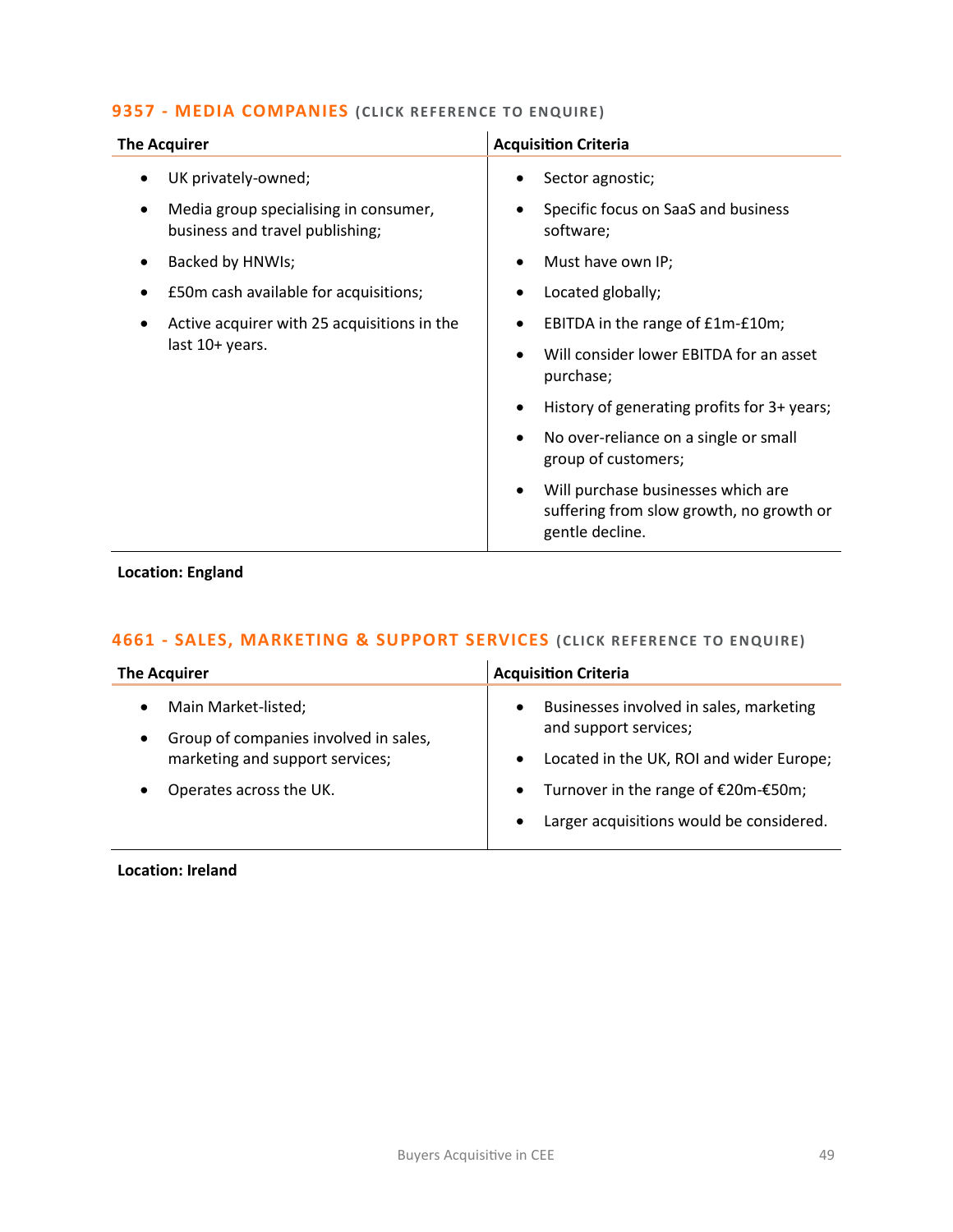### 9357 - MEDIA COMPANIES (CLICK REFERENCE TO ENQUIRE)

| The Acquirer | Acquisition Criteria |
|---|---|
| • UK privately-owned;<br>• Media group specialising in consumer, business and travel publishing;<br>• Backed by HNWIs;<br>• £50m cash available for acquisitions;<br>• Active acquirer with 25 acquisitions in the last 10+ years. | • Sector agnostic;<br>• Specific focus on SaaS and business software;<br>• Must have own IP;<br>• Located globally;<br>• EBITDA in the range of £1m-£10m;<br>• Will consider lower EBITDA for an asset purchase;<br>• History of generating profits for 3+ years;<br>• No over-reliance on a single or small group of customers;<br>• Will purchase businesses which are suffering from slow growth, no growth or gentle decline. |

**Location: England**

### 4661 - SALES, MARKETING & SUPPORT SERVICES (CLICK REFERENCE TO ENQUIRE)

| The Acquirer | Acquisition Criteria |
|---|---|
| • Main Market-listed;<br>• Group of companies involved in sales, marketing and support services;<br>• Operates across the UK. | • Businesses involved in sales, marketing and support services;<br>• Located in the UK, ROI and wider Europe;<br>• Turnover in the range of €20m-€50m;<br>• Larger acquisitions would be considered. |

**Location: Ireland**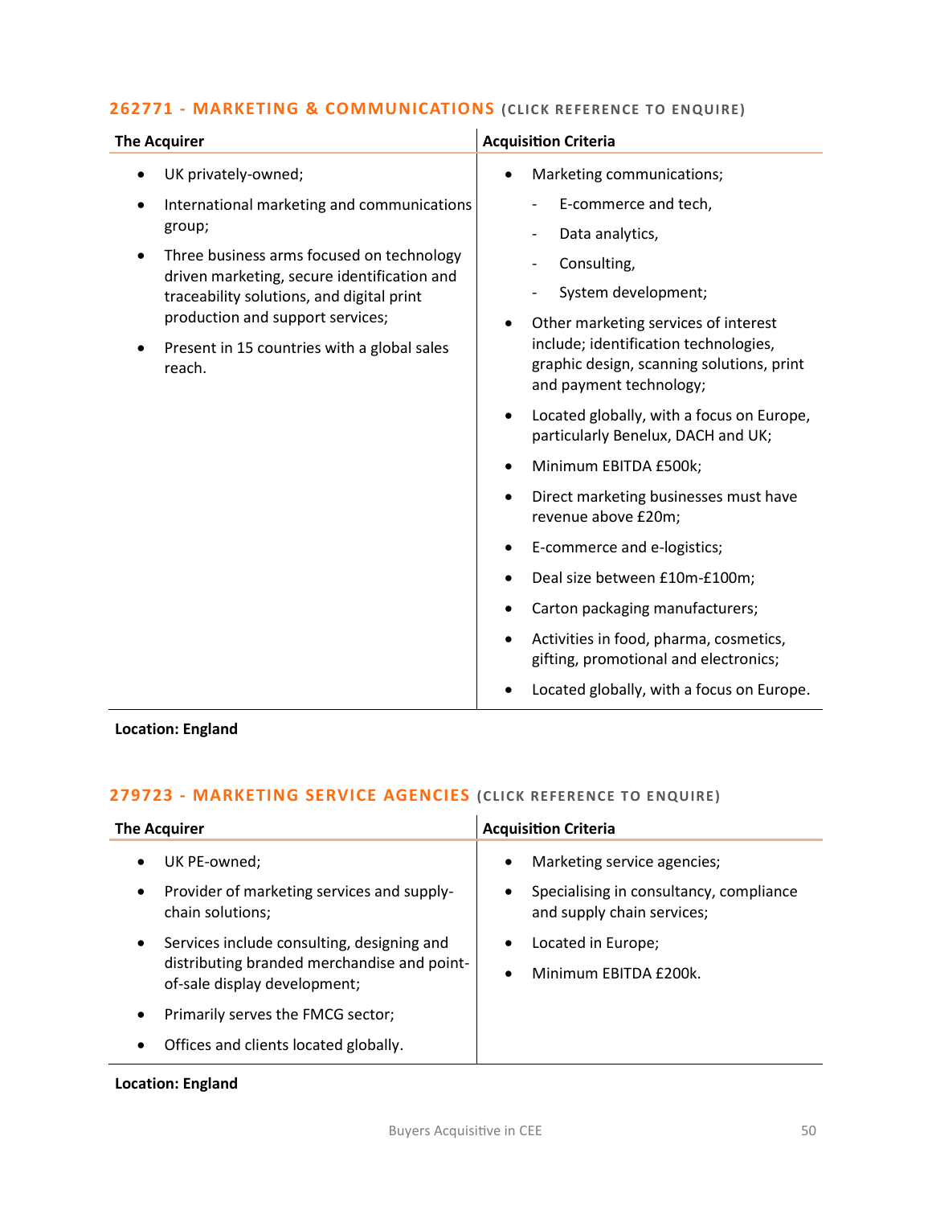## 262771 - MARKETING & COMMUNICATIONS (CLICK REFERENCE TO ENQUIRE)

| The Acquirer | Acquisition Criteria |
|---|---|
| • UK privately-owned;<br>• International marketing and communications group;<br>• Three business arms focused on technology driven marketing, secure identification and traceability solutions, and digital print production and support services;<br>• Present in 15 countries with a global sales reach. | • Marketing communications;<br>  - E-commerce and tech,<br>  - Data analytics,<br>  - Consulting,<br>  - System development;<br>• Other marketing services of interest include; identification technologies, graphic design, scanning solutions, print and payment technology;<br>• Located globally, with a focus on Europe, particularly Benelux, DACH and UK;<br>• Minimum EBITDA £500k;<br>• Direct marketing businesses must have revenue above £20m;<br>• E-commerce and e-logistics;<br>• Deal size between £10m-£100m;<br>• Carton packaging manufacturers;<br>• Activities in food, pharma, cosmetics, gifting, promotional and electronics;<br>• Located globally, with a focus on Europe. |

**Location: England**

## 279723 - MARKETING SERVICE AGENCIES (CLICK REFERENCE TO ENQUIRE)

| The Acquirer | Acquisition Criteria |
|---|---|
| • UK PE-owned;<br>• Provider of marketing services and supply-chain solutions;<br>• Services include consulting, designing and distributing branded merchandise and point-of-sale display development;<br>• Primarily serves the FMCG sector;<br>• Offices and clients located globally. | • Marketing service agencies;<br>• Specialising in consultancy, compliance and supply chain services;<br>• Located in Europe;<br>• Minimum EBITDA £200k. |

**Location: England**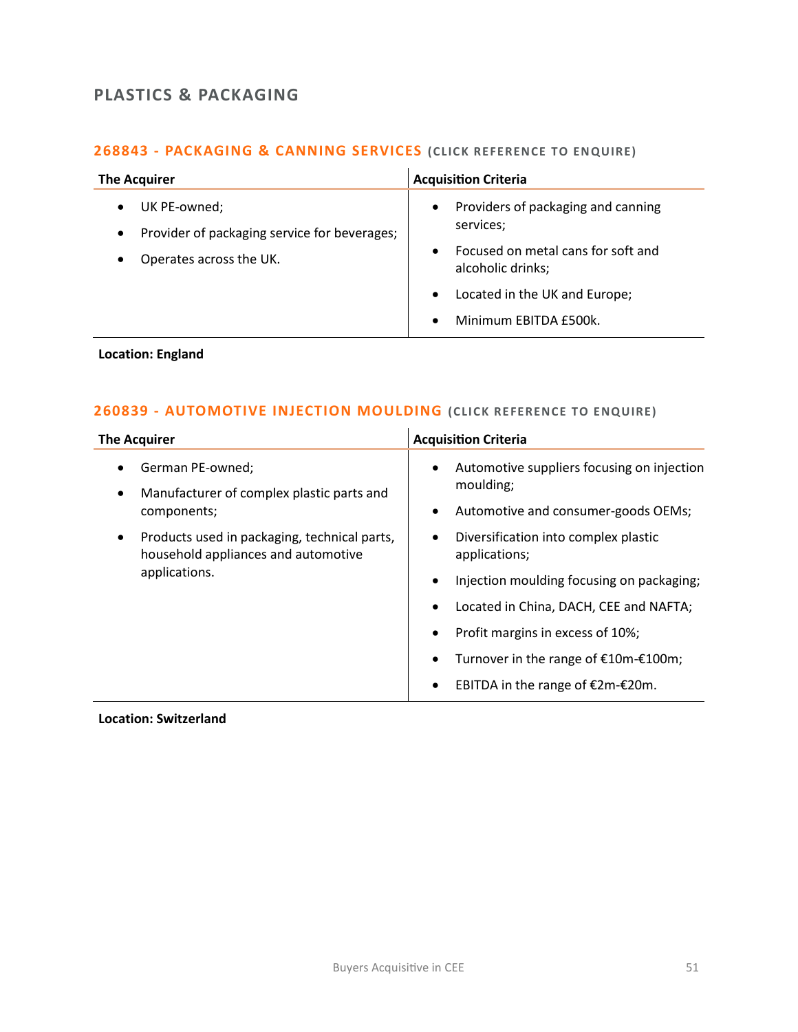## PLASTICS & PACKAGING

### 268843 - PACKAGING & CANNING SERVICES (CLICK REFERENCE TO ENQUIRE)

| The Acquirer | Acquisition Criteria |
|---|---|
| • UK PE-owned;<br>• Provider of packaging service for beverages;<br>• Operates across the UK. | • Providers of packaging and canning services;<br>• Focused on metal cans for soft and alcoholic drinks;<br>• Located in the UK and Europe;<br>• Minimum EBITDA £500k. |

**Location: England**

### 260839 - AUTOMOTIVE INJECTION MOULDING (CLICK REFERENCE TO ENQUIRE)

| The Acquirer | Acquisition Criteria |
|---|---|
| • German PE-owned;<br>• Manufacturer of complex plastic parts and components;<br>• Products used in packaging, technical parts, household appliances and automotive applications. | • Automotive suppliers focusing on injection moulding;<br>• Automotive and consumer-goods OEMs;<br>• Diversification into complex plastic applications;<br>• Injection moulding focusing on packaging;<br>• Located in China, DACH, CEE and NAFTA;<br>• Profit margins in excess of 10%;<br>• Turnover in the range of €10m-€100m;<br>• EBITDA in the range of €2m-€20m. |

**Location: Switzerland**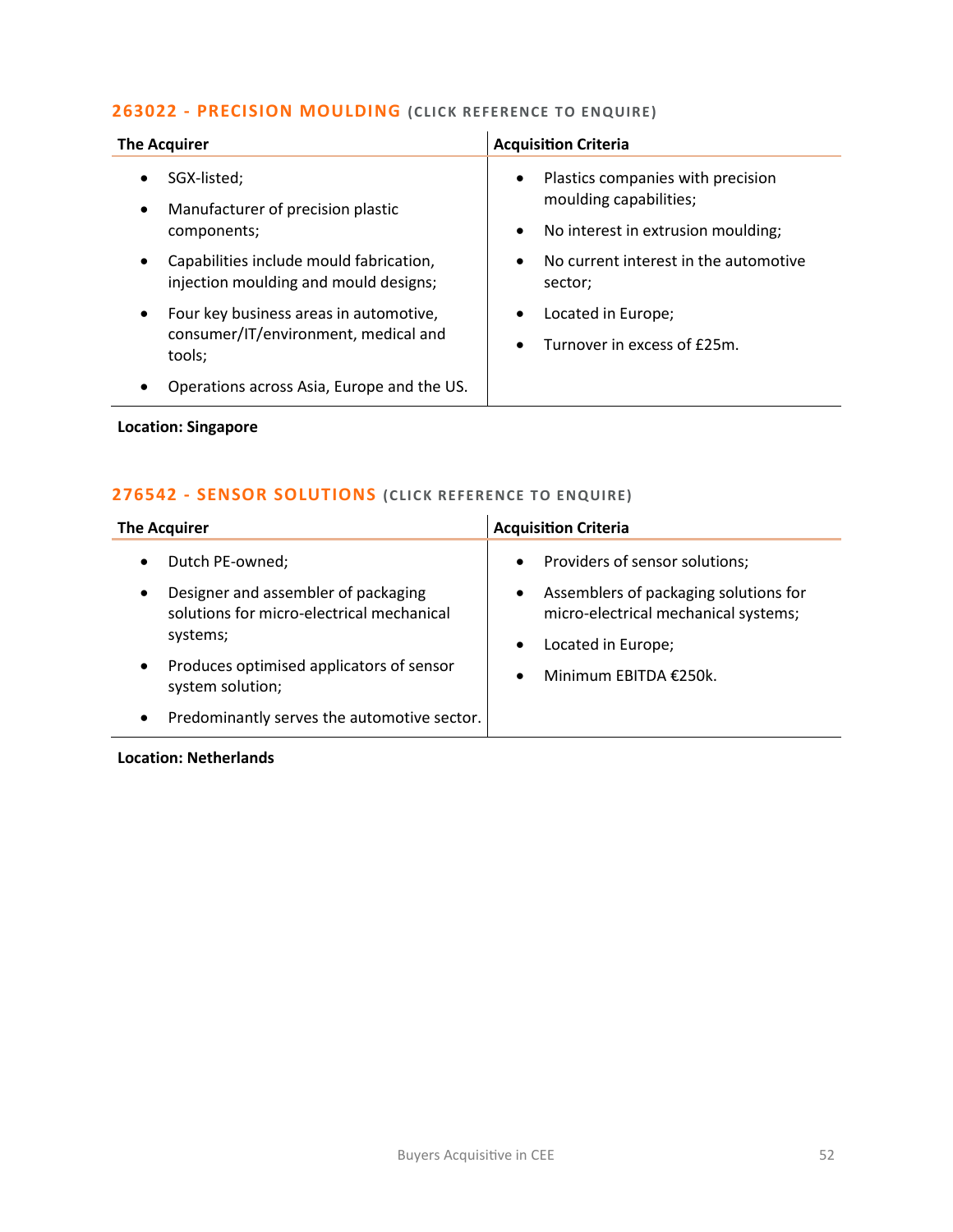## 263022 - PRECISION MOULDING (CLICK REFERENCE TO ENQUIRE)

| The Acquirer | Acquisition Criteria |
|---|---|
| • SGX-listed;<br>• Manufacturer of precision plastic components;<br>• Capabilities include mould fabrication, injection moulding and mould designs;<br>• Four key business areas in automotive, consumer/IT/environment, medical and tools;<br>• Operations across Asia, Europe and the US. | • Plastics companies with precision moulding capabilities;<br>• No interest in extrusion moulding;<br>• No current interest in the automotive sector;<br>• Located in Europe;<br>• Turnover in excess of £25m. |

**Location: Singapore**

## 276542 - SENSOR SOLUTIONS (CLICK REFERENCE TO ENQUIRE)

| The Acquirer | Acquisition Criteria |
|---|---|
| • Dutch PE-owned;<br>• Designer and assembler of packaging solutions for micro-electrical mechanical systems;<br>• Produces optimised applicators of sensor system solution;<br>• Predominantly serves the automotive sector. | • Providers of sensor solutions;<br>• Assemblers of packaging solutions for micro-electrical mechanical systems;<br>• Located in Europe;<br>• Minimum EBITDA €250k. |

**Location: Netherlands**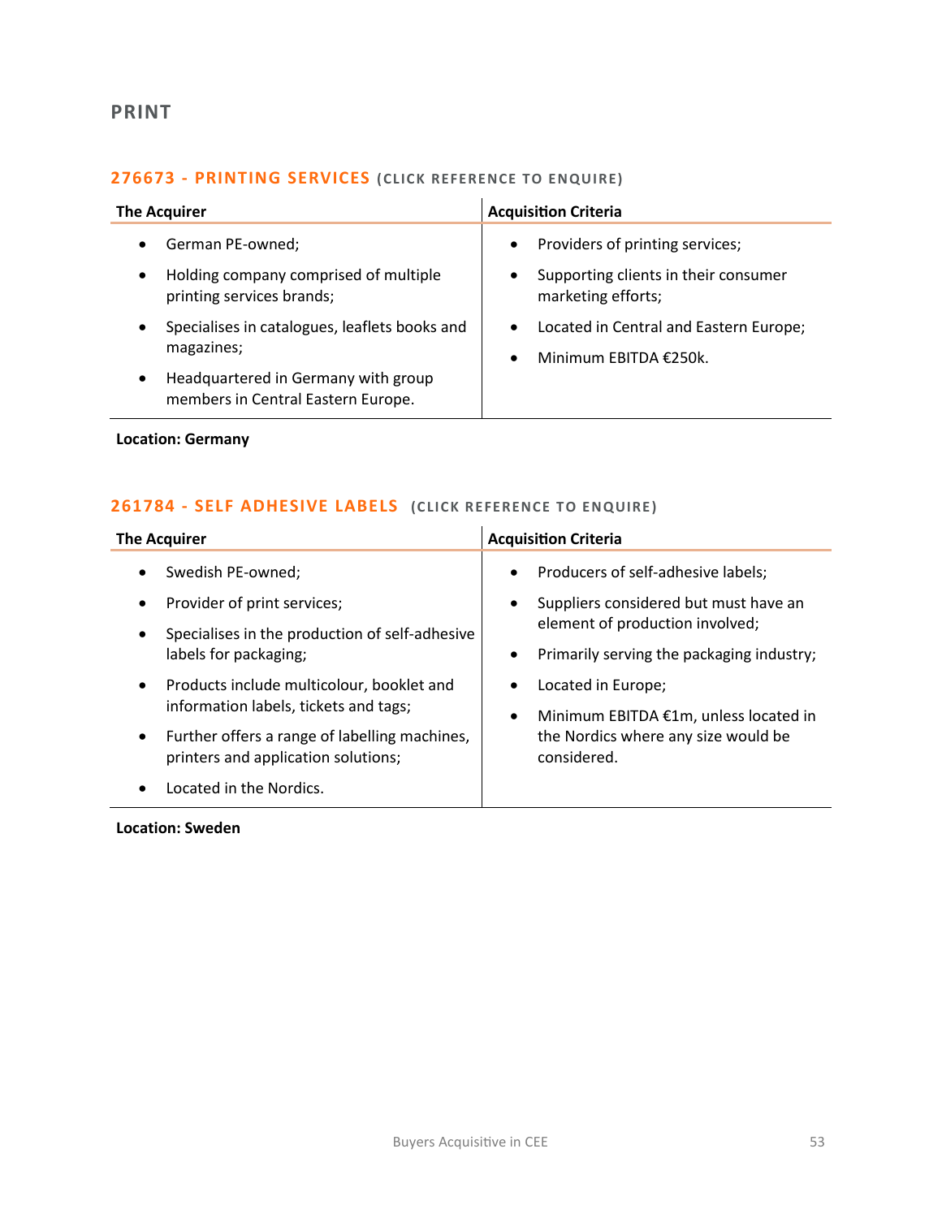## PRINT

### 276673 - PRINTING SERVICES (CLICK REFERENCE TO ENQUIRE)

| The Acquirer | Acquisition Criteria |
|---|---|
| • German PE-owned;<br>• Holding company comprised of multiple printing services brands;<br>• Specialises in catalogues, leaflets books and magazines;<br>• Headquartered in Germany with group members in Central Eastern Europe. | • Providers of printing services;<br>• Supporting clients in their consumer marketing efforts;<br>• Located in Central and Eastern Europe;<br>• Minimum EBITDA €250k. |

**Location: Germany**

### 261784 - SELF ADHESIVE LABELS (CLICK REFERENCE TO ENQUIRE)

| The Acquirer | Acquisition Criteria |
|---|---|
| • Swedish PE-owned;<br>• Provider of print services;<br>• Specialises in the production of self-adhesive labels for packaging;<br>• Products include multicolour, booklet and information labels, tickets and tags;<br>• Further offers a range of labelling machines, printers and application solutions;<br>• Located in the Nordics. | • Producers of self-adhesive labels;<br>• Suppliers considered but must have an element of production involved;<br>• Primarily serving the packaging industry;<br>• Located in Europe;<br>• Minimum EBITDA €1m, unless located in the Nordics where any size would be considered. |

**Location: Sweden**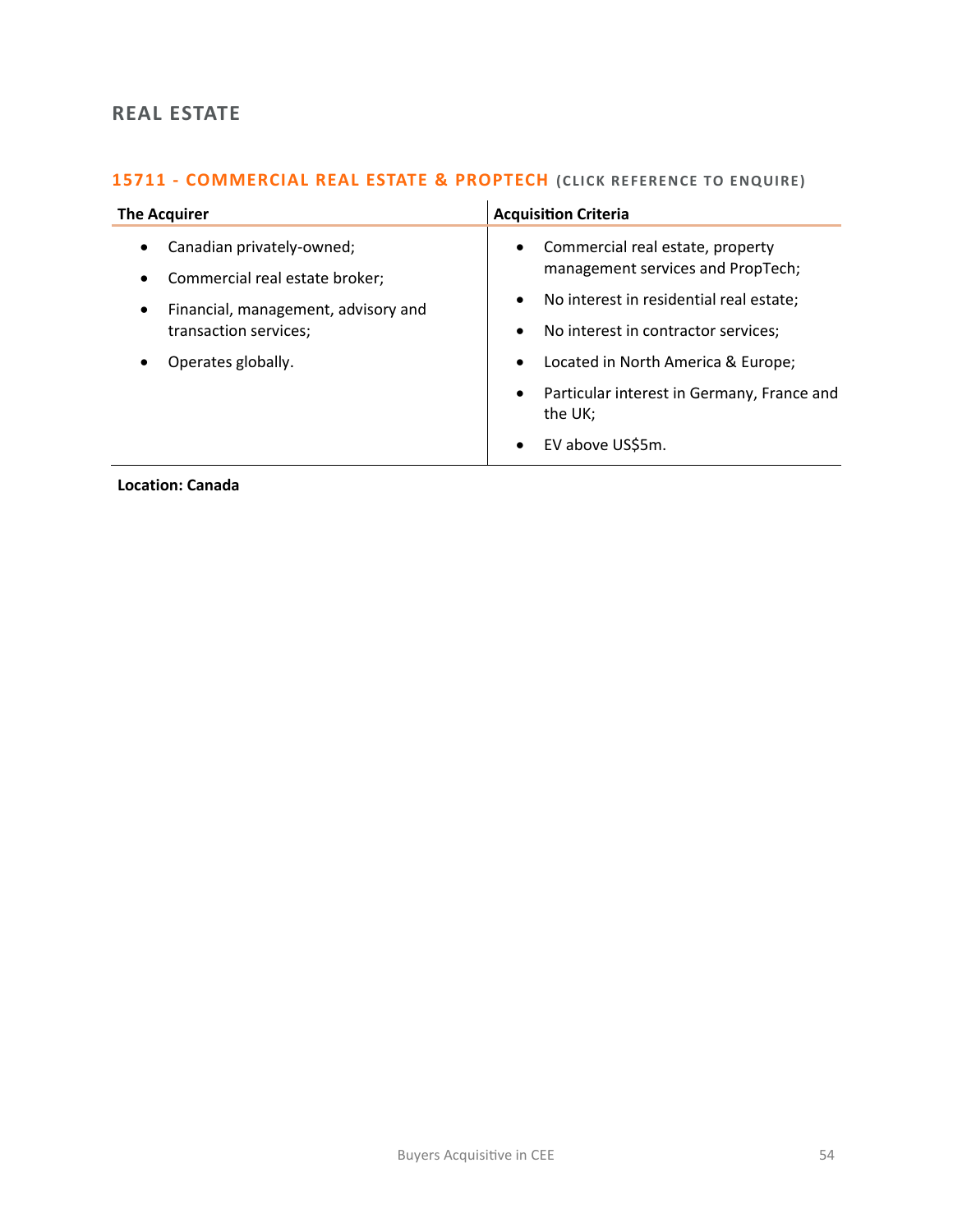## REAL ESTATE

### 15711 - COMMERCIAL REAL ESTATE & PROPTECH (CLICK REFERENCE TO ENQUIRE)

| The Acquirer | Acquisition Criteria |
| --- | --- |
| • Canadian privately-owned;<br>• Commercial real estate broker;<br>• Financial, management, advisory and transaction services;<br>• Operates globally. | • Commercial real estate, property management services and PropTech;<br>• No interest in residential real estate;<br>• No interest in contractor services;<br>• Located in North America & Europe;<br>• Particular interest in Germany, France and the UK;<br>• EV above US$5m. |

**Location: Canada**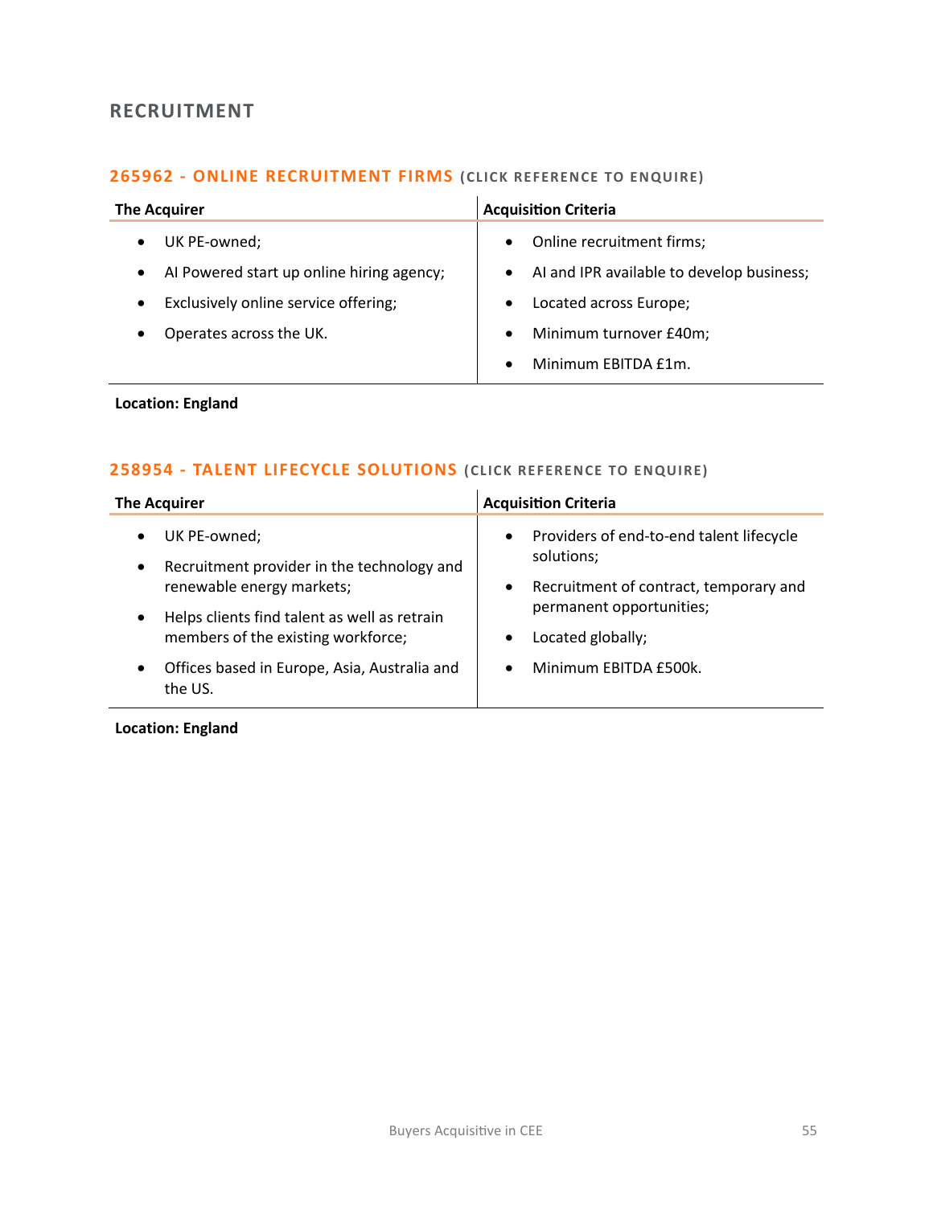## RECRUITMENT

### 265962 - ONLINE RECRUITMENT FIRMS (CLICK REFERENCE TO ENQUIRE)

| The Acquirer | Acquisition Criteria |
|---|---|
| • UK PE-owned;<br>• AI Powered start up online hiring agency;<br>• Exclusively online service offering;<br>• Operates across the UK. | • Online recruitment firms;<br>• AI and IPR available to develop business;<br>• Located across Europe;<br>• Minimum turnover £40m;<br>• Minimum EBITDA £1m. |

**Location: England**

### 258954 - TALENT LIFECYCLE SOLUTIONS (CLICK REFERENCE TO ENQUIRE)

| The Acquirer | Acquisition Criteria |
|---|---|
| • UK PE-owned;<br>• Recruitment provider in the technology and renewable energy markets;<br>• Helps clients find talent as well as retrain members of the existing workforce;<br>• Offices based in Europe, Asia, Australia and the US. | • Providers of end-to-end talent lifecycle solutions;<br>• Recruitment of contract, temporary and permanent opportunities;<br>• Located globally;<br>• Minimum EBITDA £500k. |

**Location: England**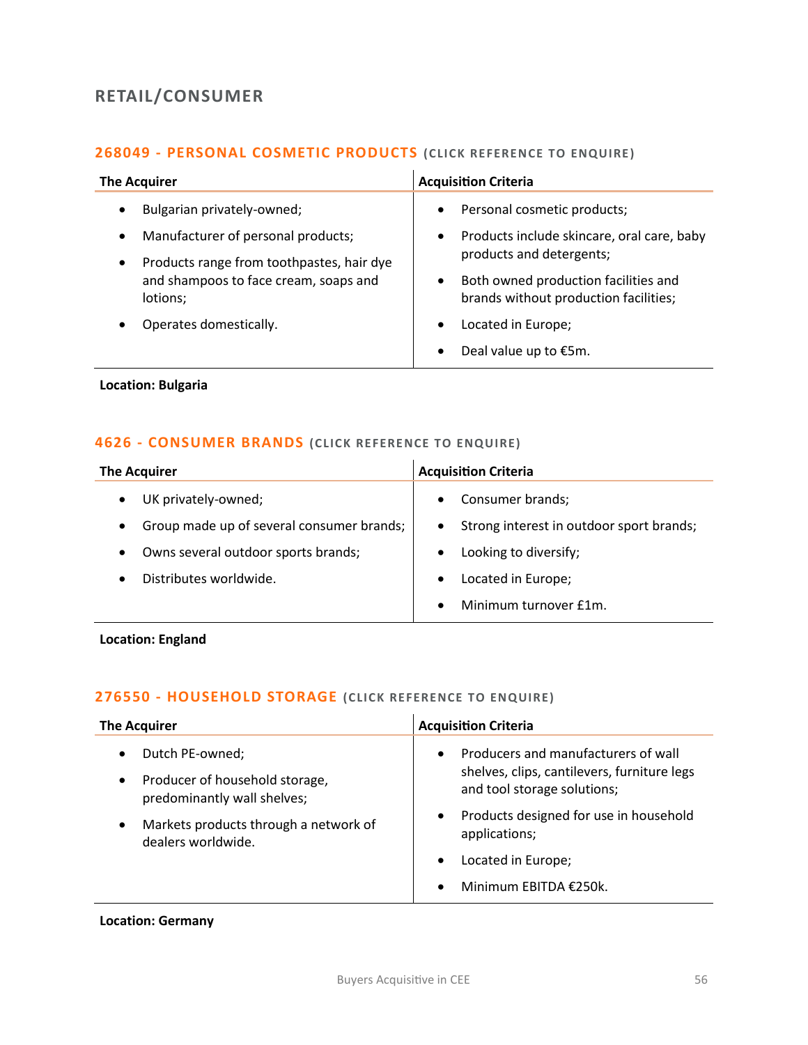## RETAIL/CONSUMER

### 268049 - PERSONAL COSMETIC PRODUCTS (CLICK REFERENCE TO ENQUIRE)

| The Acquirer | Acquisition Criteria |
|---|---|
| • Bulgarian privately-owned;<br>• Manufacturer of personal products;<br>• Products range from toothpastes, hair dye and shampoos to face cream, soaps and lotions;<br>• Operates domestically. | • Personal cosmetic products;<br>• Products include skincare, oral care, baby products and detergents;<br>• Both owned production facilities and brands without production facilities;<br>• Located in Europe;<br>• Deal value up to €5m. |

**Location: Bulgaria**

### 4626 - CONSUMER BRANDS (CLICK REFERENCE TO ENQUIRE)

| The Acquirer | Acquisition Criteria |
|---|---|
| • UK privately-owned;<br>• Group made up of several consumer brands;<br>• Owns several outdoor sports brands;<br>• Distributes worldwide. | • Consumer brands;<br>• Strong interest in outdoor sport brands;<br>• Looking to diversify;<br>• Located in Europe;<br>• Minimum turnover £1m. |

**Location: England**

### 276550 - HOUSEHOLD STORAGE (CLICK REFERENCE TO ENQUIRE)

| The Acquirer | Acquisition Criteria |
|---|---|
| • Dutch PE-owned;<br>• Producer of household storage, predominantly wall shelves;<br>• Markets products through a network of dealers worldwide. | • Producers and manufacturers of wall shelves, clips, cantilevers, furniture legs and tool storage solutions;<br>• Products designed for use in household applications;<br>• Located in Europe;<br>• Minimum EBITDA €250k. |

**Location: Germany**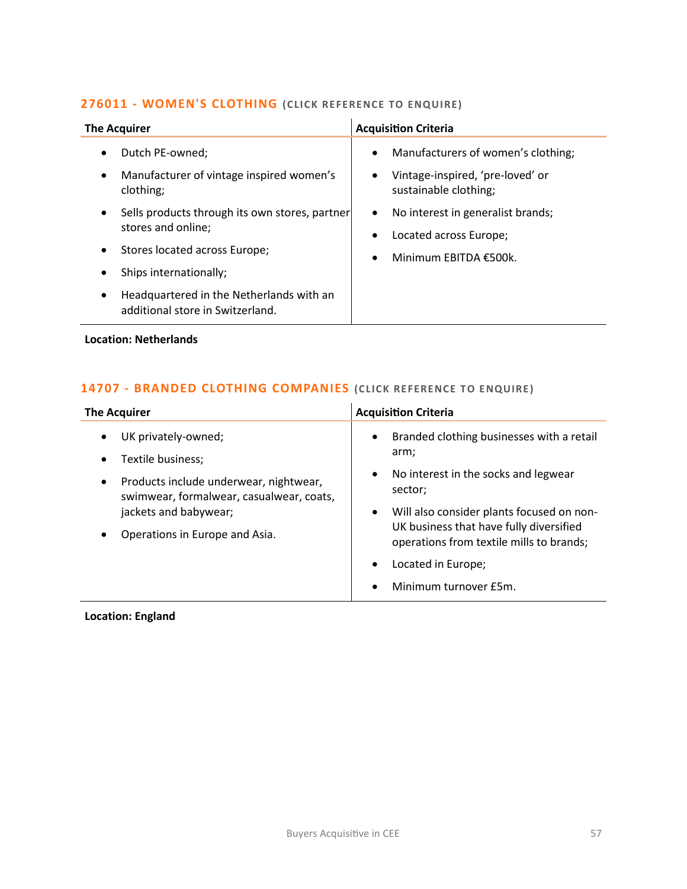### 276011 - WOMEN'S CLOTHING (CLICK REFERENCE TO ENQUIRE)

| The Acquirer | Acquisition Criteria |
|---|---|
| • Dutch PE-owned;<br>• Manufacturer of vintage inspired women's clothing;<br>• Sells products through its own stores, partner stores and online;<br>• Stores located across Europe;<br>• Ships internationally;<br>• Headquartered in the Netherlands with an additional store in Switzerland. | • Manufacturers of women's clothing;<br>• Vintage-inspired, 'pre-loved' or sustainable clothing;<br>• No interest in generalist brands;<br>• Located across Europe;<br>• Minimum EBITDA €500k. |

**Location: Netherlands**

### 14707 - BRANDED CLOTHING COMPANIES (CLICK REFERENCE TO ENQUIRE)

| The Acquirer | Acquisition Criteria |
|---|---|
| • UK privately-owned;<br>• Textile business;<br>• Products include underwear, nightwear, swimwear, formalwear, casualwear, coats, jackets and babywear;<br>• Operations in Europe and Asia. | • Branded clothing businesses with a retail arm;<br>• No interest in the socks and legwear sector;<br>• Will also consider plants focused on non-UK business that have fully diversified operations from textile mills to brands;<br>• Located in Europe;<br>• Minimum turnover £5m. |

**Location: England**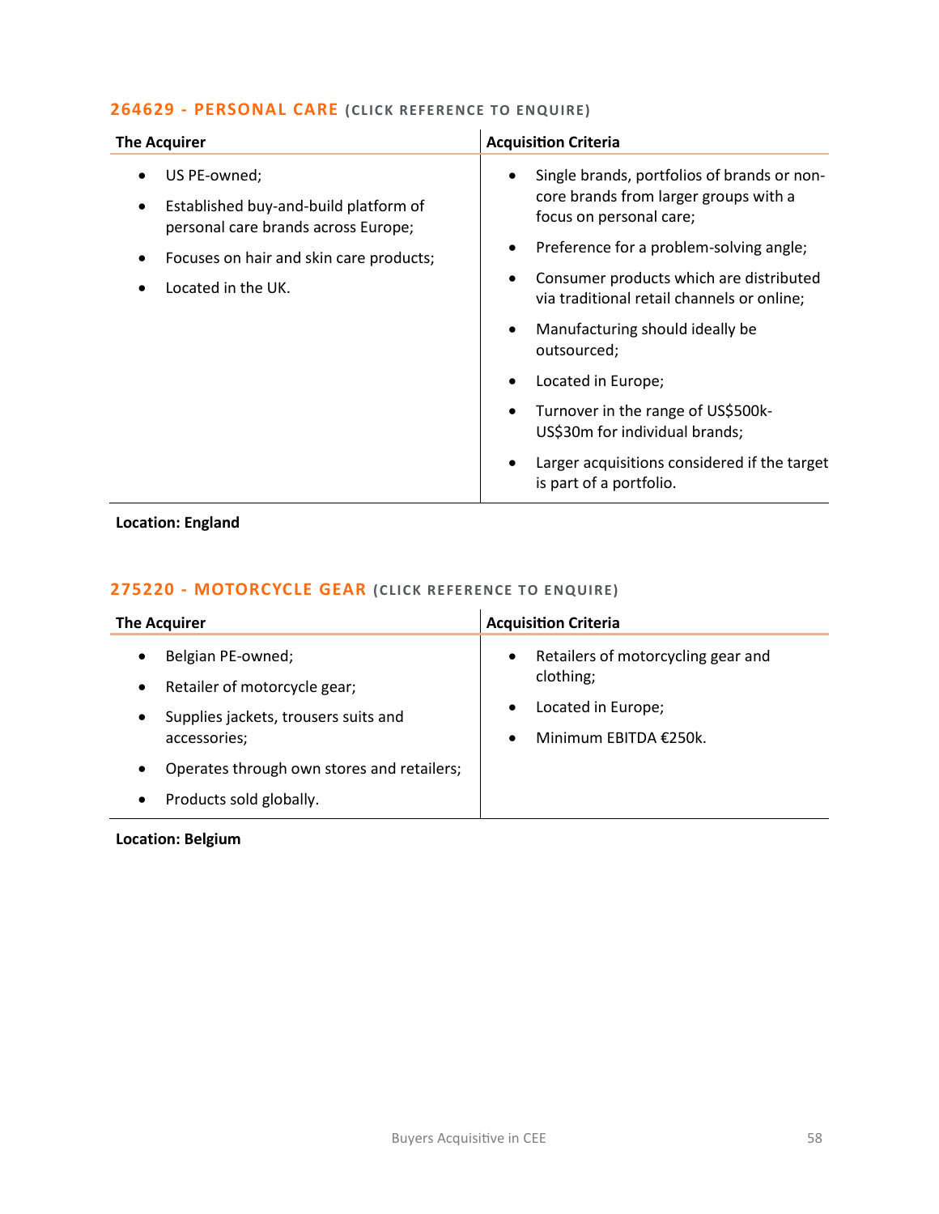### 264629 - PERSONAL CARE (CLICK REFERENCE TO ENQUIRE)

| The Acquirer | Acquisition Criteria |
|---|---|
| • US PE-owned;<br>• Established buy-and-build platform of personal care brands across Europe;<br>• Focuses on hair and skin care products;<br>• Located in the UK. | • Single brands, portfolios of brands or non-core brands from larger groups with a focus on personal care;<br>• Preference for a problem-solving angle;<br>• Consumer products which are distributed via traditional retail channels or online;<br>• Manufacturing should ideally be outsourced;<br>• Located in Europe;<br>• Turnover in the range of US$500k-US$30m for individual brands;<br>• Larger acquisitions considered if the target is part of a portfolio. |

**Location: England**

### 275220 - MOTORCYCLE GEAR (CLICK REFERENCE TO ENQUIRE)

| The Acquirer | Acquisition Criteria |
|---|---|
| • Belgian PE-owned;<br>• Retailer of motorcycle gear;<br>• Supplies jackets, trousers suits and accessories;<br>• Operates through own stores and retailers;<br>• Products sold globally. | • Retailers of motorcycling gear and clothing;<br>• Located in Europe;<br>• Minimum EBITDA €250k. |

**Location: Belgium**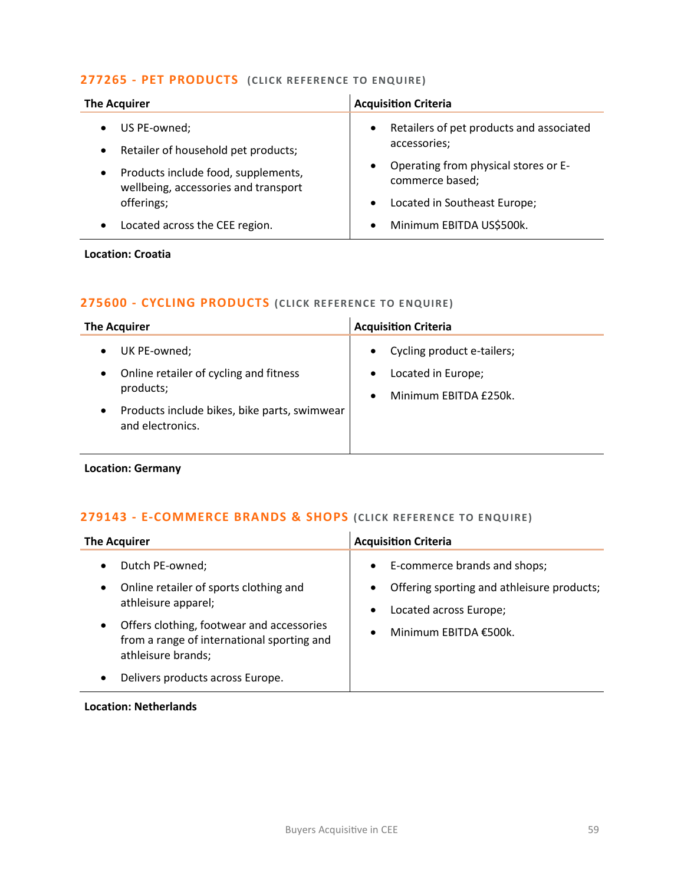## 277265 - PET PRODUCTS (CLICK REFERENCE TO ENQUIRE)

| The Acquirer | Acquisition Criteria |
|---|---|
| • US PE-owned;<br>• Retailer of household pet products;<br>• Products include food, supplements, wellbeing, accessories and transport offerings;<br>• Located across the CEE region. | • Retailers of pet products and associated accessories;<br>• Operating from physical stores or E-commerce based;<br>• Located in Southeast Europe;<br>• Minimum EBITDA US$500k. |

**Location: Croatia**

## 275600 - CYCLING PRODUCTS (CLICK REFERENCE TO ENQUIRE)

| The Acquirer | Acquisition Criteria |
|---|---|
| • UK PE-owned;<br>• Online retailer of cycling and fitness products;<br>• Products include bikes, bike parts, swimwear and electronics. | • Cycling product e-tailers;<br>• Located in Europe;<br>• Minimum EBITDA £250k. |

**Location: Germany**

## 279143 - E-COMMERCE BRANDS & SHOPS (CLICK REFERENCE TO ENQUIRE)

| The Acquirer | Acquisition Criteria |
|---|---|
| • Dutch PE-owned;<br>• Online retailer of sports clothing and athleisure apparel;<br>• Offers clothing, footwear and accessories from a range of international sporting and athleisure brands;<br>• Delivers products across Europe. | • E-commerce brands and shops;<br>• Offering sporting and athleisure products;<br>• Located across Europe;<br>• Minimum EBITDA €500k. |

**Location: Netherlands**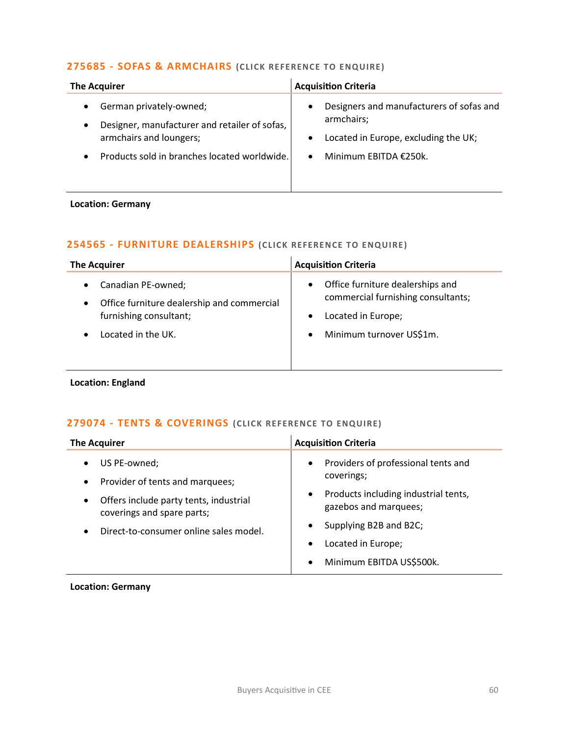## 275685 - SOFAS & ARMCHAIRS (CLICK REFERENCE TO ENQUIRE)

| The Acquirer | Acquisition Criteria |
|---|---|
| • German privately-owned;<br>• Designer, manufacturer and retailer of sofas, armchairs and loungers;<br>• Products sold in branches located worldwide. | • Designers and manufacturers of sofas and armchairs;<br>• Located in Europe, excluding the UK;<br>• Minimum EBITDA €250k. |

**Location: Germany**

## 254565 - FURNITURE DEALERSHIPS (CLICK REFERENCE TO ENQUIRE)

| The Acquirer | Acquisition Criteria |
|---|---|
| • Canadian PE-owned;<br>• Office furniture dealership and commercial furnishing consultant;<br>• Located in the UK. | • Office furniture dealerships and commercial furnishing consultants;<br>• Located in Europe;<br>• Minimum turnover US$1m. |

**Location: England**

## 279074 - TENTS & COVERINGS (CLICK REFERENCE TO ENQUIRE)

| The Acquirer | Acquisition Criteria |
|---|---|
| • US PE-owned;<br>• Provider of tents and marquees;<br>• Offers include party tents, industrial coverings and spare parts;<br>• Direct-to-consumer online sales model. | • Providers of professional tents and coverings;<br>• Products including industrial tents, gazebos and marquees;<br>• Supplying B2B and B2C;<br>• Located in Europe;<br>• Minimum EBITDA US$500k. |

**Location: Germany**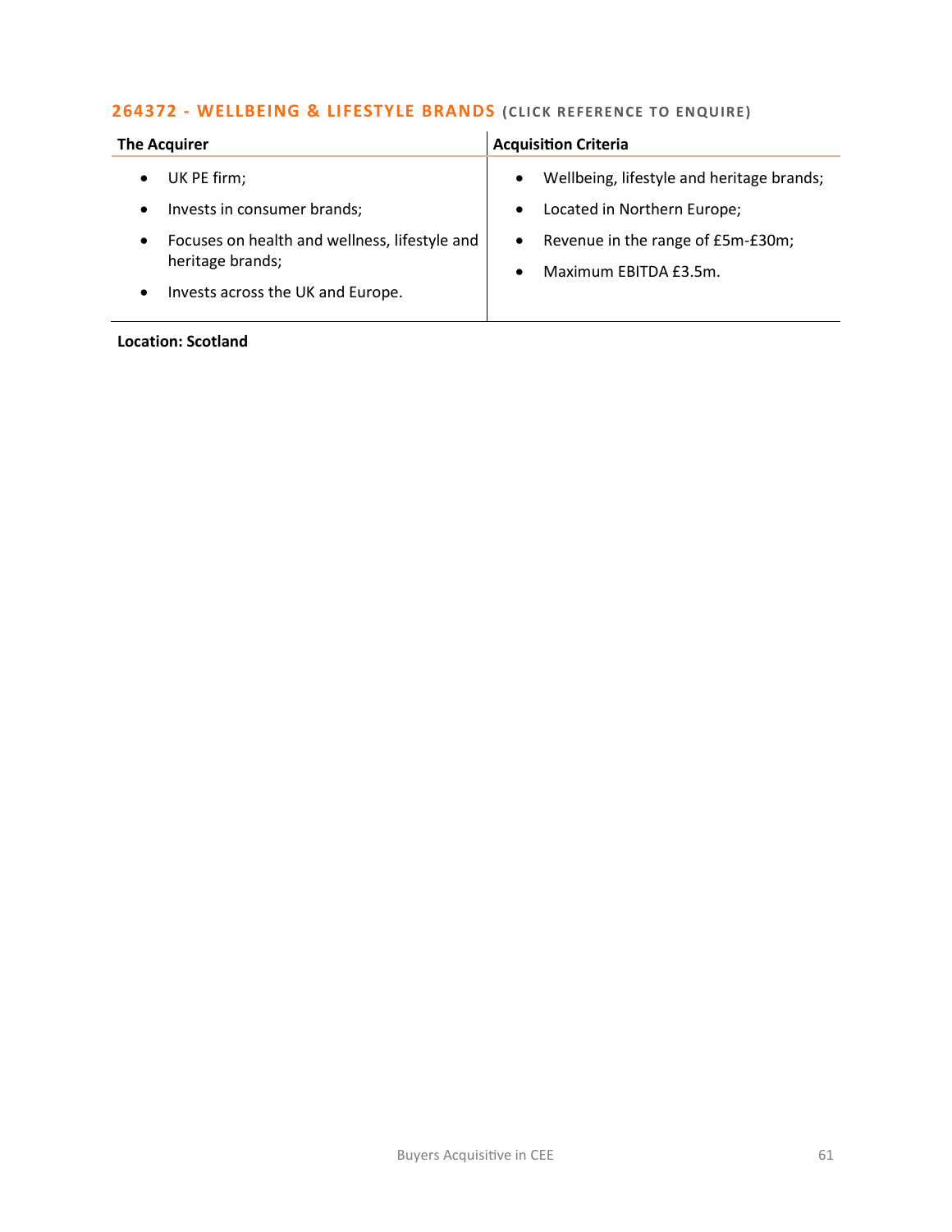### 264372 - WELLBEING & LIFESTYLE BRANDS (CLICK REFERENCE TO ENQUIRE)

| The Acquirer | Acquisition Criteria |
|---|---|
| • UK PE firm;<br>• Invests in consumer brands;<br>• Focuses on health and wellness, lifestyle and heritage brands;<br>• Invests across the UK and Europe. | • Wellbeing, lifestyle and heritage brands;<br>• Located in Northern Europe;<br>• Revenue in the range of £5m-£30m;<br>• Maximum EBITDA £3.5m. |

**Location: Scotland**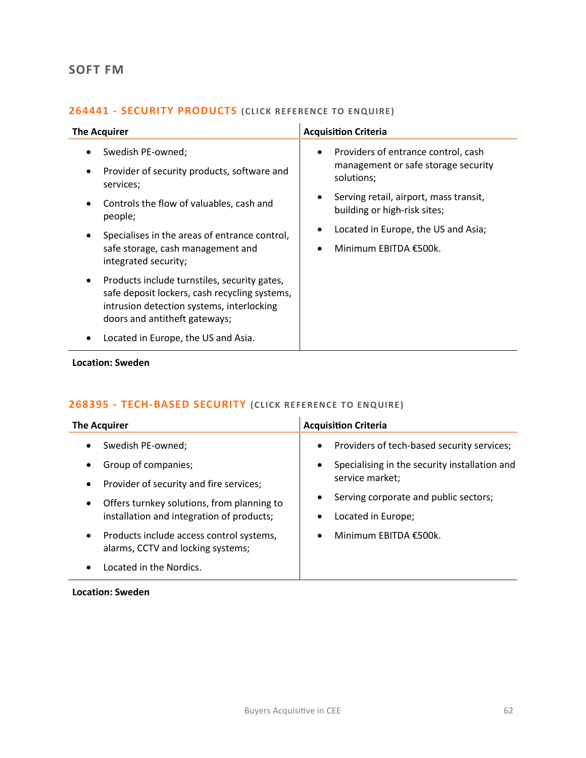## SOFT FM

### 264441 - SECURITY PRODUCTS (CLICK REFERENCE TO ENQUIRE)

| The Acquirer | Acquisition Criteria |
|---|---|
| • Swedish PE-owned;<br>• Provider of security products, software and services;<br>• Controls the flow of valuables, cash and people;<br>• Specialises in the areas of entrance control, safe storage, cash management and integrated security;<br>• Products include turnstiles, security gates, safe deposit lockers, cash recycling systems, intrusion detection systems, interlocking doors and antitheft gateways;<br>• Located in Europe, the US and Asia. | • Providers of entrance control, cash management or safe storage security solutions;<br>• Serving retail, airport, mass transit, building or high-risk sites;<br>• Located in Europe, the US and Asia;<br>• Minimum EBITDA €500k. |

**Location: Sweden**

### 268395 - TECH-BASED SECURITY (CLICK REFERENCE TO ENQUIRE)

| The Acquirer | Acquisition Criteria |
|---|---|
| • Swedish PE-owned;<br>• Group of companies;<br>• Provider of security and fire services;<br>• Offers turnkey solutions, from planning to installation and integration of products;<br>• Products include access control systems, alarms, CCTV and locking systems;<br>• Located in the Nordics. | • Providers of tech-based security services;<br>• Specialising in the security installation and service market;<br>• Serving corporate and public sectors;<br>• Located in Europe;<br>• Minimum EBITDA €500k. |

**Location: Sweden**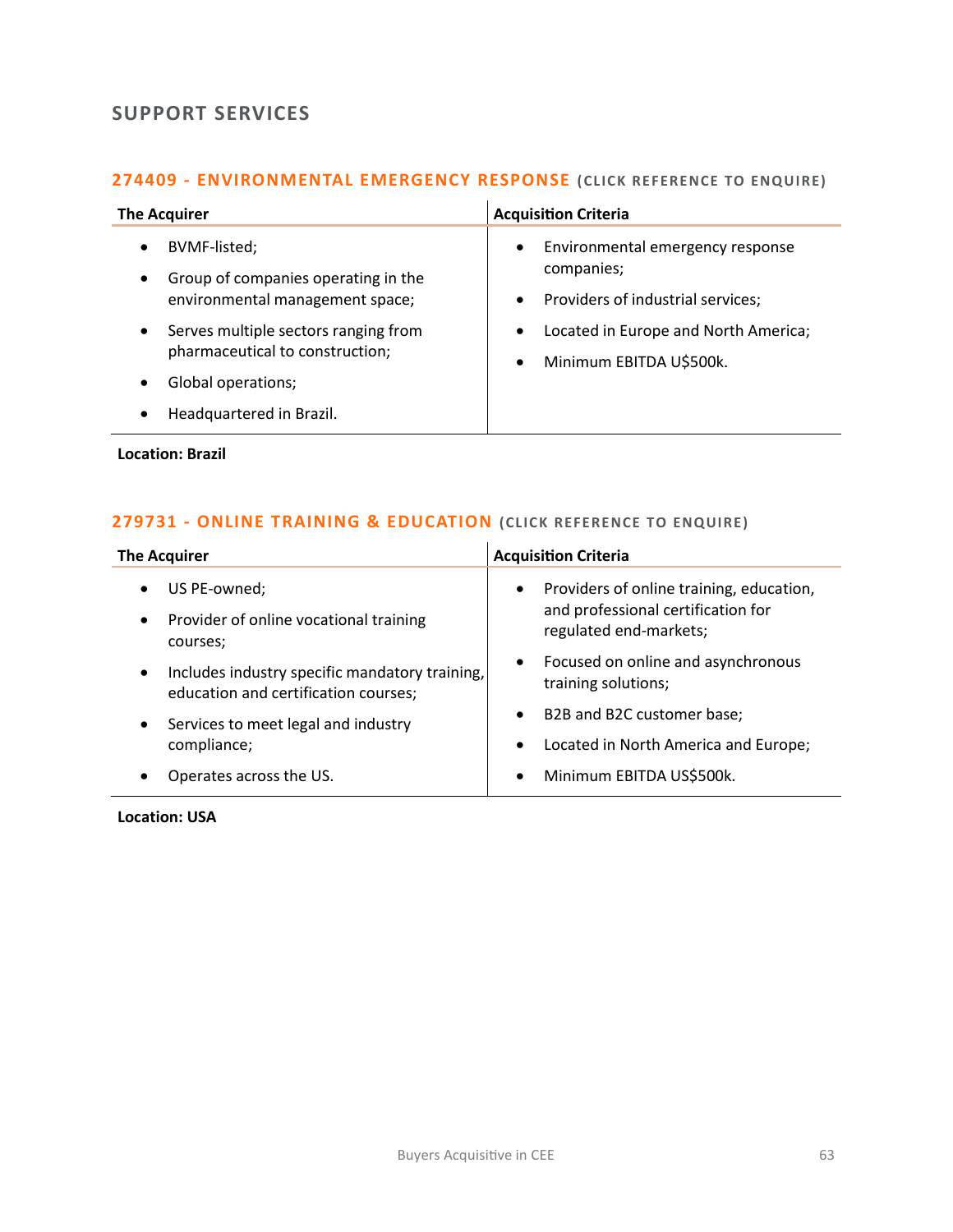## SUPPORT SERVICES

### 274409 - ENVIRONMENTAL EMERGENCY RESPONSE (CLICK REFERENCE TO ENQUIRE)

| The Acquirer | Acquisition Criteria |
|---|---|
| • BVMF-listed;<br>• Group of companies operating in the environmental management space;<br>• Serves multiple sectors ranging from pharmaceutical to construction;<br>• Global operations;<br>• Headquartered in Brazil. | • Environmental emergency response companies;<br>• Providers of industrial services;<br>• Located in Europe and North America;<br>• Minimum EBITDA U$500k. |

**Location: Brazil**

### 279731 - ONLINE TRAINING & EDUCATION (CLICK REFERENCE TO ENQUIRE)

| The Acquirer | Acquisition Criteria |
|---|---|
| • US PE-owned;<br>• Provider of online vocational training courses;<br>• Includes industry specific mandatory training, education and certification courses;<br>• Services to meet legal and industry compliance;<br>• Operates across the US. | • Providers of online training, education, and professional certification for regulated end-markets;<br>• Focused on online and asynchronous training solutions;<br>• B2B and B2C customer base;<br>• Located in North America and Europe;<br>• Minimum EBITDA US$500k. |

**Location: USA**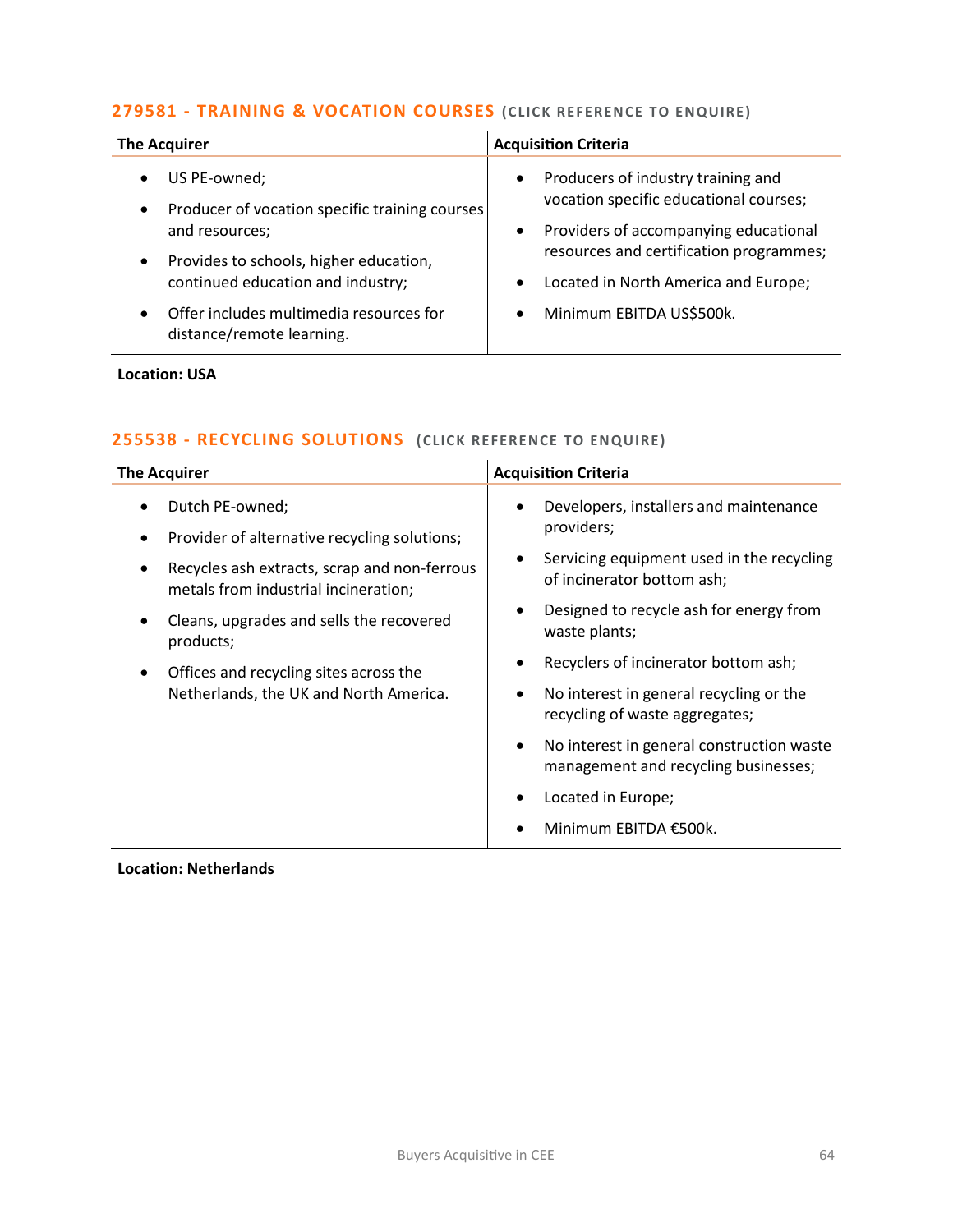## 279581 - TRAINING & VOCATION COURSES (CLICK REFERENCE TO ENQUIRE)

| The Acquirer | Acquisition Criteria |
| --- | --- |
| • US PE-owned;<br>• Producer of vocation specific training courses and resources;<br>• Provides to schools, higher education, continued education and industry;<br>• Offer includes multimedia resources for distance/remote learning. | • Producers of industry training and vocation specific educational courses;<br>• Providers of accompanying educational resources and certification programmes;<br>• Located in North America and Europe;<br>• Minimum EBITDA US$500k. |

**Location: USA**

## 255538 - RECYCLING SOLUTIONS (CLICK REFERENCE TO ENQUIRE)

| The Acquirer | Acquisition Criteria |
| --- | --- |
| • Dutch PE-owned;<br>• Provider of alternative recycling solutions;<br>• Recycles ash extracts, scrap and non-ferrous metals from industrial incineration;<br>• Cleans, upgrades and sells the recovered products;<br>• Offices and recycling sites across the Netherlands, the UK and North America. | • Developers, installers and maintenance providers;<br>• Servicing equipment used in the recycling of incinerator bottom ash;<br>• Designed to recycle ash for energy from waste plants;<br>• Recyclers of incinerator bottom ash;<br>• No interest in general recycling or the recycling of waste aggregates;<br>• No interest in general construction waste management and recycling businesses;<br>• Located in Europe;<br>• Minimum EBITDA €500k. |

**Location: Netherlands**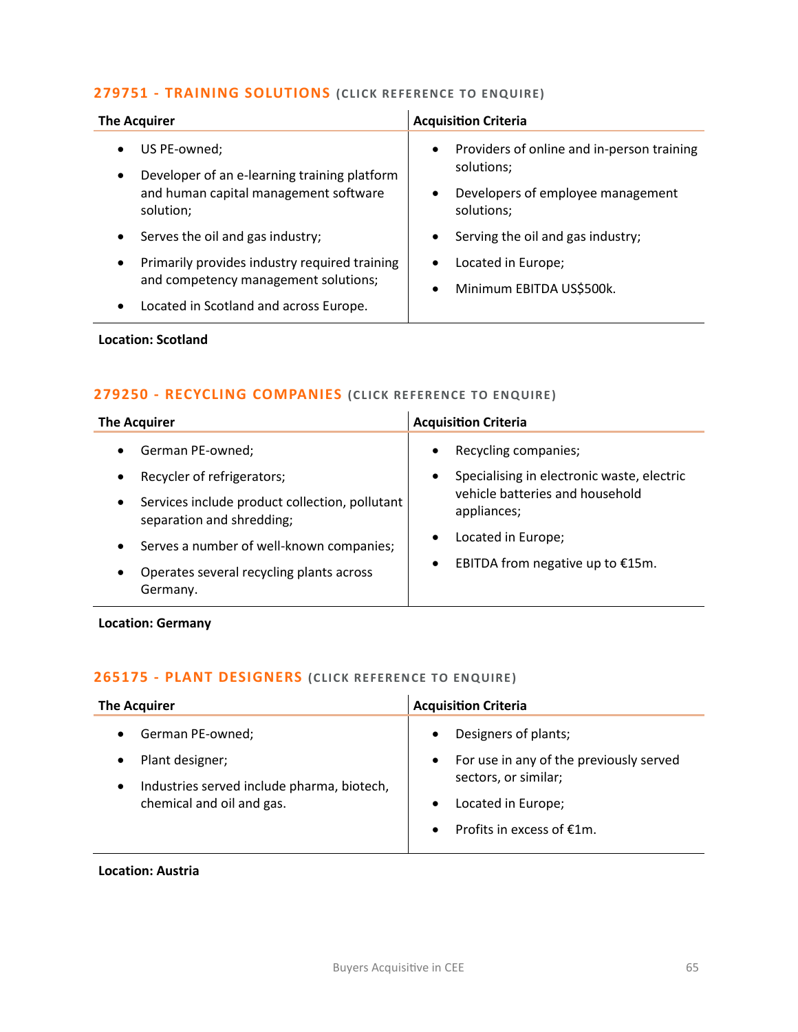## 279751 - TRAINING SOLUTIONS (CLICK REFERENCE TO ENQUIRE)

| The Acquirer | Acquisition Criteria |
|---|---|
| • US PE-owned;<br>• Developer of an e-learning training platform and human capital management software solution;<br>• Serves the oil and gas industry;<br>• Primarily provides industry required training and competency management solutions;<br>• Located in Scotland and across Europe. | • Providers of online and in-person training solutions;<br>• Developers of employee management solutions;<br>• Serving the oil and gas industry;<br>• Located in Europe;<br>• Minimum EBITDA US$500k. |

**Location: Scotland**

## 279250 - RECYCLING COMPANIES (CLICK REFERENCE TO ENQUIRE)

| The Acquirer | Acquisition Criteria |
|---|---|
| • German PE-owned;<br>• Recycler of refrigerators;<br>• Services include product collection, pollutant separation and shredding;<br>• Serves a number of well-known companies;<br>• Operates several recycling plants across Germany. | • Recycling companies;<br>• Specialising in electronic waste, electric vehicle batteries and household appliances;<br>• Located in Europe;<br>• EBITDA from negative up to €15m. |

**Location: Germany**

## 265175 - PLANT DESIGNERS (CLICK REFERENCE TO ENQUIRE)

| The Acquirer | Acquisition Criteria |
|---|---|
| • German PE-owned;<br>• Plant designer;<br>• Industries served include pharma, biotech, chemical and oil and gas. | • Designers of plants;<br>• For use in any of the previously served sectors, or similar;<br>• Located in Europe;<br>• Profits in excess of €1m. |

**Location: Austria**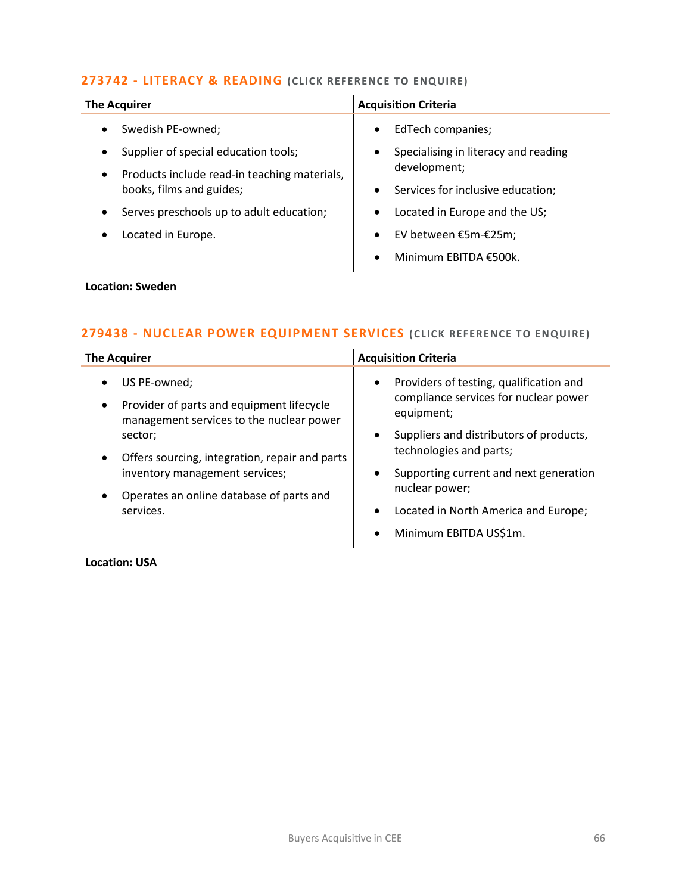### 273742 - LITERACY & READING (CLICK REFERENCE TO ENQUIRE)

| The Acquirer | Acquisition Criteria |
|---|---|
| • Swedish PE-owned;<br>• Supplier of special education tools;<br>• Products include read-in teaching materials, books, films and guides;<br>• Serves preschools up to adult education;<br>• Located in Europe. | • EdTech companies;<br>• Specialising in literacy and reading development;<br>• Services for inclusive education;<br>• Located in Europe and the US;<br>• EV between €5m-€25m;<br>• Minimum EBITDA €500k. |

**Location: Sweden**

### 279438 - NUCLEAR POWER EQUIPMENT SERVICES (CLICK REFERENCE TO ENQUIRE)

| The Acquirer | Acquisition Criteria |
|---|---|
| • US PE-owned;<br>• Provider of parts and equipment lifecycle management services to the nuclear power sector;<br>• Offers sourcing, integration, repair and parts inventory management services;<br>• Operates an online database of parts and services. | • Providers of testing, qualification and compliance services for nuclear power equipment;<br>• Suppliers and distributors of products, technologies and parts;<br>• Supporting current and next generation nuclear power;<br>• Located in North America and Europe;<br>• Minimum EBITDA US$1m. |

**Location: USA**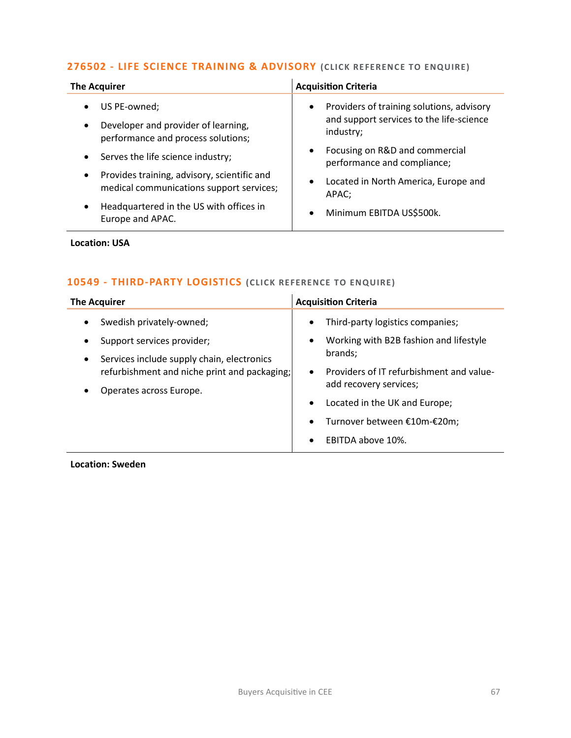## 276502 - LIFE SCIENCE TRAINING & ADVISORY (CLICK REFERENCE TO ENQUIRE)

| The Acquirer | Acquisition Criteria |
|---|---|
| • US PE-owned;<br>• Developer and provider of learning, performance and process solutions;<br>• Serves the life science industry;<br>• Provides training, advisory, scientific and medical communications support services;<br>• Headquartered in the US with offices in Europe and APAC. | • Providers of training solutions, advisory and support services to the life-science industry;<br>• Focusing on R&D and commercial performance and compliance;<br>• Located in North America, Europe and APAC;<br>• Minimum EBITDA US$500k. |

**Location: USA**

## 10549 - THIRD-PARTY LOGISTICS (CLICK REFERENCE TO ENQUIRE)

| The Acquirer | Acquisition Criteria |
|---|---|
| • Swedish privately-owned;<br>• Support services provider;<br>• Services include supply chain, electronics refurbishment and niche print and packaging;<br>• Operates across Europe. | • Third-party logistics companies;<br>• Working with B2B fashion and lifestyle brands;<br>• Providers of IT refurbishment and value-add recovery services;<br>• Located in the UK and Europe;<br>• Turnover between €10m-€20m;<br>• EBITDA above 10%. |

**Location: Sweden**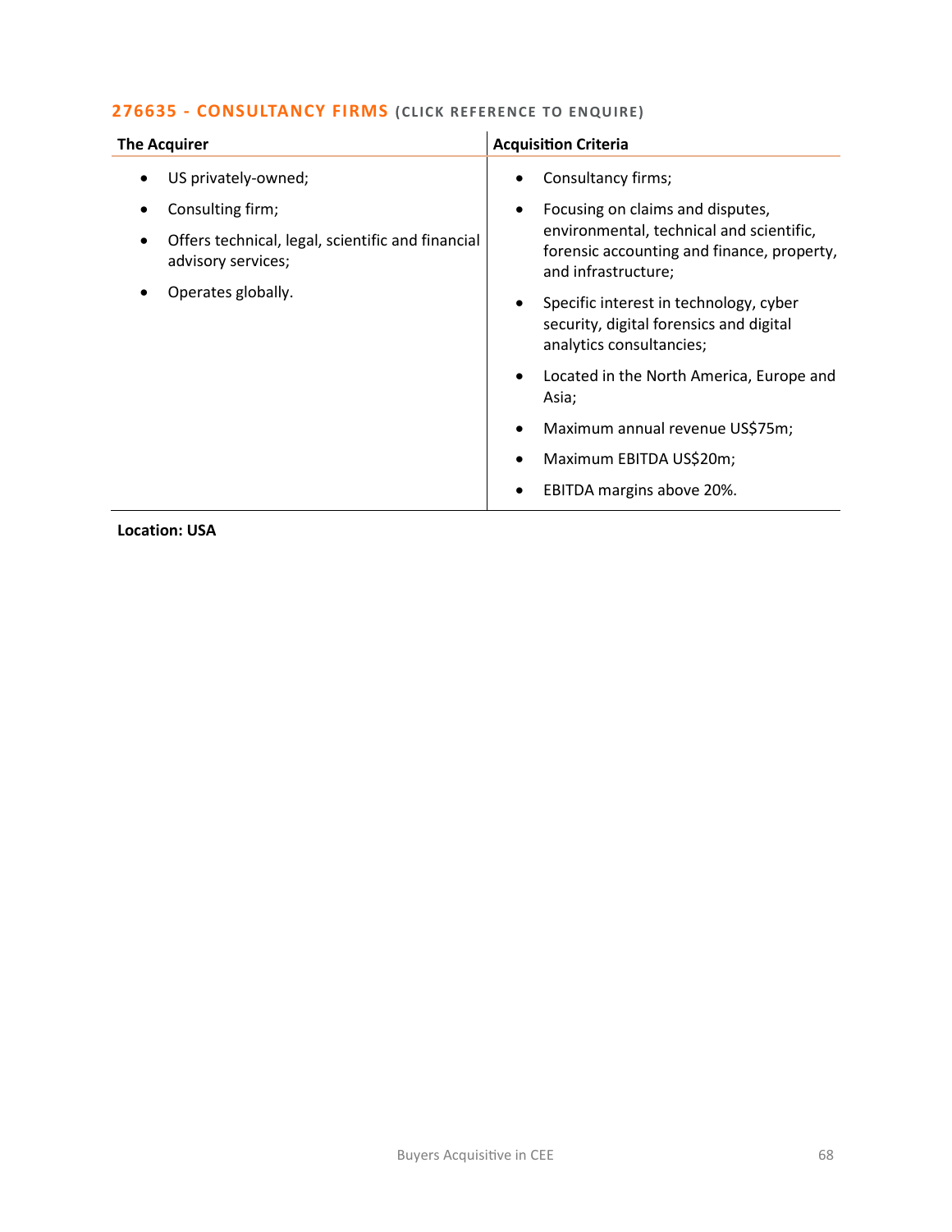### 276635 - CONSULTANCY FIRMS (CLICK REFERENCE TO ENQUIRE)

| The Acquirer | Acquisition Criteria |
|---|---|
| • US privately-owned;<br>• Consulting firm;<br>• Offers technical, legal, scientific and financial advisory services;<br>• Operates globally. | • Consultancy firms;<br>• Focusing on claims and disputes, environmental, technical and scientific, forensic accounting and finance, property, and infrastructure;<br>• Specific interest in technology, cyber security, digital forensics and digital analytics consultancies;<br>• Located in the North America, Europe and Asia;<br>• Maximum annual revenue US$75m;<br>• Maximum EBITDA US$20m;<br>• EBITDA margins above 20%. |

**Location: USA**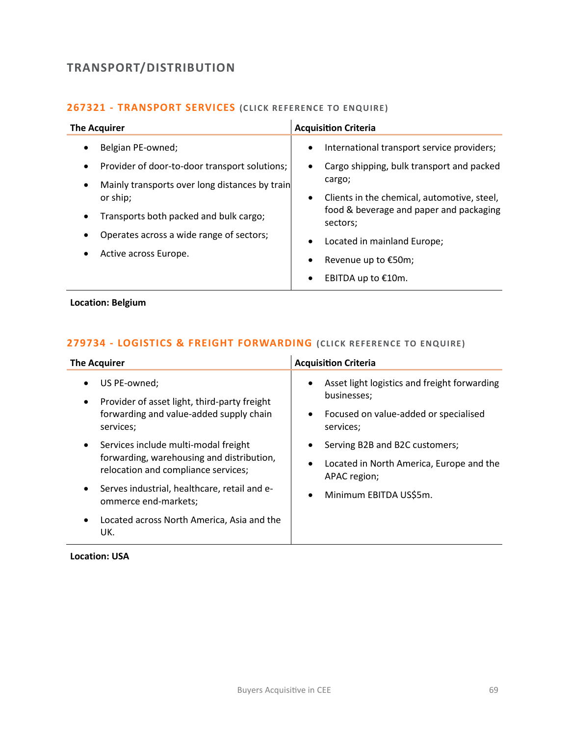# TRANSPORT/DISTRIBUTION

## 267321 - TRANSPORT SERVICES (CLICK REFERENCE TO ENQUIRE)

| The Acquirer | Acquisition Criteria |
| --- | --- |
| • Belgian PE-owned;<br>• Provider of door-to-door transport solutions;<br>• Mainly transports over long distances by train or ship;<br>• Transports both packed and bulk cargo;<br>• Operates across a wide range of sectors;<br>• Active across Europe. | • International transport service providers;<br>• Cargo shipping, bulk transport and packed cargo;<br>• Clients in the chemical, automotive, steel, food & beverage and paper and packaging sectors;<br>• Located in mainland Europe;<br>• Revenue up to €50m;<br>• EBITDA up to €10m. |

**Location: Belgium**

## 279734 - LOGISTICS & FREIGHT FORWARDING (CLICK REFERENCE TO ENQUIRE)

| The Acquirer | Acquisition Criteria |
| --- | --- |
| • US PE-owned;<br>• Provider of asset light, third-party freight forwarding and value-added supply chain services;<br>• Services include multi-modal freight forwarding, warehousing and distribution, relocation and compliance services;<br>• Serves industrial, healthcare, retail and e-ommerce end-markets;<br>• Located across North America, Asia and the UK. | • Asset light logistics and freight forwarding businesses;<br>• Focused on value-added or specialised services;<br>• Serving B2B and B2C customers;<br>• Located in North America, Europe and the APAC region;<br>• Minimum EBITDA US$5m. |

**Location: USA**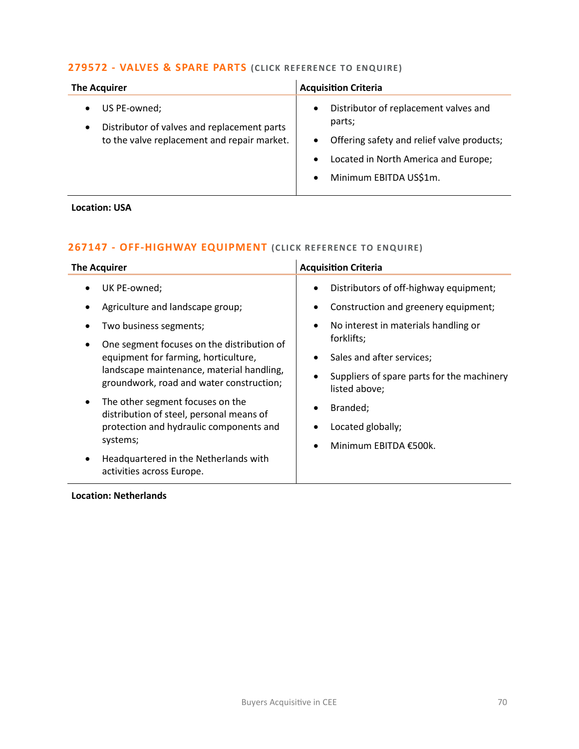### 279572 - VALVES & SPARE PARTS (CLICK REFERENCE TO ENQUIRE)

| The Acquirer | Acquisition Criteria |
|---|---|
| • US PE-owned;<br>• Distributor of valves and replacement parts to the valve replacement and repair market. | • Distributor of replacement valves and parts;<br>• Offering safety and relief valve products;<br>• Located in North America and Europe;<br>• Minimum EBITDA US$1m. |

**Location: USA**

### 267147 - OFF-HIGHWAY EQUIPMENT (CLICK REFERENCE TO ENQUIRE)

| The Acquirer | Acquisition Criteria |
|---|---|
| • UK PE-owned;<br>• Agriculture and landscape group;<br>• Two business segments;<br>• One segment focuses on the distribution of equipment for farming, horticulture, landscape maintenance, material handling, groundwork, road and water construction;<br>• The other segment focuses on the distribution of steel, personal means of protection and hydraulic components and systems;<br>• Headquartered in the Netherlands with activities across Europe. | • Distributors of off-highway equipment;<br>• Construction and greenery equipment;<br>• No interest in materials handling or forklifts;<br>• Sales and after services;<br>• Suppliers of spare parts for the machinery listed above;<br>• Branded;<br>• Located globally;<br>• Minimum EBITDA €500k. |

**Location: Netherlands**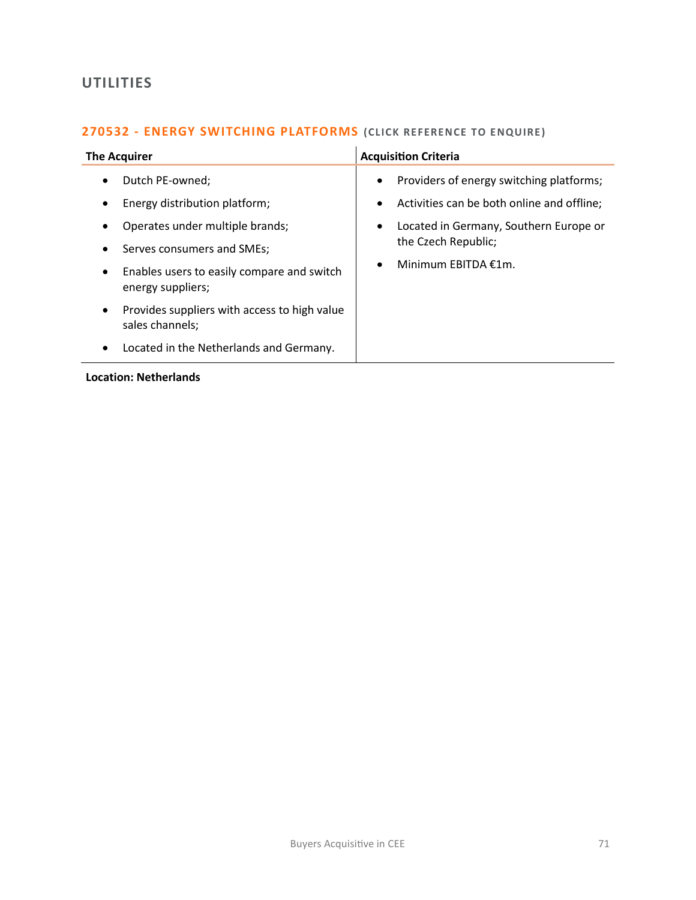## UTILITIES

### 270532 - ENERGY SWITCHING PLATFORMS (CLICK REFERENCE TO ENQUIRE)

| The Acquirer | Acquisition Criteria |
| --- | --- |
| • Dutch PE-owned;<br>• Energy distribution platform;<br>• Operates under multiple brands;<br>• Serves consumers and SMEs;<br>• Enables users to easily compare and switch energy suppliers;<br>• Provides suppliers with access to high value sales channels;<br>• Located in the Netherlands and Germany. | • Providers of energy switching platforms;<br>• Activities can be both online and offline;<br>• Located in Germany, Southern Europe or the Czech Republic;<br>• Minimum EBITDA €1m. |

**Location: Netherlands**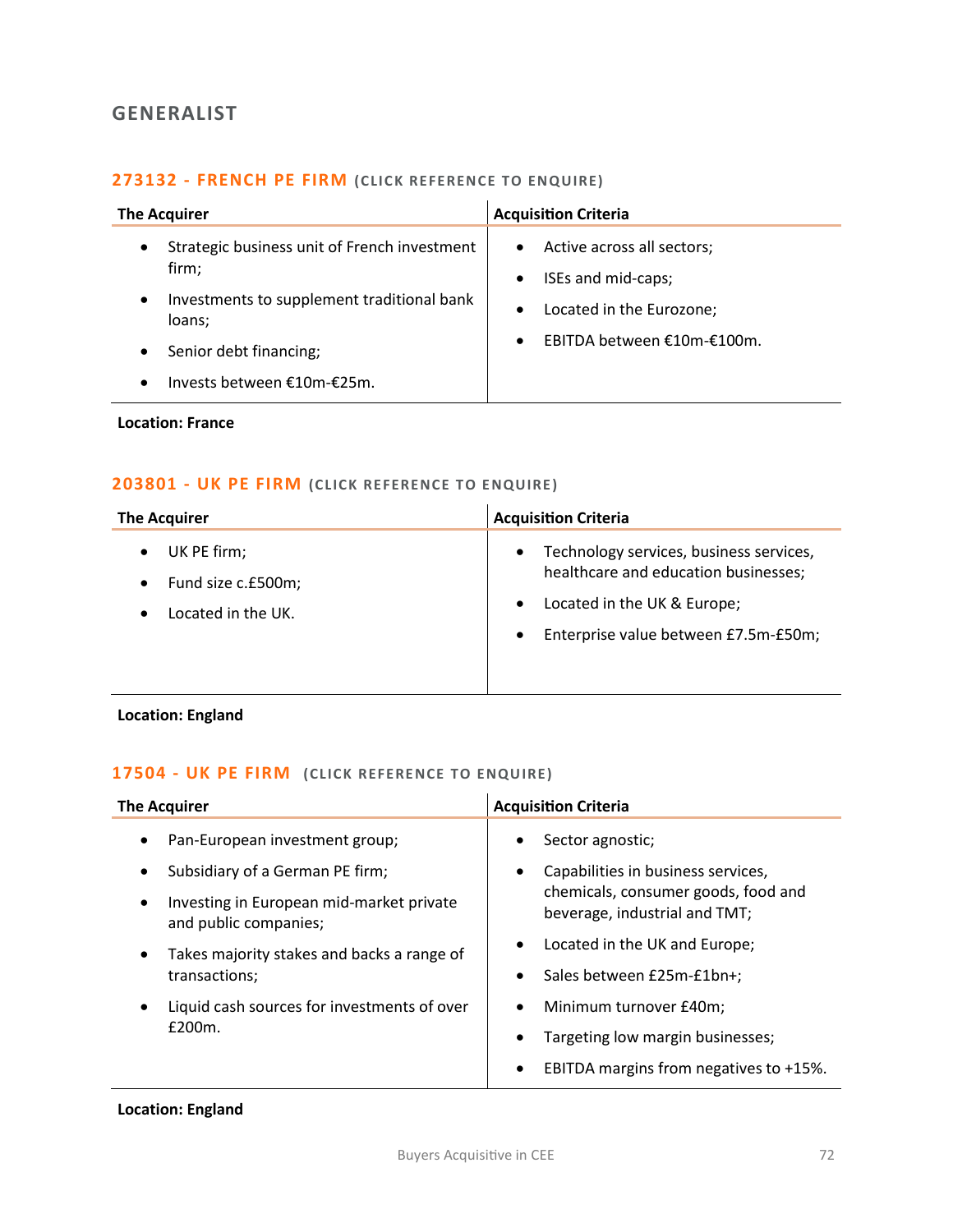## GENERALIST

### 273132 - FRENCH PE FIRM (CLICK REFERENCE TO ENQUIRE)

| The Acquirer | Acquisition Criteria |
|---|---|
| • Strategic business unit of French investment firm;<br>• Investments to supplement traditional bank loans;<br>• Senior debt financing;<br>• Invests between €10m-€25m. | • Active across all sectors;<br>• ISEs and mid-caps;<br>• Located in the Eurozone;<br>• EBITDA between €10m-€100m. |

**Location: France**

### 203801 - UK PE FIRM (CLICK REFERENCE TO ENQUIRE)

| The Acquirer | Acquisition Criteria |
|---|---|
| • UK PE firm;<br>• Fund size c.£500m;<br>• Located in the UK. | • Technology services, business services, healthcare and education businesses;<br>• Located in the UK & Europe;<br>• Enterprise value between £7.5m-£50m; |

**Location: England**

### 17504 - UK PE FIRM (CLICK REFERENCE TO ENQUIRE)

| The Acquirer | Acquisition Criteria |
|---|---|
| • Pan-European investment group;<br>• Subsidiary of a German PE firm;<br>• Investing in European mid-market private and public companies;<br>• Takes majority stakes and backs a range of transactions;<br>• Liquid cash sources for investments of over £200m. | • Sector agnostic;<br>• Capabilities in business services, chemicals, consumer goods, food and beverage, industrial and TMT;<br>• Located in the UK and Europe;<br>• Sales between £25m-£1bn+;<br>• Minimum turnover £40m;<br>• Targeting low margin businesses;<br>• EBITDA margins from negatives to +15%. |

**Location: England**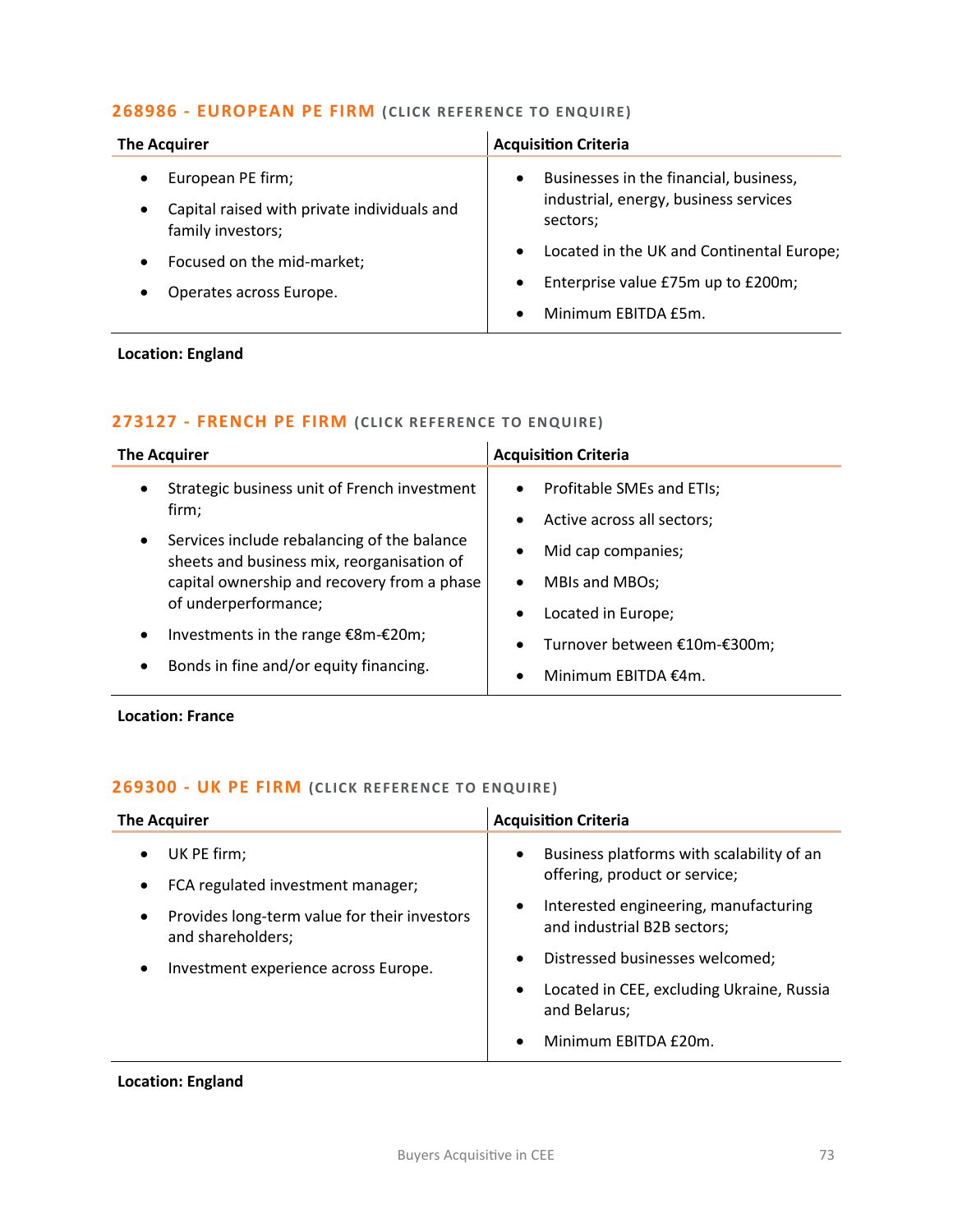## 268986 - EUROPEAN PE FIRM (CLICK REFERENCE TO ENQUIRE)

| The Acquirer | Acquisition Criteria |
|---|---|
| • European PE firm;<br>• Capital raised with private individuals and family investors;<br>• Focused on the mid-market;<br>• Operates across Europe. | • Businesses in the financial, business, industrial, energy, business services sectors;<br>• Located in the UK and Continental Europe;<br>• Enterprise value £75m up to £200m;<br>• Minimum EBITDA £5m. |

**Location: England**

## 273127 - FRENCH PE FIRM (CLICK REFERENCE TO ENQUIRE)

| The Acquirer | Acquisition Criteria |
|---|---|
| • Strategic business unit of French investment firm;<br>• Services include rebalancing of the balance sheets and business mix, reorganisation of capital ownership and recovery from a phase of underperformance;<br>• Investments in the range €8m-€20m;<br>• Bonds in fine and/or equity financing. | • Profitable SMEs and ETIs;<br>• Active across all sectors;<br>• Mid cap companies;<br>• MBIs and MBOs;<br>• Located in Europe;<br>• Turnover between €10m-€300m;<br>• Minimum EBITDA €4m. |

**Location: France**

## 269300 - UK PE FIRM (CLICK REFERENCE TO ENQUIRE)

| The Acquirer | Acquisition Criteria |
|---|---|
| • UK PE firm;<br>• FCA regulated investment manager;<br>• Provides long-term value for their investors and shareholders;<br>• Investment experience across Europe. | • Business platforms with scalability of an offering, product or service;<br>• Interested engineering, manufacturing and industrial B2B sectors;<br>• Distressed businesses welcomed;<br>• Located in CEE, excluding Ukraine, Russia and Belarus;<br>• Minimum EBITDA £20m. |

**Location: England**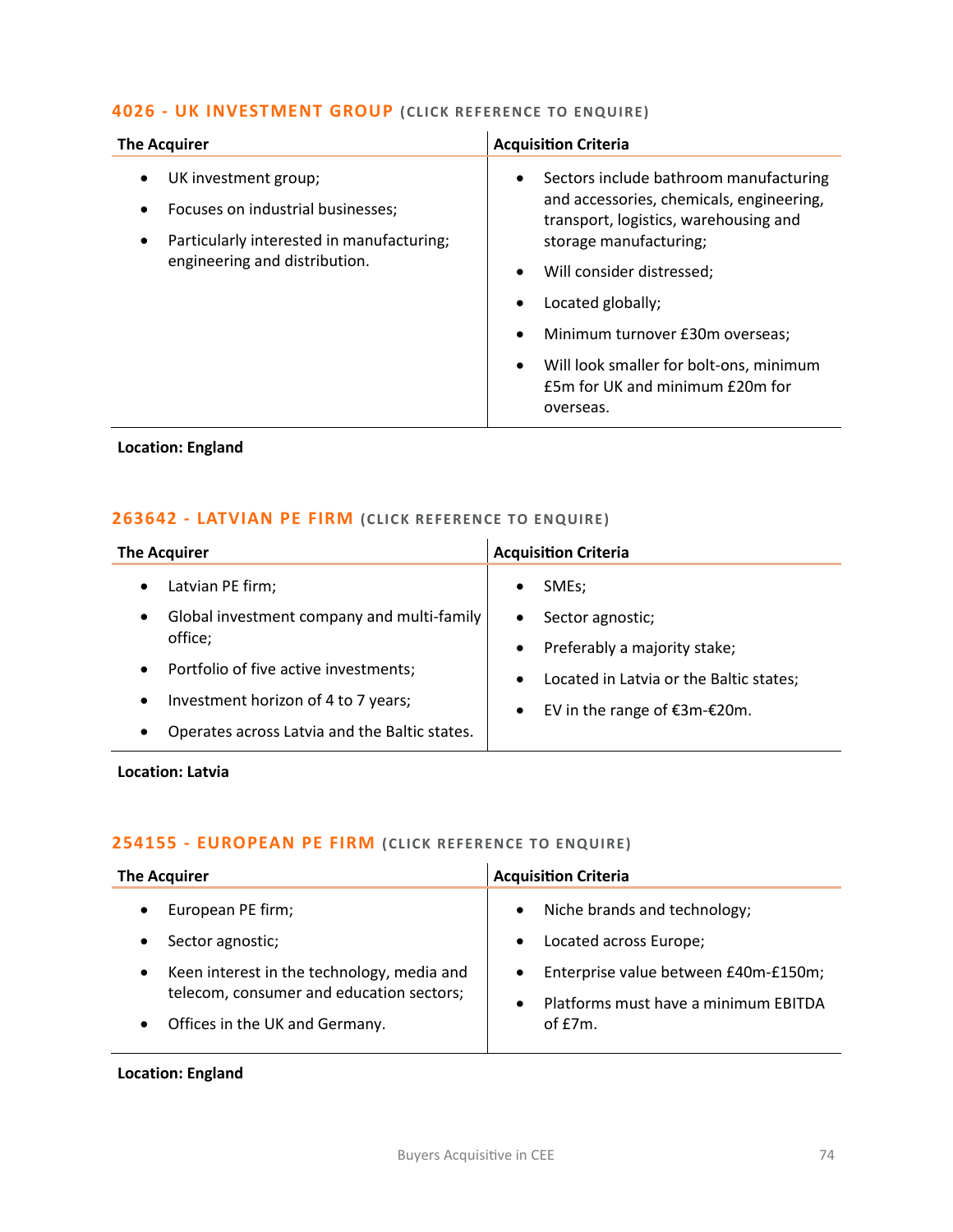## 4026 - UK INVESTMENT GROUP (CLICK REFERENCE TO ENQUIRE)

| The Acquirer | Acquisition Criteria |
|---|---|
| • UK investment group;<br>• Focuses on industrial businesses;<br>• Particularly interested in manufacturing; engineering and distribution. | • Sectors include bathroom manufacturing and accessories, chemicals, engineering, transport, logistics, warehousing and storage manufacturing;<br>• Will consider distressed;<br>• Located globally;<br>• Minimum turnover £30m overseas;<br>• Will look smaller for bolt-ons, minimum £5m for UK and minimum £20m for overseas. |

**Location: England**

## 263642 - LATVIAN PE FIRM (CLICK REFERENCE TO ENQUIRE)

| The Acquirer | Acquisition Criteria |
|---|---|
| • Latvian PE firm;<br>• Global investment company and multi-family office;<br>• Portfolio of five active investments;<br>• Investment horizon of 4 to 7 years;<br>• Operates across Latvia and the Baltic states. | • SMEs;<br>• Sector agnostic;<br>• Preferably a majority stake;<br>• Located in Latvia or the Baltic states;<br>• EV in the range of €3m-€20m. |

**Location: Latvia**

## 254155 - EUROPEAN PE FIRM (CLICK REFERENCE TO ENQUIRE)

| The Acquirer | Acquisition Criteria |
|---|---|
| • European PE firm;<br>• Sector agnostic;<br>• Keen interest in the technology, media and telecom, consumer and education sectors;<br>• Offices in the UK and Germany. | • Niche brands and technology;<br>• Located across Europe;<br>• Enterprise value between £40m-£150m;<br>• Platforms must have a minimum EBITDA of £7m. |

**Location: England**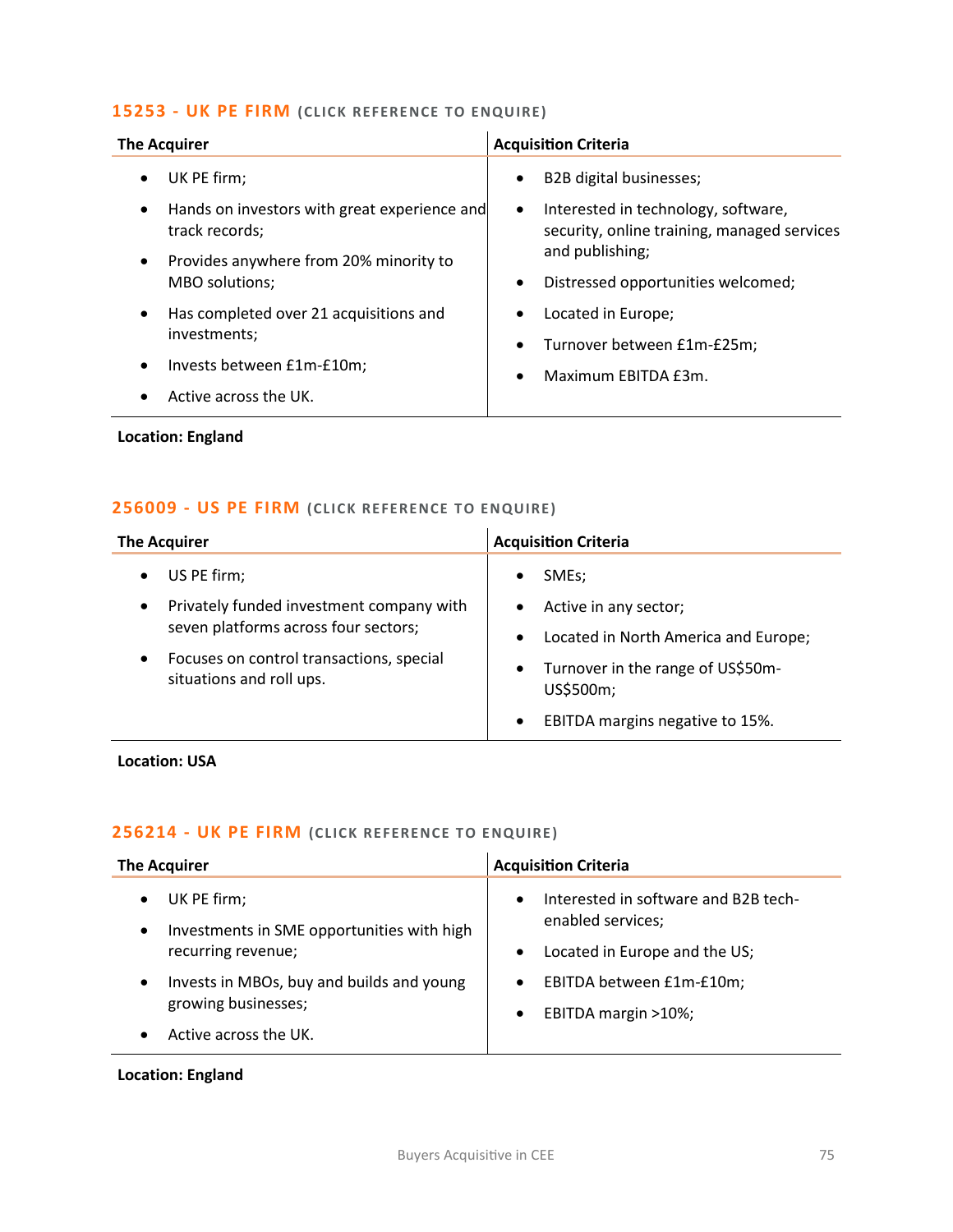## 15253 - UK PE FIRM (CLICK REFERENCE TO ENQUIRE)

| The Acquirer | Acquisition Criteria |
| --- | --- |
| • UK PE firm;<br>• Hands on investors with great experience and track records;<br>• Provides anywhere from 20% minority to MBO solutions;<br>• Has completed over 21 acquisitions and investments;<br>• Invests between £1m-£10m;<br>• Active across the UK. | • B2B digital businesses;<br>• Interested in technology, software, security, online training, managed services and publishing;<br>• Distressed opportunities welcomed;<br>• Located in Europe;<br>• Turnover between £1m-£25m;<br>• Maximum EBITDA £3m. |

**Location: England**

## 256009 - US PE FIRM (CLICK REFERENCE TO ENQUIRE)

| The Acquirer | Acquisition Criteria |
| --- | --- |
| • US PE firm;<br>• Privately funded investment company with seven platforms across four sectors;<br>• Focuses on control transactions, special situations and roll ups. | • SMEs;<br>• Active in any sector;<br>• Located in North America and Europe;<br>• Turnover in the range of US$50m-US$500m;<br>• EBITDA margins negative to 15%. |

**Location: USA**

## 256214 - UK PE FIRM (CLICK REFERENCE TO ENQUIRE)

| The Acquirer | Acquisition Criteria |
| --- | --- |
| • UK PE firm;<br>• Investments in SME opportunities with high recurring revenue;<br>• Invests in MBOs, buy and builds and young growing businesses;<br>• Active across the UK. | • Interested in software and B2B tech-enabled services;<br>• Located in Europe and the US;<br>• EBITDA between £1m-£10m;<br>• EBITDA margin >10%; |

**Location: England**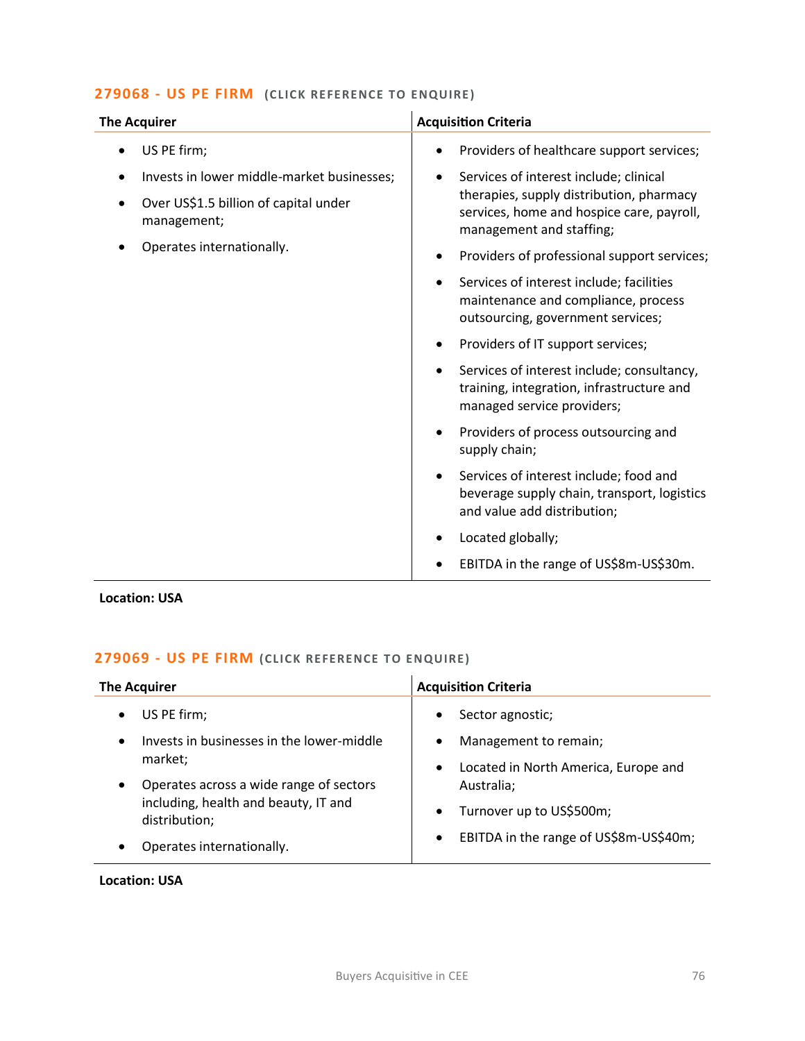### 279068 - US PE FIRM (CLICK REFERENCE TO ENQUIRE)

| The Acquirer | Acquisition Criteria |
|---|---|
| • US PE firm;<br>• Invests in lower middle-market businesses;<br>• Over US$1.5 billion of capital under management;<br>• Operates internationally. | • Providers of healthcare support services;<br>• Services of interest include; clinical therapies, supply distribution, pharmacy services, home and hospice care, payroll, management and staffing;<br>• Providers of professional support services;<br>• Services of interest include; facilities maintenance and compliance, process outsourcing, government services;<br>• Providers of IT support services;<br>• Services of interest include; consultancy, training, integration, infrastructure and managed service providers;<br>• Providers of process outsourcing and supply chain;<br>• Services of interest include; food and beverage supply chain, transport, logistics and value add distribution;<br>• Located globally;<br>• EBITDA in the range of US$8m-US$30m. |

**Location: USA**

### 279069 - US PE FIRM (CLICK REFERENCE TO ENQUIRE)

| The Acquirer | Acquisition Criteria |
|---|---|
| • US PE firm;<br>• Invests in businesses in the lower-middle market;<br>• Operates across a wide range of sectors including, health and beauty, IT and distribution;<br>• Operates internationally. | • Sector agnostic;<br>• Management to remain;<br>• Located in North America, Europe and Australia;<br>• Turnover up to US$500m;<br>• EBITDA in the range of US$8m-US$40m; |

**Location: USA**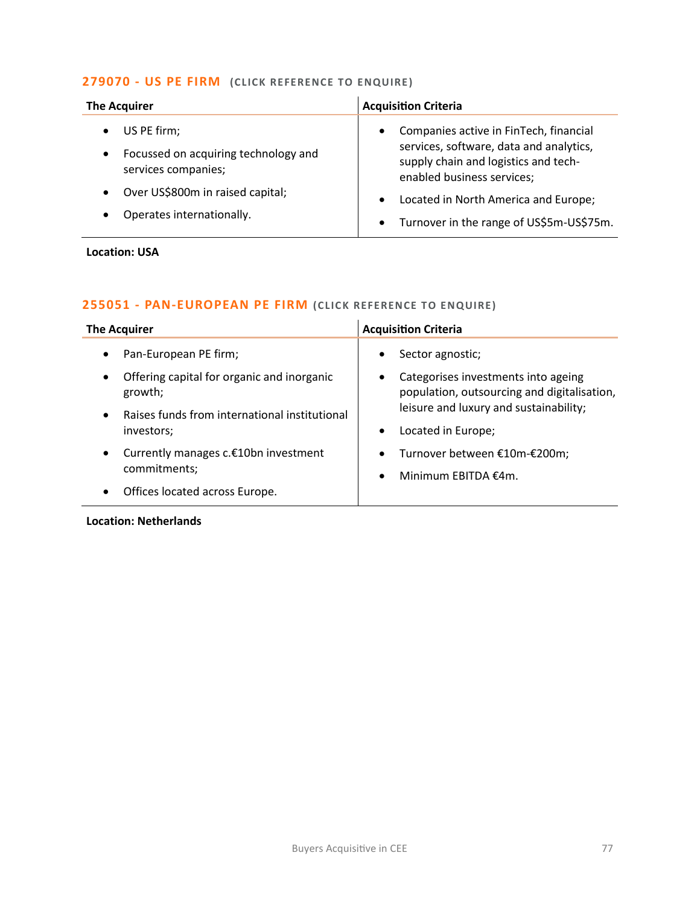## 279070 - US PE FIRM (CLICK REFERENCE TO ENQUIRE)

| The Acquirer | Acquisition Criteria |
| --- | --- |
| • US PE firm;<br>• Focussed on acquiring technology and services companies;<br>• Over US$800m in raised capital;<br>• Operates internationally. | • Companies active in FinTech, financial services, software, data and analytics, supply chain and logistics and tech-enabled business services;<br>• Located in North America and Europe;<br>• Turnover in the range of US$5m-US$75m. |

**Location: USA**

## 255051 - PAN-EUROPEAN PE FIRM (CLICK REFERENCE TO ENQUIRE)

| The Acquirer | Acquisition Criteria |
| --- | --- |
| • Pan-European PE firm;<br>• Offering capital for organic and inorganic growth;<br>• Raises funds from international institutional investors;<br>• Currently manages c.€10bn investment commitments;<br>• Offices located across Europe. | • Sector agnostic;<br>• Categorises investments into ageing population, outsourcing and digitalisation, leisure and luxury and sustainability;<br>• Located in Europe;<br>• Turnover between €10m-€200m;<br>• Minimum EBITDA €4m. |

**Location: Netherlands**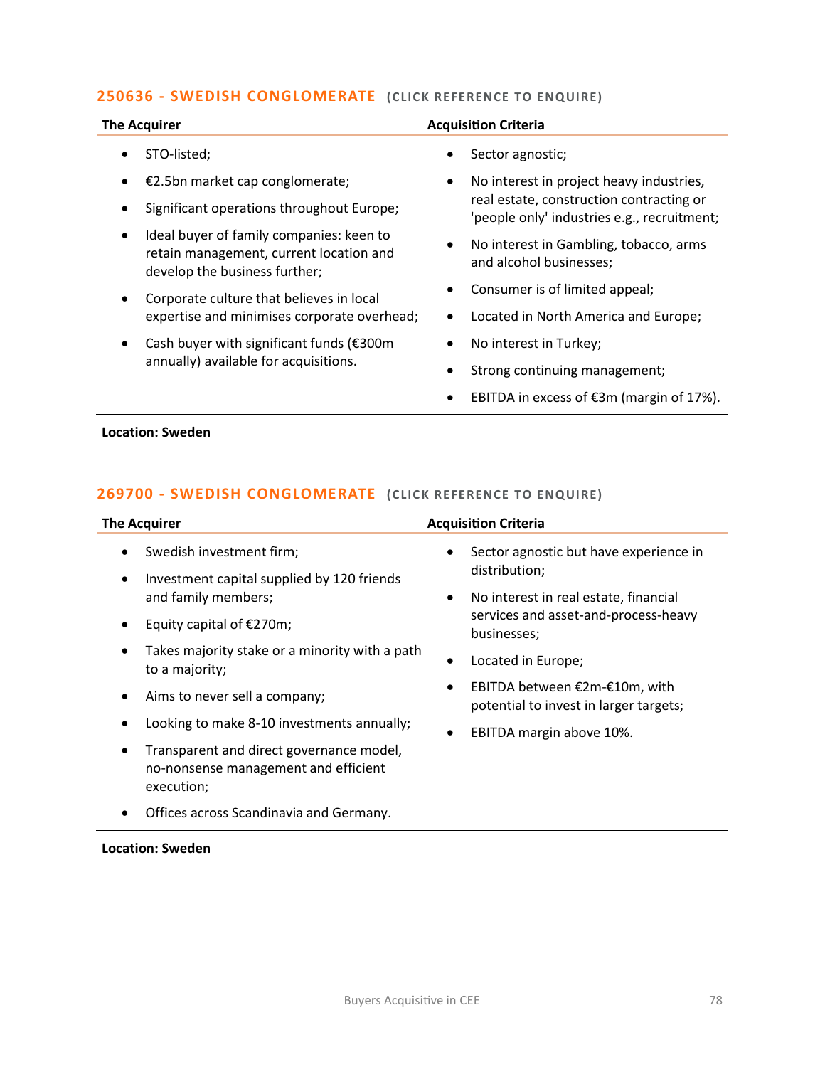### 250636 - SWEDISH CONGLOMERATE (CLICK REFERENCE TO ENQUIRE)

| The Acquirer | Acquisition Criteria |
|---|---|
| • STO-listed;<br>• €2.5bn market cap conglomerate;<br>• Significant operations throughout Europe;<br>• Ideal buyer of family companies: keen to retain management, current location and develop the business further;<br>• Corporate culture that believes in local expertise and minimises corporate overhead;<br>• Cash buyer with significant funds (€300m annually) available for acquisitions. | • Sector agnostic;<br>• No interest in project heavy industries, real estate, construction contracting or 'people only' industries e.g., recruitment;<br>• No interest in Gambling, tobacco, arms and alcohol businesses;<br>• Consumer is of limited appeal;<br>• Located in North America and Europe;<br>• No interest in Turkey;<br>• Strong continuing management;<br>• EBITDA in excess of €3m (margin of 17%). |

**Location: Sweden**

### 269700 - SWEDISH CONGLOMERATE (CLICK REFERENCE TO ENQUIRE)

| The Acquirer | Acquisition Criteria |
|---|---|
| • Swedish investment firm;<br>• Investment capital supplied by 120 friends and family members;<br>• Equity capital of €270m;<br>• Takes majority stake or a minority with a path to a majority;<br>• Aims to never sell a company;<br>• Looking to make 8-10 investments annually;<br>• Transparent and direct governance model, no-nonsense management and efficient execution;<br>• Offices across Scandinavia and Germany. | • Sector agnostic but have experience in distribution;<br>• No interest in real estate, financial services and asset-and-process-heavy businesses;<br>• Located in Europe;<br>• EBITDA between €2m-€10m, with potential to invest in larger targets;<br>• EBITDA margin above 10%. |

**Location: Sweden**